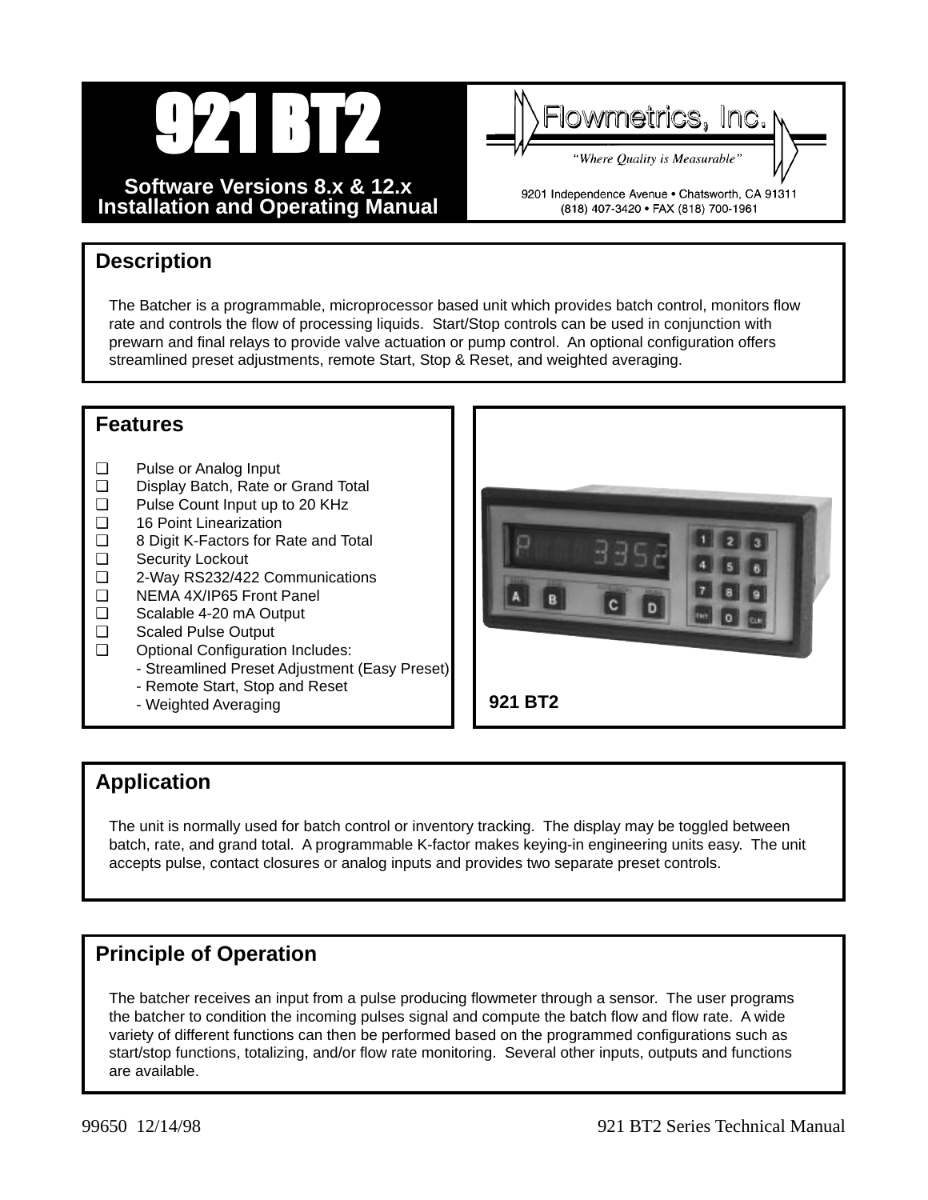# 921 BT2

**Software Versions 8.x & 12.x**
**Installation and Operating Manual**

Flowmetrics, Inc.

*"Where Quality is Measurable"*

9201 Independence Avenue • Chatsworth, CA 91311
(818) 407-3420 • FAX (818) 700-1961

## Description

The Batcher is a programmable, microprocessor based unit which provides batch control, monitors flow rate and controls the flow of processing liquids. Start/Stop controls can be used in conjunction with prewarn and final relays to provide valve actuation or pump control. An optional configuration offers streamlined preset adjustments, remote Start, Stop & Reset, and weighted averaging.

## Features

- Pulse or Analog Input
- Display Batch, Rate or Grand Total
- Pulse Count Input up to 20 KHz
- 16 Point Linearization
- 8 Digit K-Factors for Rate and Total
- Security Lockout
- 2-Way RS232/422 Communications
- NEMA 4X/IP65 Front Panel
- Scalable 4-20 mA Output
- Scaled Pulse Output
- Optional Configuration Includes:
  - Streamlined Preset Adjustment (Easy Preset)
  - Remote Start, Stop and Reset
  - Weighted Averaging

921 BT2

## Application

The unit is normally used for batch control or inventory tracking. The display may be toggled between batch, rate, and grand total. A programmable K-factor makes keying-in engineering units easy. The unit accepts pulse, contact closures or analog inputs and provides two separate preset controls.

## Principle of Operation

The batcher receives an input from a pulse producing flowmeter through a sensor. The user programs the batcher to condition the incoming pulses signal and compute the batch flow and flow rate. A wide variety of different functions can then be performed based on the programmed configurations such as start/stop functions, totalizing, and/or flow rate monitoring. Several other inputs, outputs and functions are available.

99650 12/14/98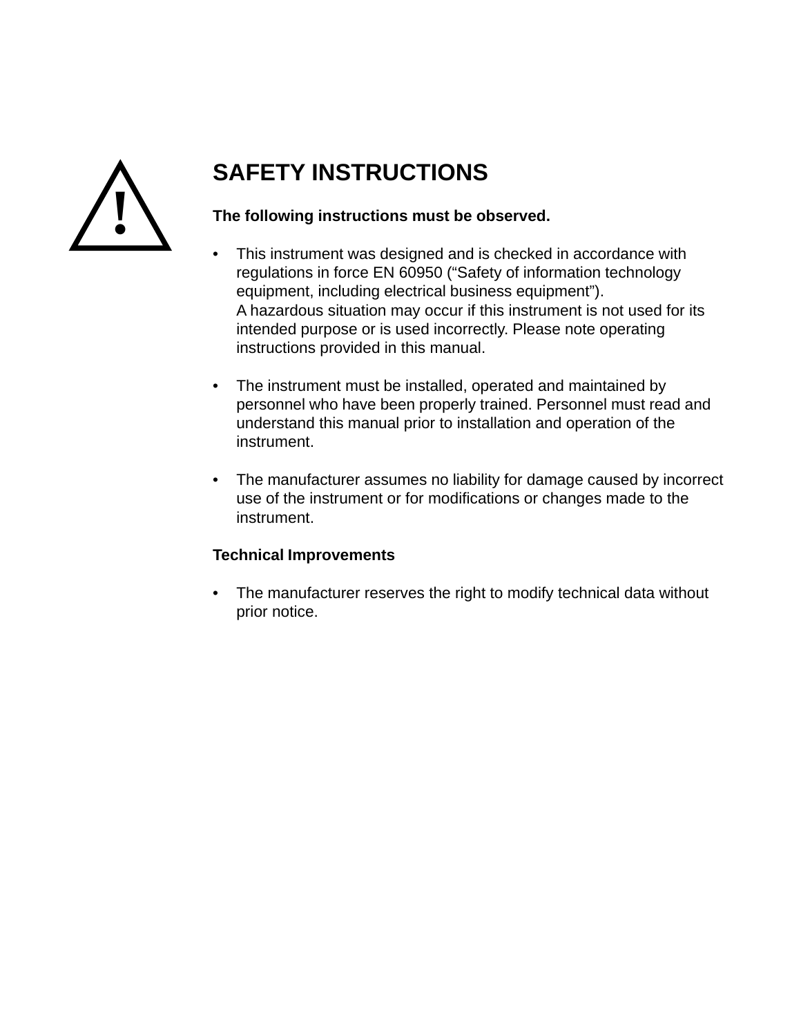# SAFETY INSTRUCTIONS

**The following instructions must be observed.**

- This instrument was designed and is checked in accordance with regulations in force EN 60950 (“Safety of information technology equipment, including electrical business equipment”).
  A hazardous situation may occur if this instrument is not used for its intended purpose or is used incorrectly. Please note operating instructions provided in this manual.

- The instrument must be installed, operated and maintained by personnel who have been properly trained. Personnel must read and understand this manual prior to installation and operation of the instrument.

- The manufacturer assumes no liability for damage caused by incorrect use of the instrument or for modifications or changes made to the instrument.

**Technical Improvements**

- The manufacturer reserves the right to modify technical data without prior notice.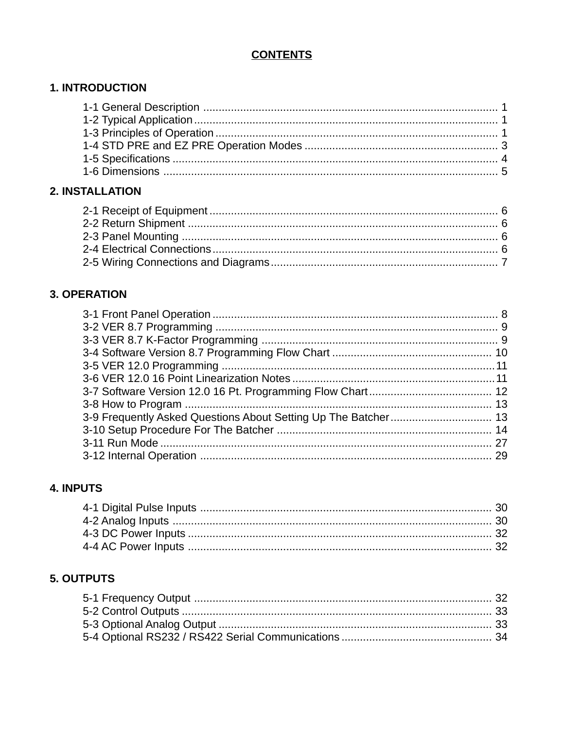# CONTENTS

## 1. INTRODUCTION

1-1 General Description ............................................................................................. 1
1-2 Typical Application ................................................................................................ 1
1-3 Principles of Operation .......................................................................................... 1
1-4 STD PRE and EZ PRE Operation Modes .............................................................. 3
1-5 Specifications ........................................................................................................ 4
1-6 Dimensions ........................................................................................................... 5

## 2. INSTALLATION

2-1 Receipt of Equipment ............................................................................................ 6
2-2 Return Shipment ................................................................................................... 6
2-3 Panel Mounting ..................................................................................................... 6
2-4 Electrical Connections ........................................................................................... 6
2-5 Wiring Connections and Diagrams ........................................................................ 7

## 3. OPERATION

3-1 Front Panel Operation ........................................................................................... 8
3-2 VER 8.7 Programming .......................................................................................... 9
3-3 VER 8.7 K-Factor Programming ............................................................................ 9
3-4 Software Version 8.7 Programming Flow Chart .................................................... 10
3-5 VER 12.0 Programming ....................................................................................... 11
3-6 VER 12.0 16 Point Linearization Notes ................................................................. 11
3-7 Software Version 12.0 16 Pt. Programming Flow Chart ........................................ 12
3-8 How to Program ................................................................................................... 13
3-9 Frequently Asked Questions About Setting Up The Batcher ................................. 13
3-10 Setup Procedure For The Batcher ...................................................................... 14
3-11 Run Mode ........................................................................................................... 27
3-12 Internal Operation ............................................................................................... 29

## 4. INPUTS

4-1 Digital Pulse Inputs .............................................................................................. 30
4-2 Analog Inputs ....................................................................................................... 30
4-3 DC Power Inputs .................................................................................................. 32
4-4 AC Power Inputs .................................................................................................. 32

## 5. OUTPUTS

5-1 Frequency Output ................................................................................................ 32
5-2 Control Outputs .................................................................................................... 33
5-3 Optional Analog Output ........................................................................................ 33
5-4 Optional RS232 / RS422 Serial Communications ................................................ 34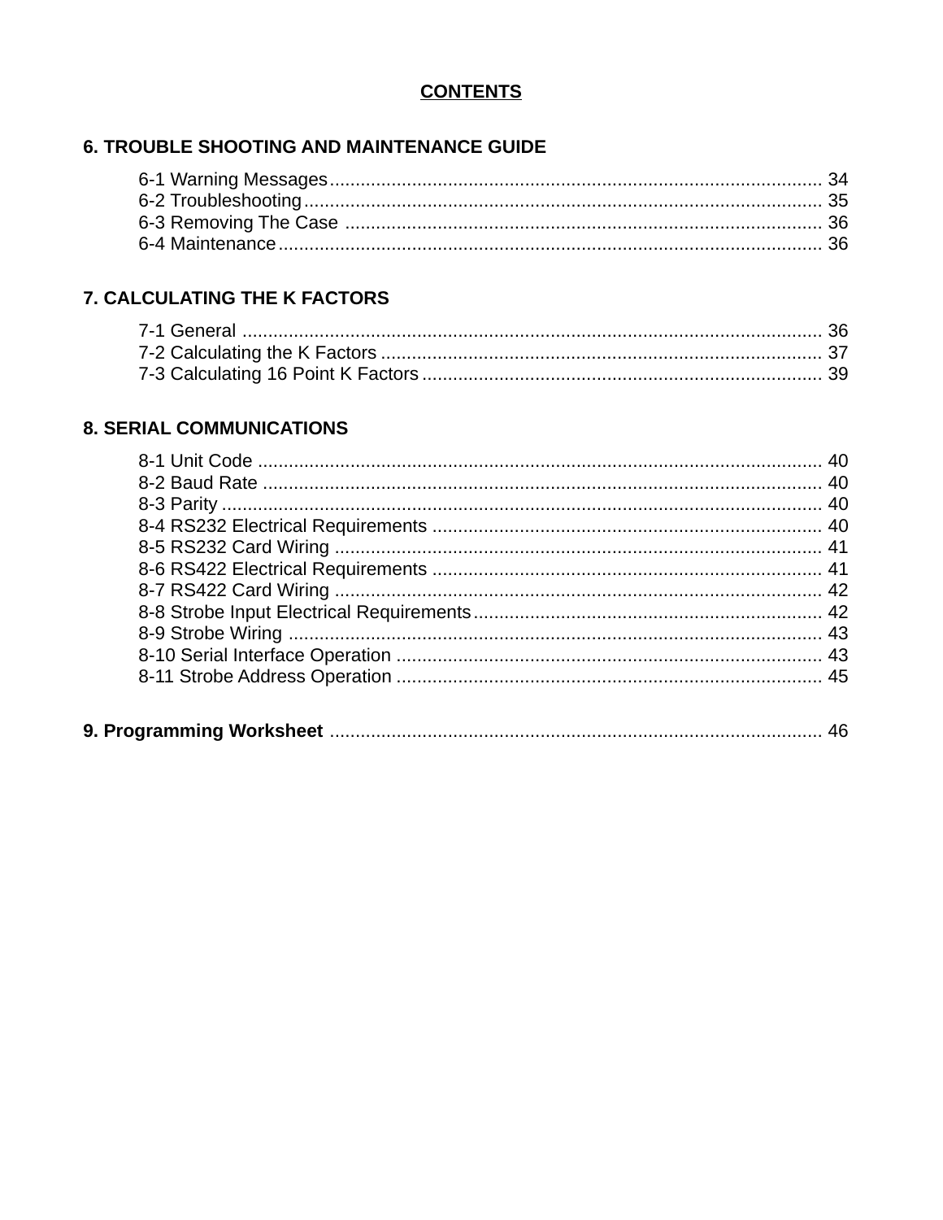# CONTENTS

## 6. TROUBLE SHOOTING AND MAINTENANCE GUIDE

6-1 Warning Messages ........................................ 34
6-2 Troubleshooting ........................................ 35
6-3 Removing The Case ........................................ 36
6-4 Maintenance ........................................ 36

## 7. CALCULATING THE K FACTORS

7-1 General ........................................ 36
7-2 Calculating the K Factors ........................................ 37
7-3 Calculating 16 Point K Factors ........................................ 39

## 8. SERIAL COMMUNICATIONS

8-1 Unit Code ........................................ 40
8-2 Baud Rate ........................................ 40
8-3 Parity ........................................ 40
8-4 RS232 Electrical Requirements ........................................ 40
8-5 RS232 Card Wiring ........................................ 41
8-6 RS422 Electrical Requirements ........................................ 41
8-7 RS422 Card Wiring ........................................ 42
8-8 Strobe Input Electrical Requirements ........................................ 42
8-9 Strobe Wiring ........................................ 43
8-10 Serial Interface Operation ........................................ 43
8-11 Strobe Address Operation ........................................ 45

## 9. Programming Worksheet ........................................ 46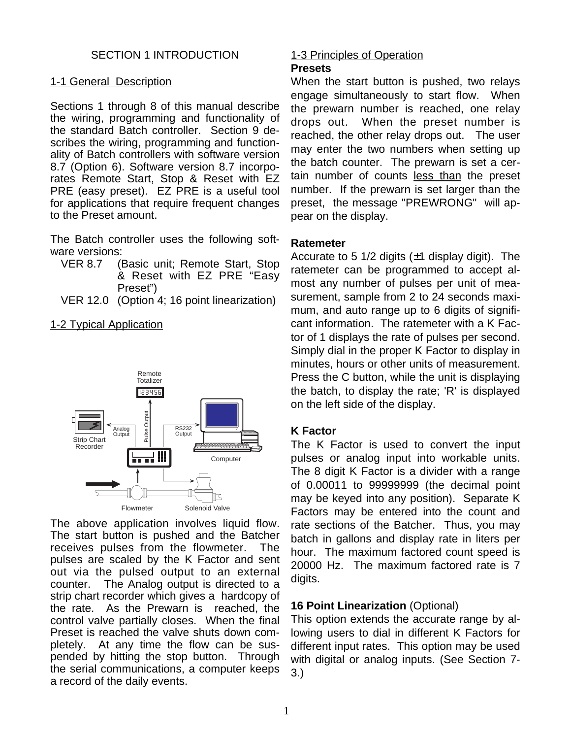# SECTION 1 INTRODUCTION

## 1-1 General Description

Sections 1 through 8 of this manual describe the wiring, programming and functionality of the standard Batch controller. Section 9 describes the wiring, programming and functionality of Batch controllers with software version 8.7 (Option 6). Software version 8.7 incorporates Remote Start, Stop & Reset with EZ PRE (easy preset). EZ PRE is a useful tool for applications that require frequent changes to the Preset amount.

The Batch controller uses the following software versions:

- VER 8.7 (Basic unit; Remote Start, Stop & Reset with EZ PRE "Easy Preset")
- VER 12.0 (Option 4; 16 point linearization)

## 1-2 Typical Application

Remote Totalizer
123456
Pulse Output
Analog Output
RS232 Output
Strip Chart Recorder
Computer
Flowmeter
Solenoid Valve

The above application involves liquid flow. The start button is pushed and the Batcher receives pulses from the flowmeter. The pulses are scaled by the K Factor and sent out via the pulsed output to an external counter. The Analog output is directed to a strip chart recorder which gives a hardcopy of the rate. As the Prewarn is reached, the control valve partially closes. When the final Preset is reached the valve shuts down completely. At any time the flow can be suspended by hitting the stop button. Through the serial communications, a computer keeps a record of the daily events.

## 1-3 Principles of Operation

### Presets

When the start button is pushed, two relays engage simultaneously to start flow. When the prewarn number is reached, one relay drops out. When the preset number is reached, the other relay drops out. The user may enter the two numbers when setting up the batch counter. The prewarn is set a certain number of counts less than the preset number. If the prewarn is set larger than the preset, the message "PREWRONG" will appear on the display.

### Ratemeter

Accurate to 5 1/2 digits (±1 display digit). The ratemeter can be programmed to accept almost any number of pulses per unit of measurement, sample from 2 to 24 seconds maximum, and auto range up to 6 digits of significant information. The ratemeter with a K Factor of 1 displays the rate of pulses per second. Simply dial in the proper K Factor to display in minutes, hours or other units of measurement. Press the C button, while the unit is displaying the batch, to display the rate; 'R' is displayed on the left side of the display.

### K Factor

The K Factor is used to convert the input pulses or analog input into workable units. The 8 digit K Factor is a divider with a range of 0.00011 to 99999999 (the decimal point may be keyed into any position). Separate K Factors may be entered into the count and rate sections of the Batcher. Thus, you may batch in gallons and display rate in liters per hour. The maximum factored count speed is 20000 Hz. The maximum factored rate is 7 digits.

### 16 Point Linearization (Optional)

This option extends the accurate range by allowing users to dial in different K Factors for different input rates. This option may be used with digital or analog inputs. (See Section 7-3.)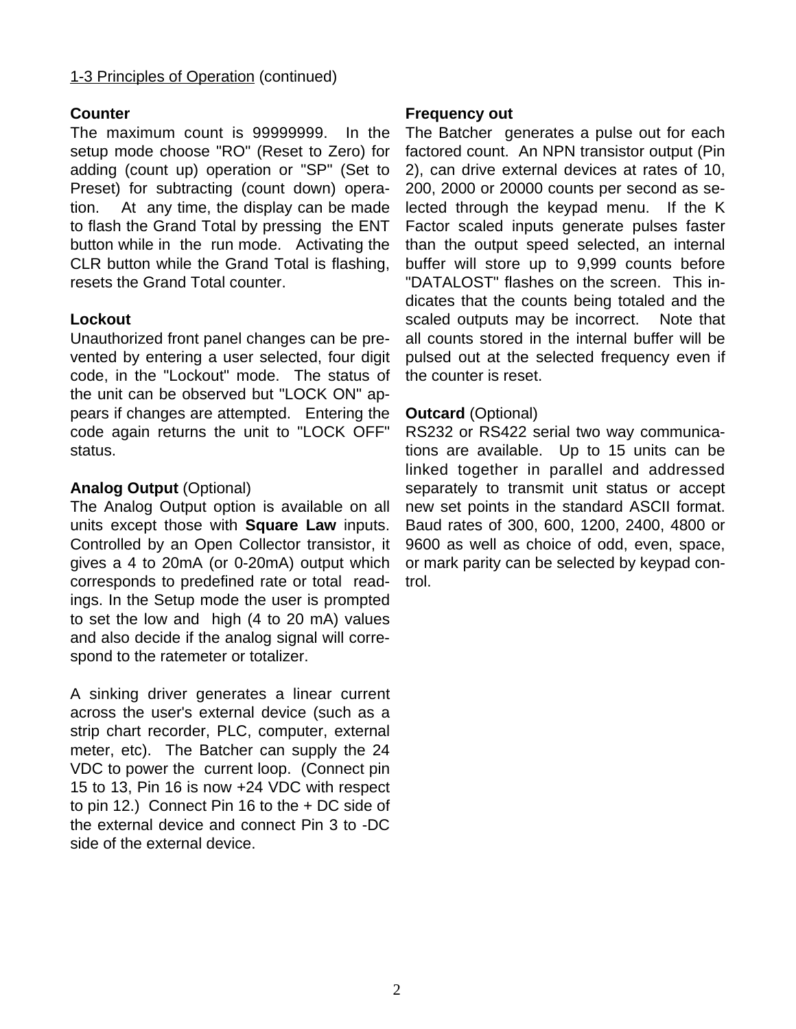1-3 Principles of Operation (continued)

**Counter**

The maximum count is 99999999. In the setup mode choose "RO" (Reset to Zero) for adding (count up) operation or "SP" (Set to Preset) for subtracting (count down) operation. At any time, the display can be made to flash the Grand Total by pressing the ENT button while in the run mode. Activating the CLR button while the Grand Total is flashing, resets the Grand Total counter.

**Lockout**

Unauthorized front panel changes can be prevented by entering a user selected, four digit code, in the "Lockout" mode. The status of the unit can be observed but "LOCK ON" appears if changes are attempted. Entering the code again returns the unit to "LOCK OFF" status.

**Analog Output** (Optional)

The Analog Output option is available on all units except those with **Square Law** inputs. Controlled by an Open Collector transistor, it gives a 4 to 20mA (or 0-20mA) output which corresponds to predefined rate or total readings. In the Setup mode the user is prompted to set the low and high (4 to 20 mA) values and also decide if the analog signal will correspond to the ratemeter or totalizer.

A sinking driver generates a linear current across the user's external device (such as a strip chart recorder, PLC, computer, external meter, etc). The Batcher can supply the 24 VDC to power the current loop. (Connect pin 15 to 13, Pin 16 is now +24 VDC with respect to pin 12.) Connect Pin 16 to the + DC side of the external device and connect Pin 3 to -DC side of the external device.

**Frequency out**

The Batcher generates a pulse out for each factored count. An NPN transistor output (Pin 2), can drive external devices at rates of 10, 200, 2000 or 20000 counts per second as selected through the keypad menu. If the K Factor scaled inputs generate pulses faster than the output speed selected, an internal buffer will store up to 9,999 counts before "DATALOST" flashes on the screen. This indicates that the counts being totaled and the scaled outputs may be incorrect. Note that all counts stored in the internal buffer will be pulsed out at the selected frequency even if the counter is reset.

**Outcard** (Optional)

RS232 or RS422 serial two way communications are available. Up to 15 units can be linked together in parallel and addressed separately to transmit unit status or accept new set points in the standard ASCII format. Baud rates of 300, 600, 1200, 2400, 4800 or 9600 as well as choice of odd, even, space, or mark parity can be selected by keypad control.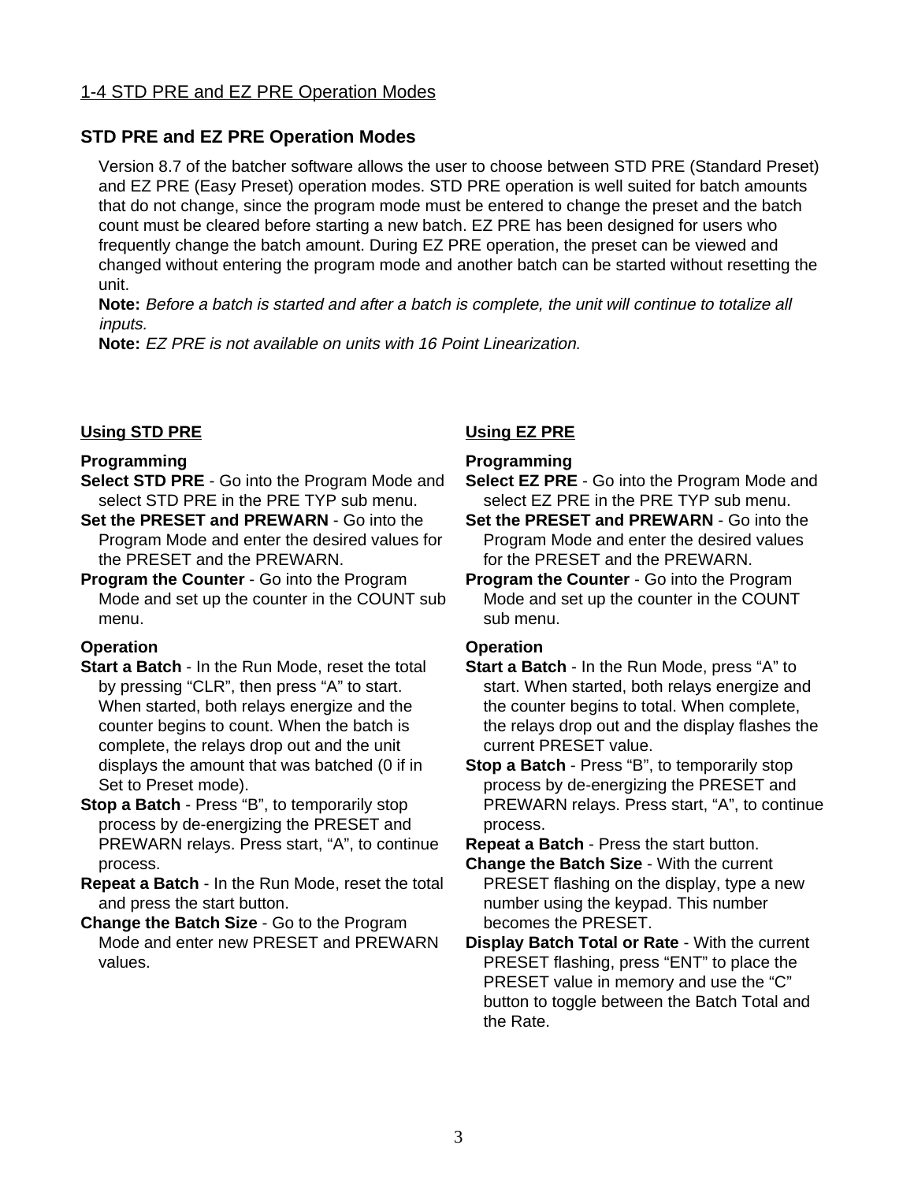1-4 STD PRE and EZ PRE Operation Modes

## STD PRE and EZ PRE Operation Modes

Version 8.7 of the batcher software allows the user to choose between STD PRE (Standard Preset) and EZ PRE (Easy Preset) operation modes. STD PRE operation is well suited for batch amounts that do not change, since the program mode must be entered to change the preset and the batch count must be cleared before starting a new batch. EZ PRE has been designed for users who frequently change the batch amount. During EZ PRE operation, the preset can be viewed and changed without entering the program mode and another batch can be started without resetting the unit.

**Note:** *Before a batch is started and after a batch is complete, the unit will continue to totalize all inputs.*

**Note:** *EZ PRE is not available on units with 16 Point Linearization.*

### Using STD PRE

**Programming**

**Select STD PRE** - Go into the Program Mode and select STD PRE in the PRE TYP sub menu.

**Set the PRESET and PREWARN** - Go into the Program Mode and enter the desired values for the PRESET and the PREWARN.

**Program the Counter** - Go into the Program Mode and set up the counter in the COUNT sub menu.

**Operation**

**Start a Batch** - In the Run Mode, reset the total by pressing "CLR", then press "A" to start. When started, both relays energize and the counter begins to count. When the batch is complete, the relays drop out and the unit displays the amount that was batched (0 if in Set to Preset mode).

**Stop a Batch** - Press "B", to temporarily stop process by de-energizing the PRESET and PREWARN relays. Press start, "A", to continue process.

**Repeat a Batch** - In the Run Mode, reset the total and press the start button.

**Change the Batch Size** - Go to the Program Mode and enter new PRESET and PREWARN values.

### Using EZ PRE

**Programming**

**Select EZ PRE** - Go into the Program Mode and select EZ PRE in the PRE TYP sub menu.

**Set the PRESET and PREWARN** - Go into the Program Mode and enter the desired values for the PRESET and the PREWARN.

**Program the Counter** - Go into the Program Mode and set up the counter in the COUNT sub menu.

**Operation**

**Start a Batch** - In the Run Mode, press "A" to start. When started, both relays energize and the counter begins to total. When complete, the relays drop out and the display flashes the current PRESET value.

**Stop a Batch** - Press "B", to temporarily stop process by de-energizing the PRESET and PREWARN relays. Press start, "A", to continue process.

**Repeat a Batch** - Press the start button.

**Change the Batch Size** - With the current PRESET flashing on the display, type a new number using the keypad. This number becomes the PRESET.

**Display Batch Total or Rate** - With the current PRESET flashing, press "ENT" to place the PRESET value in memory and use the "C" button to toggle between the Batch Total and the Rate.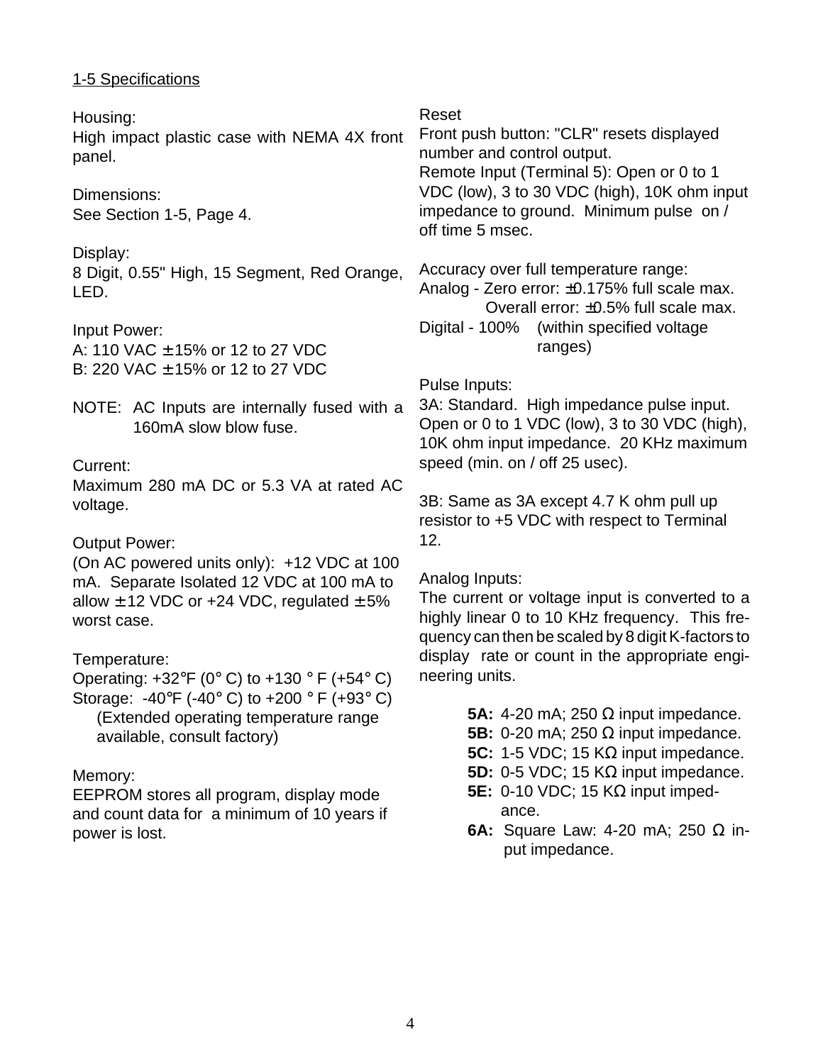## 1-5 Specifications

Housing:
High impact plastic case with NEMA 4X front panel.

Dimensions:
See Section 1-5, Page 4.

Display:
8 Digit, 0.55" High, 15 Segment, Red Orange, LED.

Input Power:
A: 110 VAC ± 15% or 12 to 27 VDC
B: 220 VAC ± 15% or 12 to 27 VDC

NOTE: AC Inputs are internally fused with a 160mA slow blow fuse.

Current:
Maximum 280 mA DC or 5.3 VA at rated AC voltage.

Output Power:
(On AC powered units only): +12 VDC at 100 mA. Separate Isolated 12 VDC at 100 mA to allow ± 12 VDC or +24 VDC, regulated ± 5% worst case.

Temperature:
Operating: +32°F (0° C) to +130 ° F (+54° C)
Storage: -40°F (-40° C) to +200 ° F (+93° C)
(Extended operating temperature range available, consult factory)

Memory:
EEPROM stores all program, display mode and count data for a minimum of 10 years if power is lost.

Reset
Front push button: "CLR" resets displayed number and control output.
Remote Input (Terminal 5): Open or 0 to 1 VDC (low), 3 to 30 VDC (high), 10K ohm input impedance to ground. Minimum pulse on / off time 5 msec.

Accuracy over full temperature range:
Analog - Zero error: ±0.175% full scale max.
Overall error: ±0.5% full scale max.
Digital - 100% (within specified voltage ranges)

Pulse Inputs:
3A: Standard. High impedance pulse input. Open or 0 to 1 VDC (low), 3 to 30 VDC (high), 10K ohm input impedance. 20 KHz maximum speed (min. on / off 25 usec).

3B: Same as 3A except 4.7 K ohm pull up resistor to +5 VDC with respect to Terminal 12.

Analog Inputs:
The current or voltage input is converted to a highly linear 0 to 10 KHz frequency. This frequency can then be scaled by 8 digit K-factors to display rate or count in the appropriate engineering units.

- **5A:** 4-20 mA; 250 Ω input impedance.
- **5B:** 0-20 mA; 250 Ω input impedance.
- **5C:** 1-5 VDC; 15 KΩ input impedance.
- **5D:** 0-5 VDC; 15 KΩ input impedance.
- **5E:** 0-10 VDC; 15 KΩ input impedance.
- **6A:** Square Law: 4-20 mA; 250 Ω input impedance.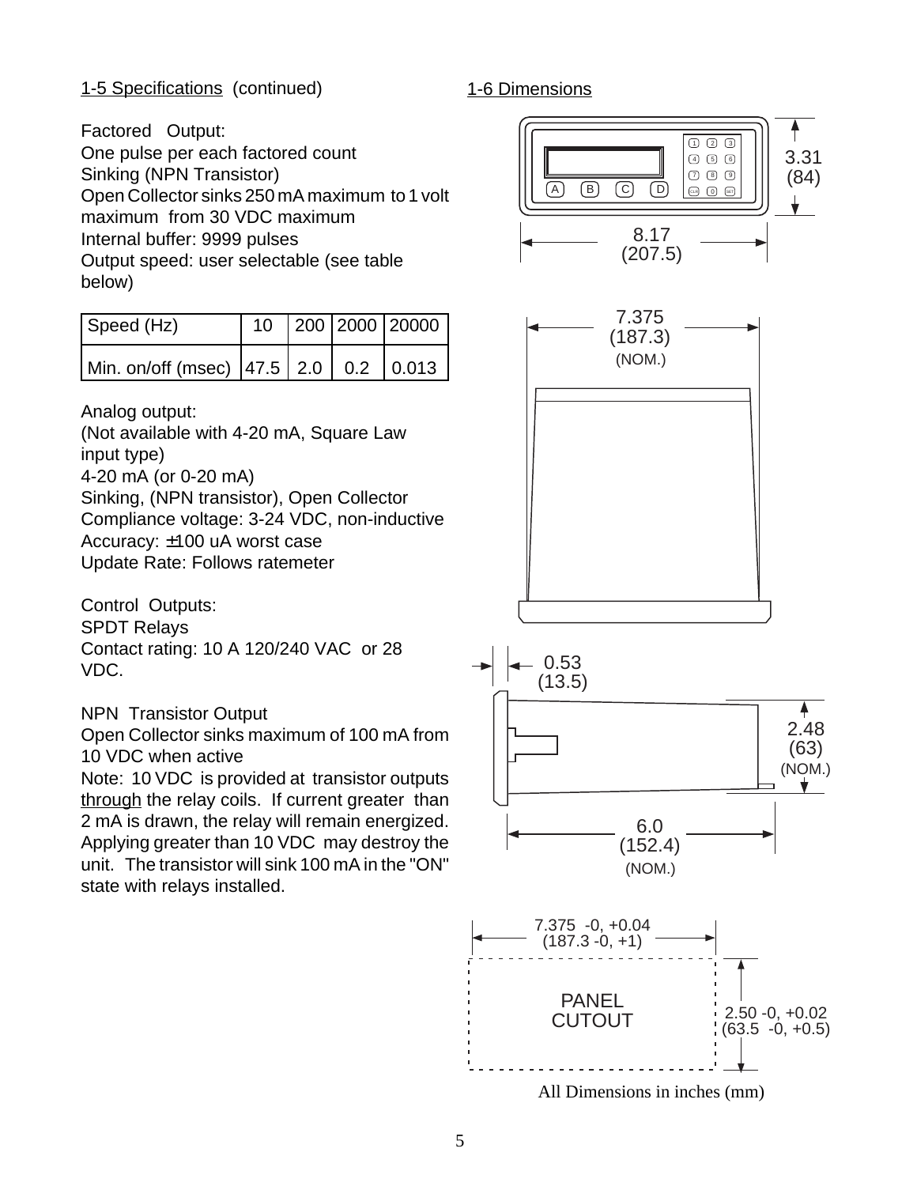## 1-5 Specifications (continued)

Factored Output:
One pulse per each factored count
Sinking (NPN Transistor)
Open Collector sinks 250 mA maximum to 1 volt maximum from 30 VDC maximum
Internal buffer: 9999 pulses
Output speed: user selectable (see table below)

| Speed (Hz) | 10 | 200 | 2000 | 20000 |
|---|---|---|---|---|
| Min. on/off (msec) | 47.5 | 2.0 | 0.2 | 0.013 |

Analog output:
(Not available with 4-20 mA, Square Law input type)
4-20 mA (or 0-20 mA)
Sinking, (NPN transistor), Open Collector
Compliance voltage: 3-24 VDC, non-inductive
Accuracy: ±100 uA worst case
Update Rate: Follows ratemeter

Control Outputs:
SPDT Relays
Contact rating: 10 A 120/240 VAC or 28 VDC.

NPN Transistor Output
Open Collector sinks maximum of 100 mA from 10 VDC when active
Note: 10 VDC is provided at transistor outputs through the relay coils. If current greater than 2 mA is drawn, the relay will remain energized. Applying greater than 10 VDC may destroy the unit. The transistor will sink 100 mA in the "ON" state with relays installed.

## 1-6 Dimensions

Front: 8.17 (207.5) wide × 3.31 (84) high

Top: 7.375 (187.3) (NOM.)

Side: 0.53 (13.5); 2.48 (63) (NOM.); 6.0 (152.4) (NOM.)

PANEL CUTOUT: 7.375 -0, +0.04 (187.3 -0, +1) × 2.50 -0, +0.02 (63.5 -0, +0.5)

All Dimensions in inches (mm)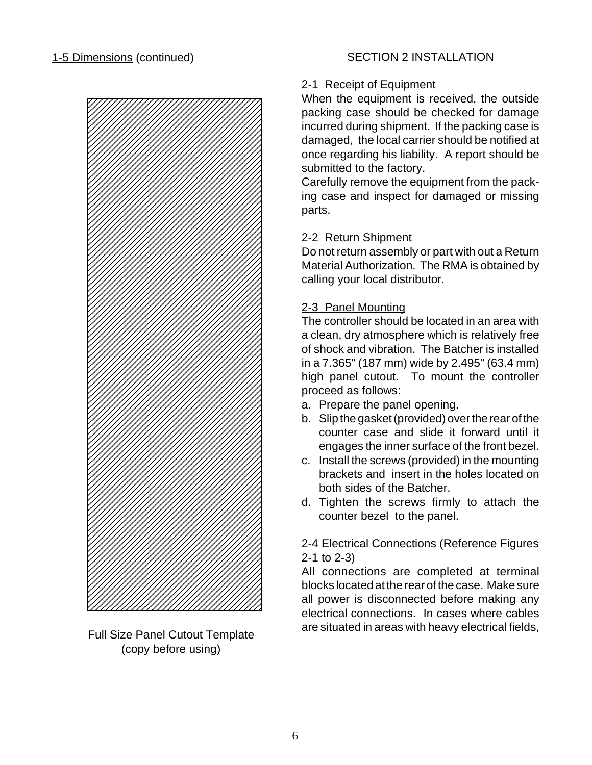1-5 Dimensions (continued)

Full Size Panel Cutout Template
(copy before using)

# SECTION 2 INSTALLATION

## 2-1 Receipt of Equipment

When the equipment is received, the outside packing case should be checked for damage incurred during shipment. If the packing case is damaged, the local carrier should be notified at once regarding his liability. A report should be submitted to the factory.

Carefully remove the equipment from the packing case and inspect for damaged or missing parts.

## 2-2 Return Shipment

Do not return assembly or part with out a Return Material Authorization. The RMA is obtained by calling your local distributor.

## 2-3 Panel Mounting

The controller should be located in an area with a clean, dry atmosphere which is relatively free of shock and vibration. The Batcher is installed in a 7.365" (187 mm) wide by 2.495" (63.4 mm) high panel cutout. To mount the controller proceed as follows:

a. Prepare the panel opening.
b. Slip the gasket (provided) over the rear of the counter case and slide it forward until it engages the inner surface of the front bezel.
c. Install the screws (provided) in the mounting brackets and insert in the holes located on both sides of the Batcher.
d. Tighten the screws firmly to attach the counter bezel to the panel.

## 2-4 Electrical Connections (Reference Figures 2-1 to 2-3)

All connections are completed at terminal blocks located at the rear of the case. Make sure all power is disconnected before making any electrical connections. In cases where cables are situated in areas with heavy electrical fields,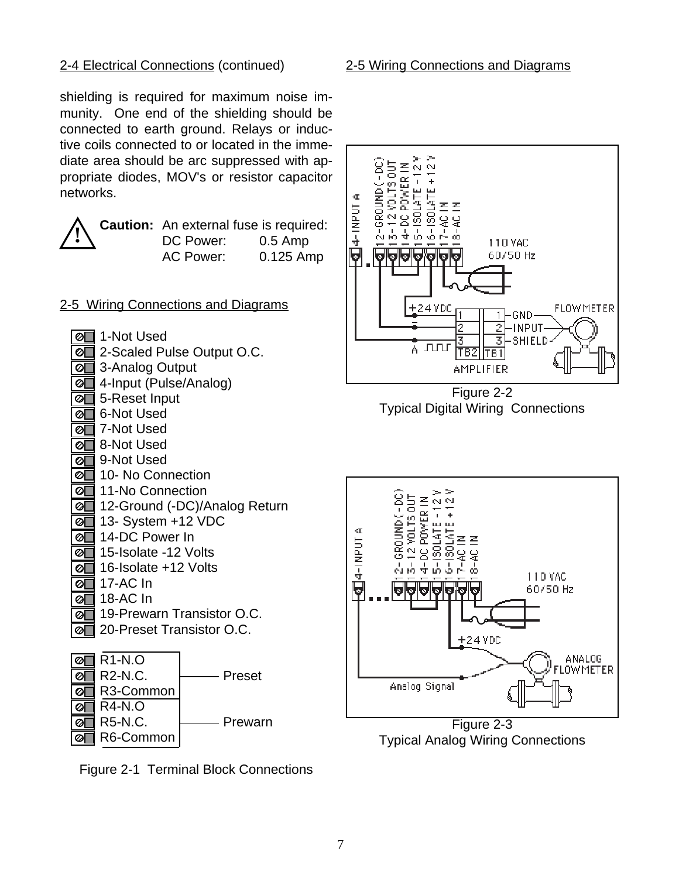2-4 Electrical Connections (continued)

shielding is required for maximum noise immunity. One end of the shielding should be connected to earth ground. Relays or inductive coils connected to or located in the immediate area should be arc suppressed with appropriate diodes, MOV's or resistor capacitor networks.

> **Caution:** An external fuse is required:
> DC Power: 0.5 Amp
> AC Power: 0.125 Amp

## 2-5 Wiring Connections and Diagrams

- 1-Not Used
- 2-Scaled Pulse Output O.C.
- 3-Analog Output
- 4-Input (Pulse/Analog)
- 5-Reset Input
- 6-Not Used
- 7-Not Used
- 8-Not Used
- 9-Not Used
- 10- No Connection
- 11-No Connection
- 12-Ground (-DC)/Analog Return
- 13- System +12 VDC
- 14-DC Power In
- 15-Isolate -12 Volts
- 16-Isolate +12 Volts
- 17-AC In
- 18-AC In
- 19-Prewarn Transistor O.C.
- 20-Preset Transistor O.C.

- R1-N.O
- R2-N.C. — Preset
- R3-Common
- R4-N.O
- R5-N.C. — Prewarn
- R6-Common

Figure 2-1 Terminal Block Connections

## 2-5 Wiring Connections and Diagrams

Figure 2-2
Typical Digital Wiring Connections

Figure 2-3
Typical Analog Wiring Connections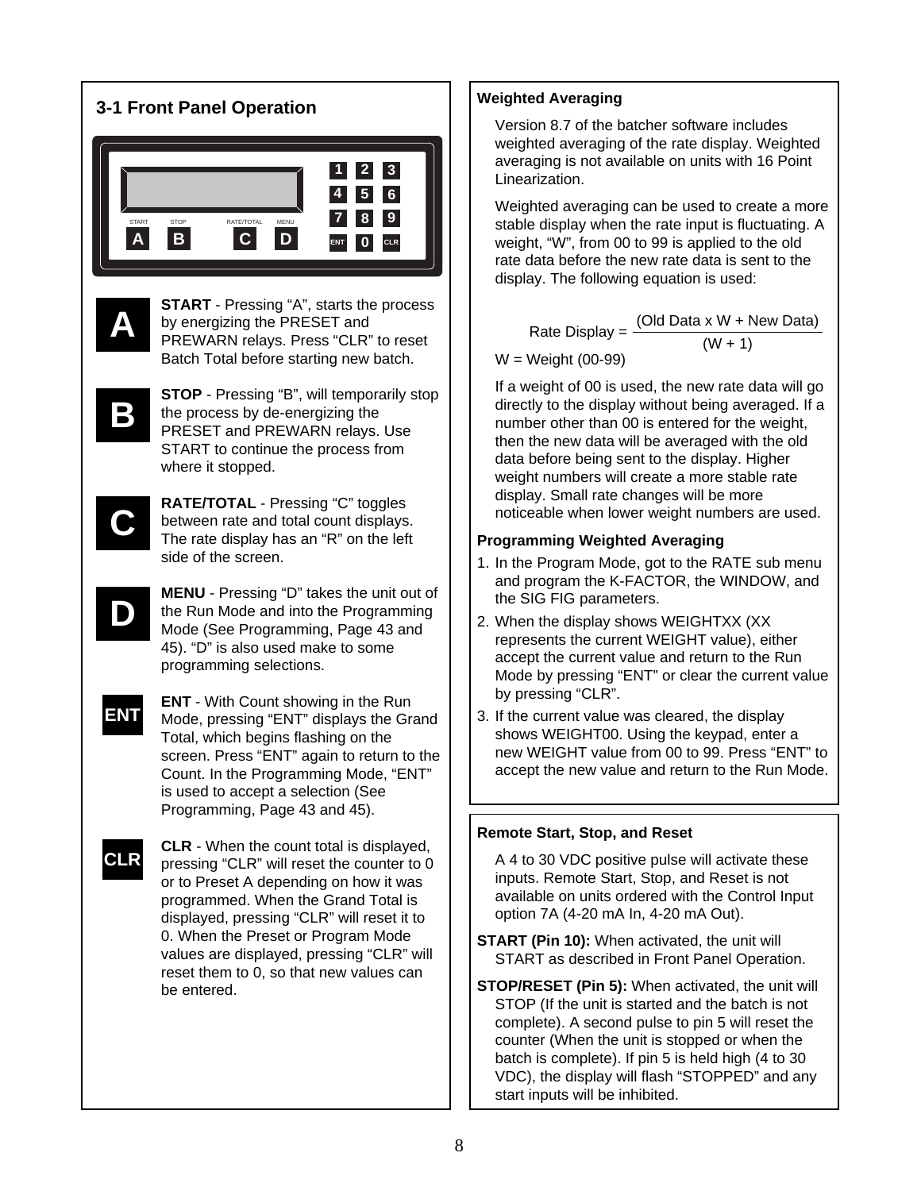## 3-1 Front Panel Operation

**A** — **START** - Pressing “A”, starts the process by energizing the PRESET and PREWARN relays. Press “CLR” to reset Batch Total before starting new batch.

**B** — **STOP** - Pressing “B”, will temporarily stop the process by de-energizing the PRESET and PREWARN relays. Use START to continue the process from where it stopped.

**C** — **RATE/TOTAL** - Pressing “C” toggles between rate and total count displays. The rate display has an “R” on the left side of the screen.

**D** — **MENU** - Pressing “D” takes the unit out of the Run Mode and into the Programming Mode (See Programming, Page 43 and 45). “D” is also used make to some programming selections.

**ENT** — **ENT** - With Count showing in the Run Mode, pressing “ENT” displays the Grand Total, which begins flashing on the screen. Press “ENT” again to return to the Count. In the Programming Mode, “ENT” is used to accept a selection (See Programming, Page 43 and 45).

**CLR** — **CLR** - When the count total is displayed, pressing “CLR” will reset the counter to 0 or to Preset A depending on how it was programmed. When the Grand Total is displayed, pressing “CLR” will reset it to 0. When the Preset or Program Mode values are displayed, pressing “CLR” will reset them to 0, so that new values can be entered.

### Weighted Averaging

Version 8.7 of the batcher software includes weighted averaging of the rate display. Weighted averaging is not available on units with 16 Point Linearization.

Weighted averaging can be used to create a more stable display when the rate input is fluctuating. A weight, “W”, from 00 to 99 is applied to the old rate data before the new rate data is sent to the display. The following equation is used:

$$\text{Rate Display} = \frac{(\text{Old Data} \times W + \text{New Data})}{(W + 1)}$$

W = Weight (00-99)

If a weight of 00 is used, the new rate data will go directly to the display without being averaged. If a number other than 00 is entered for the weight, then the new data will be averaged with the old data before being sent to the display. Higher weight numbers will create a more stable rate display. Small rate changes will be more noticeable when lower weight numbers are used.

### Programming Weighted Averaging

1. In the Program Mode, got to the RATE sub menu and program the K-FACTOR, the WINDOW, and the SIG FIG parameters.
2. When the display shows WEIGHTXX (XX represents the current WEIGHT value), either accept the current value and return to the Run Mode by pressing “ENT” or clear the current value by pressing “CLR”.
3. If the current value was cleared, the display shows WEIGHT00. Using the keypad, enter a new WEIGHT value from 00 to 99. Press “ENT” to accept the new value and return to the Run Mode.

### Remote Start, Stop, and Reset

A 4 to 30 VDC positive pulse will activate these inputs. Remote Start, Stop, and Reset is not available on units ordered with the Control Input option 7A (4-20 mA In, 4-20 mA Out).

**START (Pin 10):** When activated, the unit will START as described in Front Panel Operation.

**STOP/RESET (Pin 5):** When activated, the unit will STOP (If the unit is started and the batch is not complete). A second pulse to pin 5 will reset the counter (When the unit is stopped or when the batch is complete). If pin 5 is held high (4 to 30 VDC), the display will flash “STOPPED” and any start inputs will be inhibited.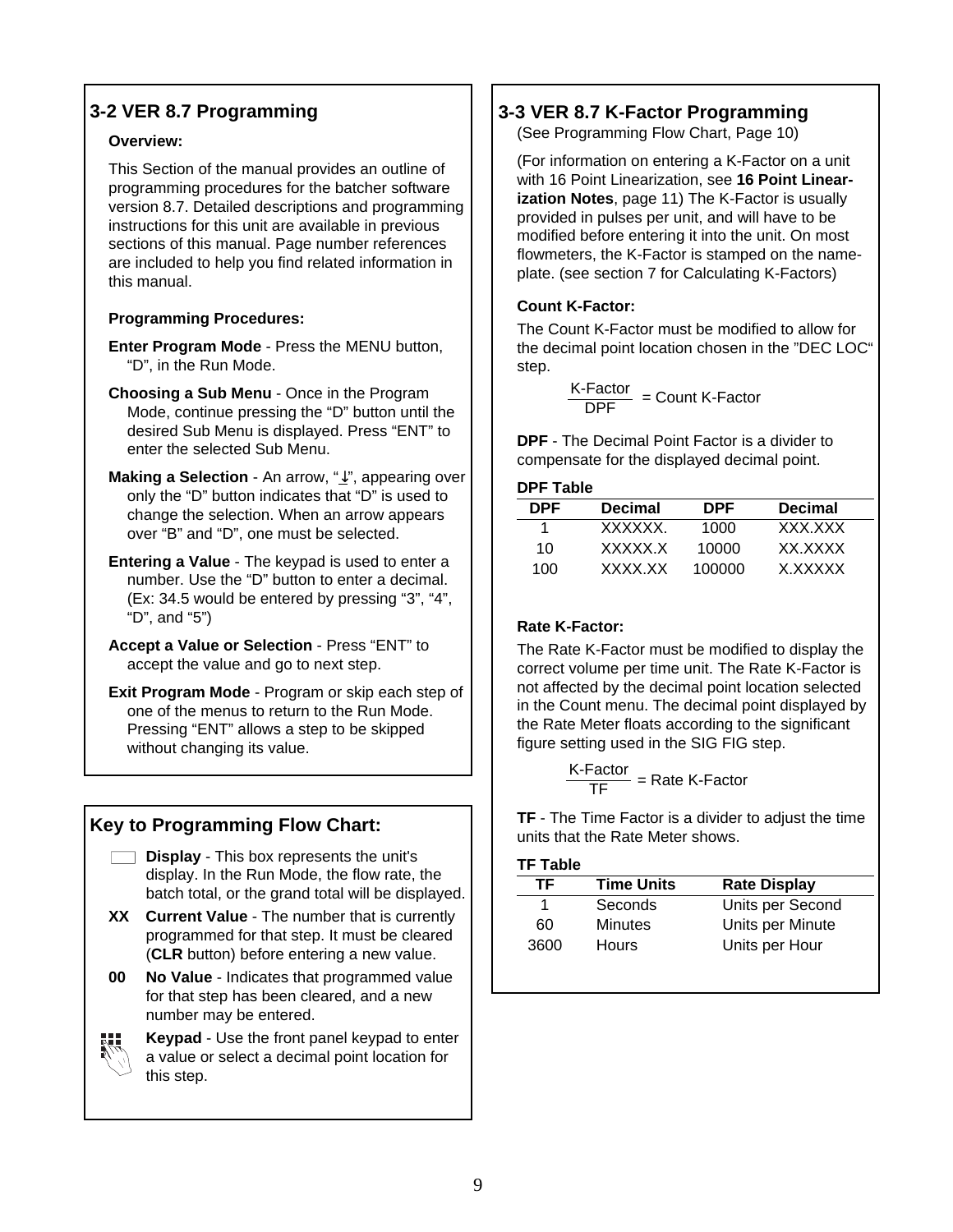## 3-2 VER 8.7 Programming

**Overview:**

This Section of the manual provides an outline of programming procedures for the batcher software version 8.7. Detailed descriptions and programming instructions for this unit are available in previous sections of this manual. Page number references are included to help you find related information in this manual.

**Programming Procedures:**

**Enter Program Mode** - Press the MENU button, "D", in the Run Mode.

**Choosing a Sub Menu** - Once in the Program Mode, continue pressing the "D" button until the desired Sub Menu is displayed. Press "ENT" to enter the selected Sub Menu.

**Making a Selection** - An arrow, "↓", appearing over only the "D" button indicates that "D" is used to change the selection. When an arrow appears over "B" and "D", one must be selected.

**Entering a Value** - The keypad is used to enter a number. Use the "D" button to enter a decimal. (Ex: 34.5 would be entered by pressing "3", "4", "D", and "5")

**Accept a Value or Selection** - Press "ENT" to accept the value and go to next step.

**Exit Program Mode** - Program or skip each step of one of the menus to return to the Run Mode. Pressing "ENT" allows a step to be skipped without changing its value.

## Key to Programming Flow Chart:

**Display** - This box represents the unit's display. In the Run Mode, the flow rate, the batch total, or the grand total will be displayed.

**XX** **Current Value** - The number that is currently programmed for that step. It must be cleared (**CLR** button) before entering a new value.

**00** **No Value** - Indicates that programmed value for that step has been cleared, and a new number may be entered.

**Keypad** - Use the front panel keypad to enter a value or select a decimal point location for this step.

## 3-3 VER 8.7 K-Factor Programming

(See Programming Flow Chart, Page 10)

(For information on entering a K-Factor on a unit with 16 Point Linearization, see **16 Point Linearization Notes**, page 11) The K-Factor is usually provided in pulses per unit, and will have to be modified before entering it into the unit. On most flowmeters, the K-Factor is stamped on the nameplate. (see section 7 for Calculating K-Factors)

**Count K-Factor:**

The Count K-Factor must be modified to allow for the decimal point location chosen in the "DEC LOC" step.

$$\frac{\text{K-Factor}}{\text{DPF}} = \text{Count K-Factor}$$

**DPF** - The Decimal Point Factor is a divider to compensate for the displayed decimal point.

**DPF Table**

| DPF | Decimal | DPF | Decimal |
|---|---|---|---|
| 1 | XXXXXX. | 1000 | XXX.XXX |
| 10 | XXXXX.X | 10000 | XX.XXXX |
| 100 | XXXX.XX | 100000 | X.XXXXX |

**Rate K-Factor:**

The Rate K-Factor must be modified to display the correct volume per time unit. The Rate K-Factor is not affected by the decimal point location selected in the Count menu. The decimal point displayed by the Rate Meter floats according to the significant figure setting used in the SIG FIG step.

$$\frac{\text{K-Factor}}{\text{TF}} = \text{Rate K-Factor}$$

**TF** - The Time Factor is a divider to adjust the time units that the Rate Meter shows.

**TF Table**

| TF | Time Units | Rate Display |
|---|---|---|
| 1 | Seconds | Units per Second |
| 60 | Minutes | Units per Minute |
| 3600 | Hours | Units per Hour |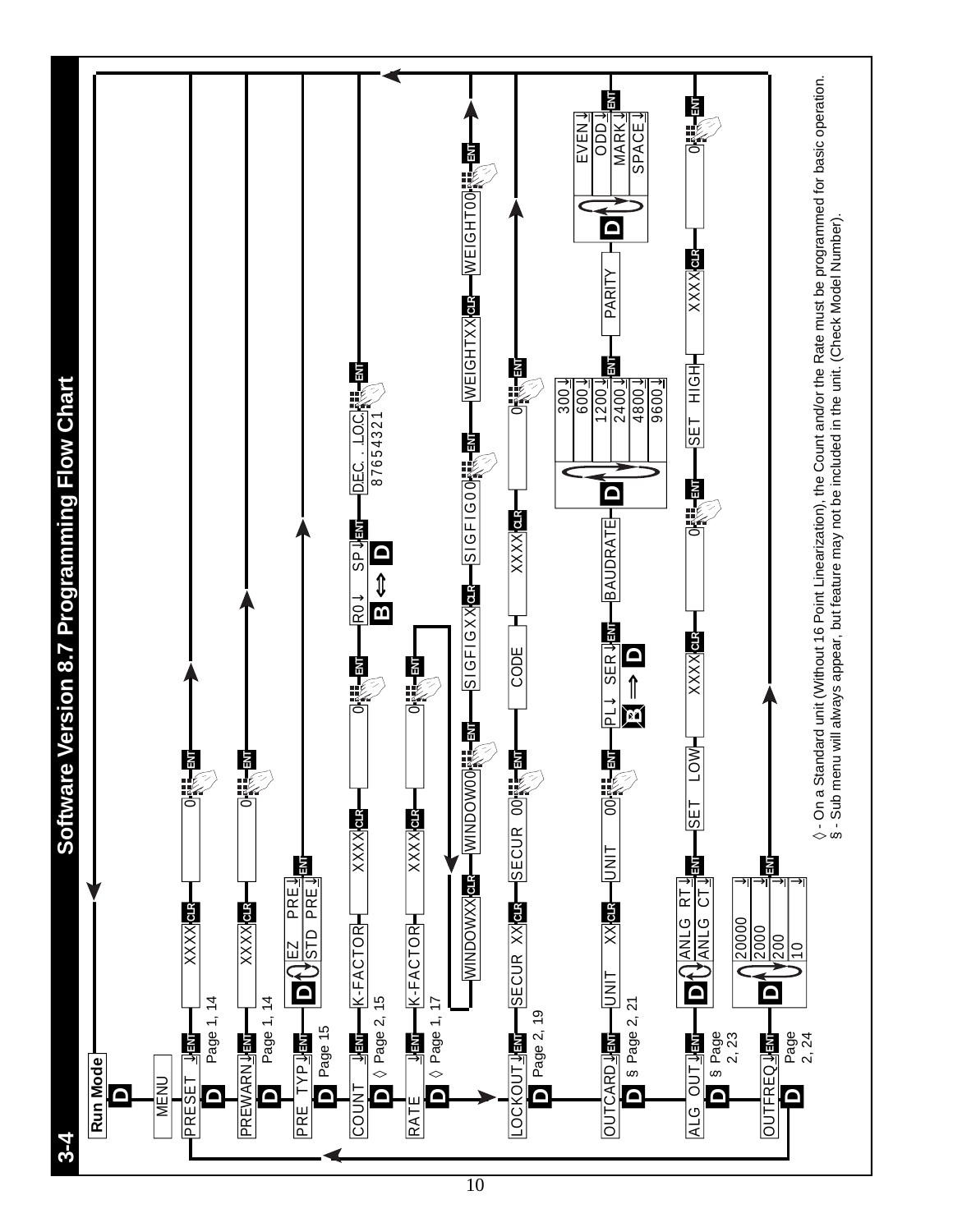## Software Version 8.7 Programming Flow Chart

Run Mode

D

MENU

PRESET — ENT — Page 1, 14 — XXXX — CLR — 0 — ENT

PREWARN — ENT — Page 1, 14 — XXXX — CLR — 0 — ENT

PRE TYP — ENT — Page 15 — D: EZ PRE / STD PRE — ENT

COUNT — ENT — ◊ Page 2, 15 — K-FACTOR — XXXX — CLR — 0 — ENT — R0 / SP — ENT — B ⇔ D — DEC. . .LOC 87654321 — ENT

RATE — ENT — ◊ Page 1, 17 — K-FACTOR — XXXX — CLR — 0 — ENT — WINDOWXX — CLR — WINDOW00 — ENT — SIGFIGXX — CLR — SIGFIG00 — ENT — WEIGHTXX — CLR — WEIGHT00 — ENT

LOCKOUT — ENT — Page 2, 19 — SECUR XX — CLR — SECUR 00 — ENT — CODE — XXXX — CLR — 0 — ENT

OUTCARD — ENT — § Page 2, 21 — UNIT XX — CLR — UNIT 00 — ENT — PL / SER — ENT — B ⇒ D — BAUDRATE — D: 300 / 600 / 1200 / 2400 / 4800 / 9600 — ENT — PARITY — D: EVEN / ODD / MARK / SPACE — ENT

ALG OUT — ENT — § Page 2, 23 — D: ANLG RT / ANLG CT — ENT — SET LOW — XXXX — CLR — 0 — ENT — SET HIGH — XXXX — CLR — 0 — ENT

OUTFREQ — ENT — Page 2, 24 — D: 20000 / 2000 / 200 / 10 — ENT

◊ - On a Standard unit (Without 16 Point Linearization), the Count and/or the Rate must be programmed for basic operation.

§ - Sub menu will always appear, but feature may not be included in the unit. (Check Model Number).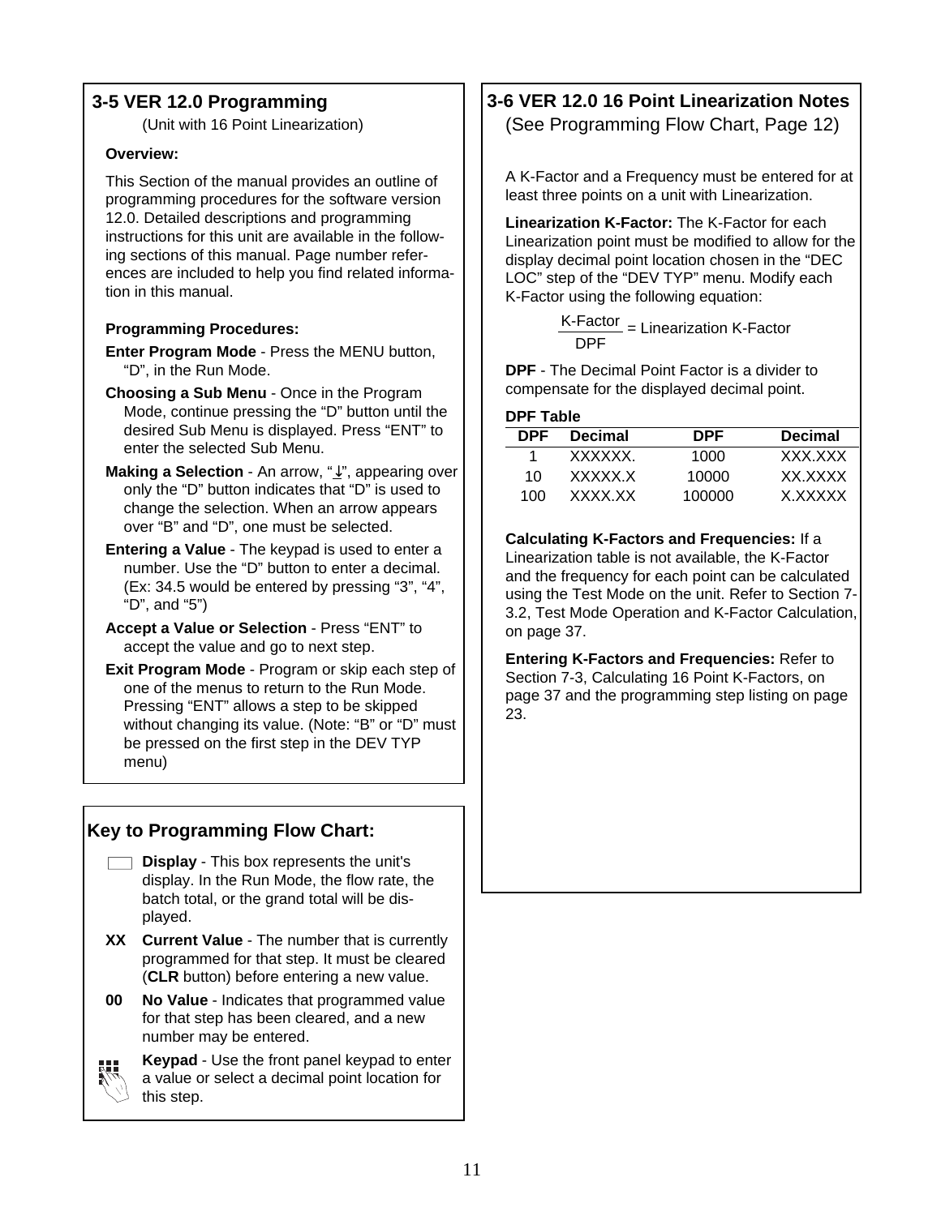## 3-5 VER 12.0 Programming

(Unit with 16 Point Linearization)

**Overview:**

This Section of the manual provides an outline of programming procedures for the software version 12.0. Detailed descriptions and programming instructions for this unit are available in the following sections of this manual. Page number references are included to help you find related information in this manual.

**Programming Procedures:**

**Enter Program Mode** - Press the MENU button, “D”, in the Run Mode.

**Choosing a Sub Menu** - Once in the Program Mode, continue pressing the “D” button until the desired Sub Menu is displayed. Press “ENT” to enter the selected Sub Menu.

**Making a Selection** - An arrow, “↓”, appearing over only the “D” button indicates that “D” is used to change the selection. When an arrow appears over “B” and “D”, one must be selected.

**Entering a Value** - The keypad is used to enter a number. Use the “D” button to enter a decimal. (Ex: 34.5 would be entered by pressing “3”, “4”, “D”, and “5”)

**Accept a Value or Selection** - Press “ENT” to accept the value and go to next step.

**Exit Program Mode** - Program or skip each step of one of the menus to return to the Run Mode. Pressing “ENT” allows a step to be skipped without changing its value. (Note: “B” or “D” must be pressed on the first step in the DEV TYP menu)

## Key to Programming Flow Chart:

**Display** - This box represents the unit's display. In the Run Mode, the flow rate, the batch total, or the grand total will be displayed.

**XX** **Current Value** - The number that is currently programmed for that step. It must be cleared (**CLR** button) before entering a new value.

**00** **No Value** - Indicates that programmed value for that step has been cleared, and a new number may be entered.

**Keypad** - Use the front panel keypad to enter a value or select a decimal point location for this step.

## 3-6 VER 12.0 16 Point Linearization Notes

(See Programming Flow Chart, Page 12)

A K-Factor and a Frequency must be entered for at least three points on a unit with Linearization.

**Linearization K-Factor:** The K-Factor for each Linearization point must be modified to allow for the display decimal point location chosen in the “DEC LOC” step of the “DEV TYP” menu. Modify each K-Factor using the following equation:

$$\frac{\text{K-Factor}}{\text{DPF}} = \text{Linearization K-Factor}$$

**DPF** - The Decimal Point Factor is a divider to compensate for the displayed decimal point.

**DPF Table**

| DPF | Decimal | DPF | Decimal |
|---|---|---|---|
| 1 | XXXXXX. | 1000 | XXX.XXX |
| 10 | XXXXX.X | 10000 | XX.XXXX |
| 100 | XXXX.XX | 100000 | X.XXXXX |

**Calculating K-Factors and Frequencies:** If a Linearization table is not available, the K-Factor and the frequency for each point can be calculated using the Test Mode on the unit. Refer to Section 7-3.2, Test Mode Operation and K-Factor Calculation, on page 37.

**Entering K-Factors and Frequencies:** Refer to Section 7-3, Calculating 16 Point K-Factors, on page 37 and the programming step listing on page 23.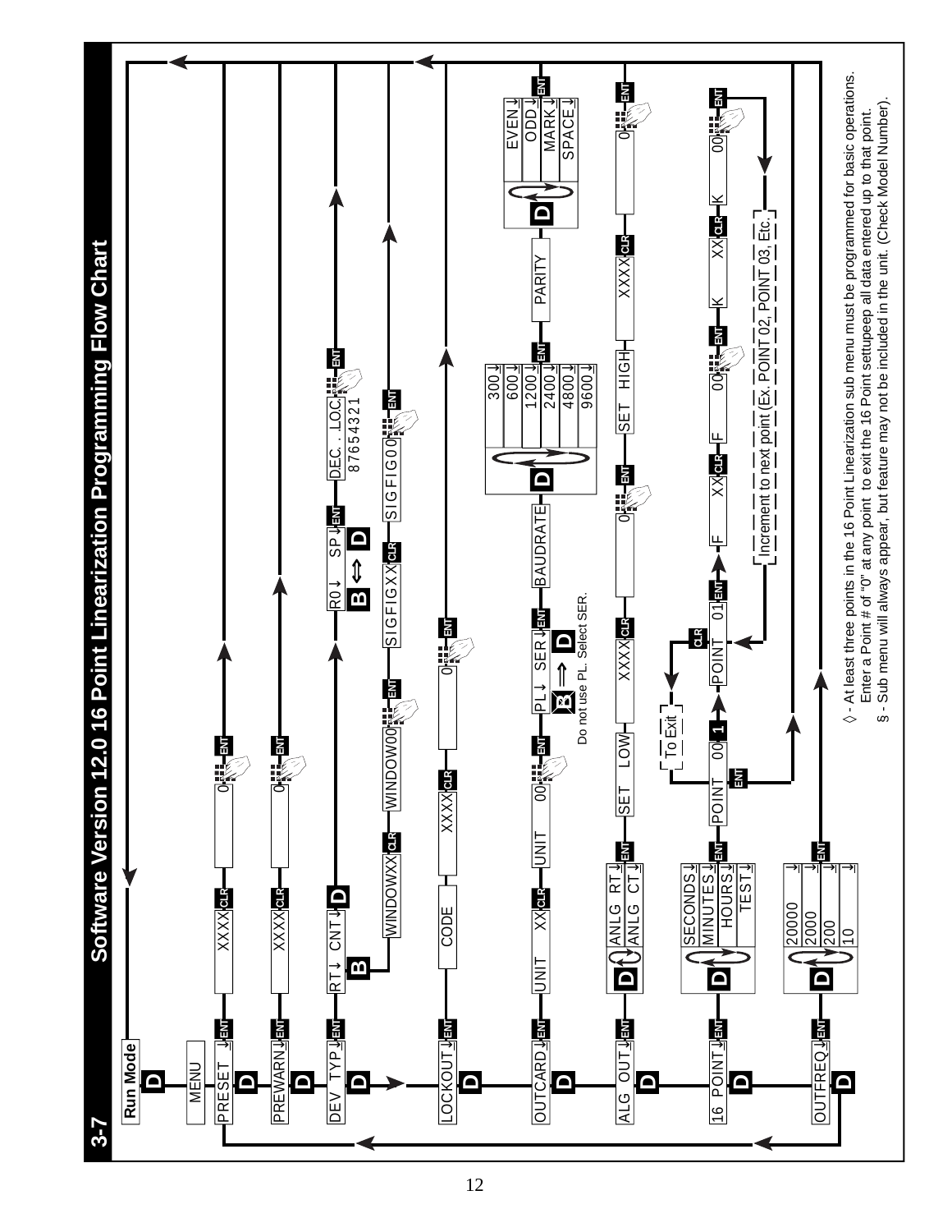# 3-7 Software Version 12.0 16 Point Linearization Programming Flow Chart

Run Mode

D

MENU

PRESET ↓ ENT → XXXX CLR → 0 ENT

PREWARN↓ ENT → XXXX CLR → 0 ENT

DEV TYP↓ ENT → RT↓ CNT↓ D → R0↓ SP↓ ENT (B ⇔ D) → DEC. .LOC. 87654321 ENT
B → WINDOWXX CLR → WINDOW00 ENT → SIGFIGXX CLR → SIGFIG00 ENT

LOCKOUT↓ ENT → CODE → XXXX CLR → 0 ENT

OUTCARD↓ ENT → UNIT XX CLR → UNIT 00 ENT → PL↓ SER↓ ENT (B ⇒ D) → BAUDRATE (D: 300↓, 600↓, 1200↓, 2400↓, 4800↓, 9600↓) ENT → PARITY (D: EVEN↓, ODD↓, MARK↓, SPACE↓) ENT

Do not use PL. Select SER.

ALG OUT↓ ENT → D (ANLG RT↓, ANLG CT↓) ENT → SET LOW → XXXX CLR → 0 ENT → SET HIGH → XXXX CLR → 0 ENT

16 POINT↓ ENT → D (SECONDS↓, MINUTES↓, HOURS↓, TEST↓) ENT → POINT 00 → 1 → POINT 01 ENT → F XX CLR → F 00 ENT → K XX CLR → K 00 ENT → Increment to next point (Ex. POINT 02, POINT 03, Etc.)
POINT 00 ENT → To Exit

OUTFREQ↓ ENT → D (20000↓, 2000↓, 200↓, 10↓) ENT

◊ - At least three points in the 16 Point Linearization sub menu must be programmed for basic operations. Enter a Point # of "0" at any point to exit the 16 Point settupeep all data entered up to that point.

§ - Sub menu will always appear, but feature may not be included in the unit. (Check Model Number).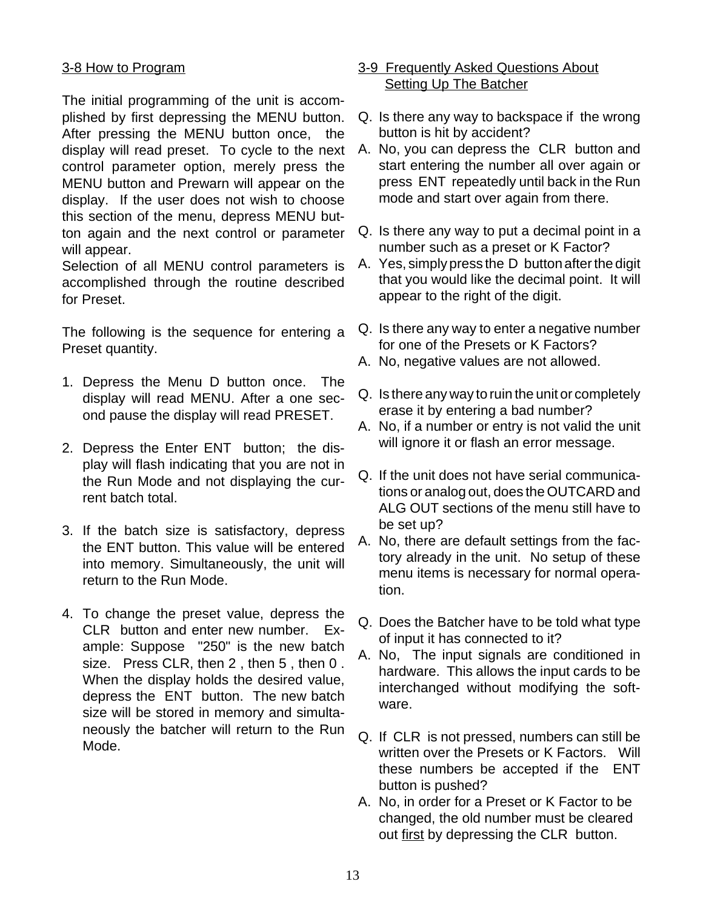## 3-8 How to Program

The initial programming of the unit is accomplished by first depressing the MENU button. After pressing the MENU button once, the display will read preset. To cycle to the next control parameter option, merely press the MENU button and Prewarn will appear on the display. If the user does not wish to choose this section of the menu, depress MENU button again and the next control or parameter will appear.

Selection of all MENU control parameters is accomplished through the routine described for Preset.

The following is the sequence for entering a Preset quantity.

1. Depress the Menu D button once. The display will read MENU. After a one second pause the display will read PRESET.

2. Depress the Enter ENT button; the display will flash indicating that you are not in the Run Mode and not displaying the current batch total.

3. If the batch size is satisfactory, depress the ENT button. This value will be entered into memory. Simultaneously, the unit will return to the Run Mode.

4. To change the preset value, depress the CLR button and enter new number. Example: Suppose "250" is the new batch size. Press CLR, then 2 , then 5 , then 0 . When the display holds the desired value, depress the ENT button. The new batch size will be stored in memory and simultaneously the batcher will return to the Run Mode.

## 3-9 Frequently Asked Questions About Setting Up The Batcher

Q. Is there any way to backspace if the wrong button is hit by accident?

A. No, you can depress the CLR button and start entering the number all over again or press ENT repeatedly until back in the Run mode and start over again from there.

Q. Is there any way to put a decimal point in a number such as a preset or K Factor?

A. Yes, simply press the D button after the digit that you would like the decimal point. It will appear to the right of the digit.

Q. Is there any way to enter a negative number for one of the Presets or K Factors?

A. No, negative values are not allowed.

Q. Is there any way to ruin the unit or completely erase it by entering a bad number?

A. No, if a number or entry is not valid the unit will ignore it or flash an error message.

Q. If the unit does not have serial communications or analog out, does the OUTCARD and ALG OUT sections of the menu still have to be set up?

A. No, there are default settings from the factory already in the unit. No setup of these menu items is necessary for normal operation.

Q. Does the Batcher have to be told what type of input it has connected to it?

A. No, The input signals are conditioned in hardware. This allows the input cards to be interchanged without modifying the software.

Q. If CLR is not pressed, numbers can still be written over the Presets or K Factors. Will these numbers be accepted if the ENT button is pushed?

A. No, in order for a Preset or K Factor to be changed, the old number must be cleared out first by depressing the CLR button.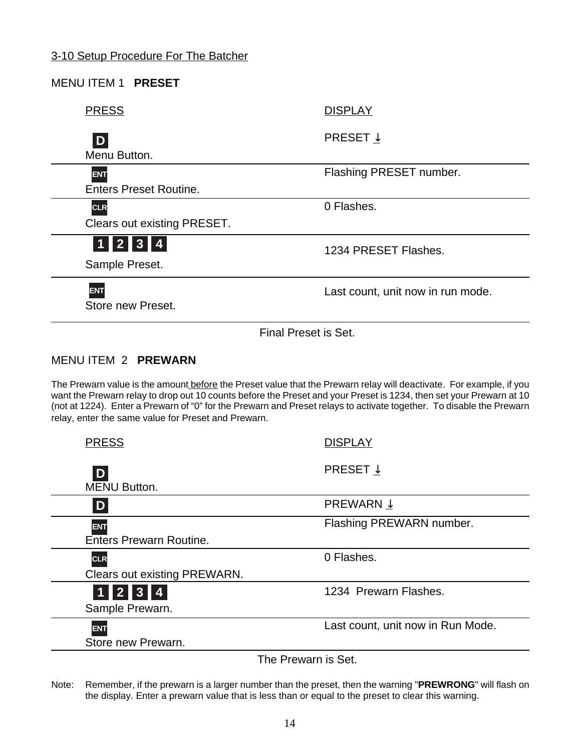## 3-10 Setup Procedure For The Batcher

### MENU ITEM 1 **PRESET**

| PRESS | DISPLAY |
|---|---|
| **D** Menu Button. | PRESET ↓ |
| **ENT** Enters Preset Routine. | Flashing PRESET number. |
| **CLR** Clears out existing PRESET. | 0 Flashes. |
| **1 2 3 4** Sample Preset. | 1234 PRESET Flashes. |
| **ENT** Store new Preset. | Last count, unit now in run mode. |

Final Preset is Set.

### MENU ITEM 2 **PREWARN**

The Prewarn value is the amount before the Preset value that the Prewarn relay will deactivate. For example, if you want the Prewarn relay to drop out 10 counts before the Preset and your Preset is 1234, then set your Prewarn at 10 (not at 1224). Enter a Prewarn of "0" for the Prewarn and Preset relays to activate together. To disable the Prewarn relay, enter the same value for Preset and Prewarn.

| PRESS | DISPLAY |
|---|---|
| **D** MENU Button. | PRESET ↓ |
| **D** | PREWARN ↓ |
| **ENT** Enters Prewarn Routine. | Flashing PREWARN number. |
| **CLR** Clears out existing PREWARN. | 0 Flashes. |
| **1 2 3 4** Sample Prewarn. | 1234 Prewarn Flashes. |
| **ENT** Store new Prewarn. | Last count, unit now in Run Mode. |

The Prewarn is Set.

Note: Remember, if the prewarn is a larger number than the preset, then the warning "**PREWRONG**" will flash on the display. Enter a prewarn value that is less than or equal to the preset to clear this warning.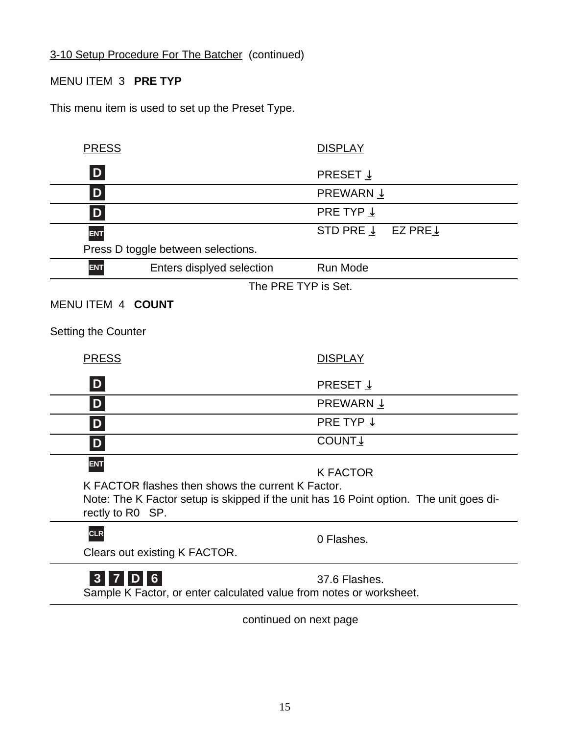3-10 Setup Procedure For The Batcher (continued)

MENU ITEM 3 **PRE TYP**

This menu item is used to set up the Preset Type.

| PRESS | | DISPLAY |
|---|---|---|
| D | | PRESET ↓ |
| D | | PREWARN ↓ |
| D | | PRE TYP ↓ |
| ENT<br>Press D toggle between selections. | | STD PRE ↓ EZ PRE↓ |
| ENT | Enters displyed selection | Run Mode |

The PRE TYP is Set.

MENU ITEM 4 **COUNT**

Setting the Counter

| PRESS | DISPLAY |
|---|---|
| D | PRESET ↓ |
| D | PREWARN ↓ |
| D | PRE TYP ↓ |
| D | COUNT↓ |
| ENT<br>K FACTOR flashes then shows the current K Factor.<br>Note: The K Factor setup is skipped if the unit has 16 Point option. The unit goes directly to R0 SP. | K FACTOR |
| CLR<br>Clears out existing K FACTOR. | 0 Flashes. |
| 3 7 D 6<br>Sample K Factor, or enter calculated value from notes or worksheet. | 37.6 Flashes. |

continued on next page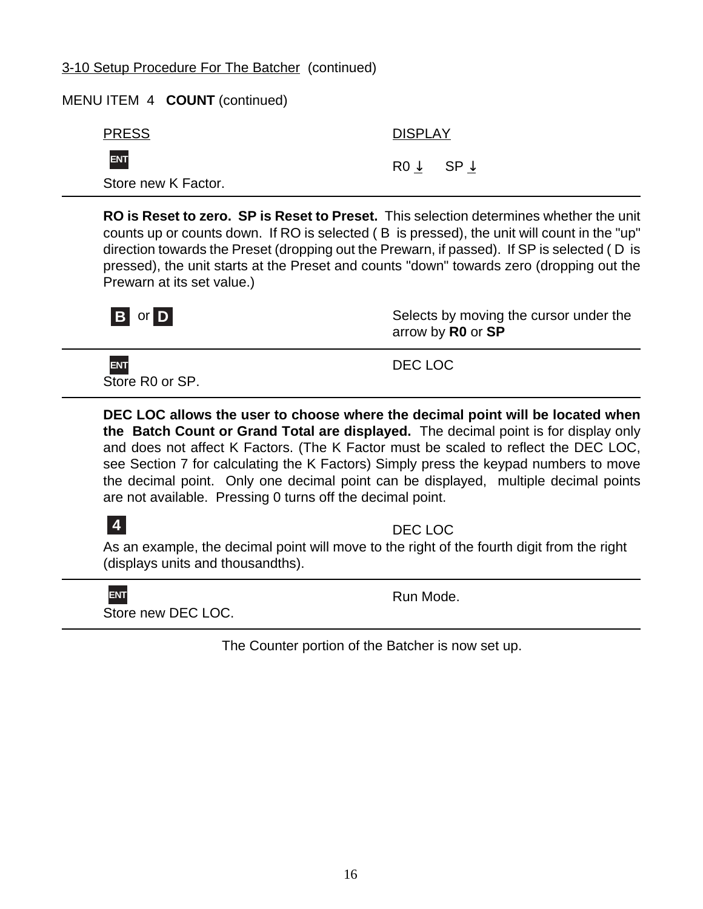3-10 Setup Procedure For The Batcher (continued)

MENU ITEM 4 **COUNT** (continued)

| PRESS | DISPLAY |
|---|---|
| **ENT** Store new K Factor. | R0 ↓ SP ↓ |

**RO is Reset to zero. SP is Reset to Preset.** This selection determines whether the unit counts up or counts down. If RO is selected ( B is pressed), the unit will count in the "up" direction towards the Preset (dropping out the Prewarn, if passed). If SP is selected ( D is pressed), the unit starts at the Preset and counts "down" towards zero (dropping out the Prewarn at its set value.)

| PRESS | DISPLAY |
|---|---|
| **B** or **D** | Selects by moving the cursor under the arrow by **R0** or **SP** |
| **ENT** Store R0 or SP. | DEC LOC |

**DEC LOC allows the user to choose where the decimal point will be located when the Batch Count or Grand Total are displayed.** The decimal point is for display only and does not affect K Factors. (The K Factor must be scaled to reflect the DEC LOC, see Section 7 for calculating the K Factors) Simply press the keypad numbers to move the decimal point. Only one decimal point can be displayed, multiple decimal points are not available. Pressing 0 turns off the decimal point.

| PRESS | DISPLAY |
|---|---|
| **4** | DEC LOC |

As an example, the decimal point will move to the right of the fourth digit from the right (displays units and thousandths).

| PRESS | DISPLAY |
|---|---|
| **ENT** Store new DEC LOC. | Run Mode. |

The Counter portion of the Batcher is now set up.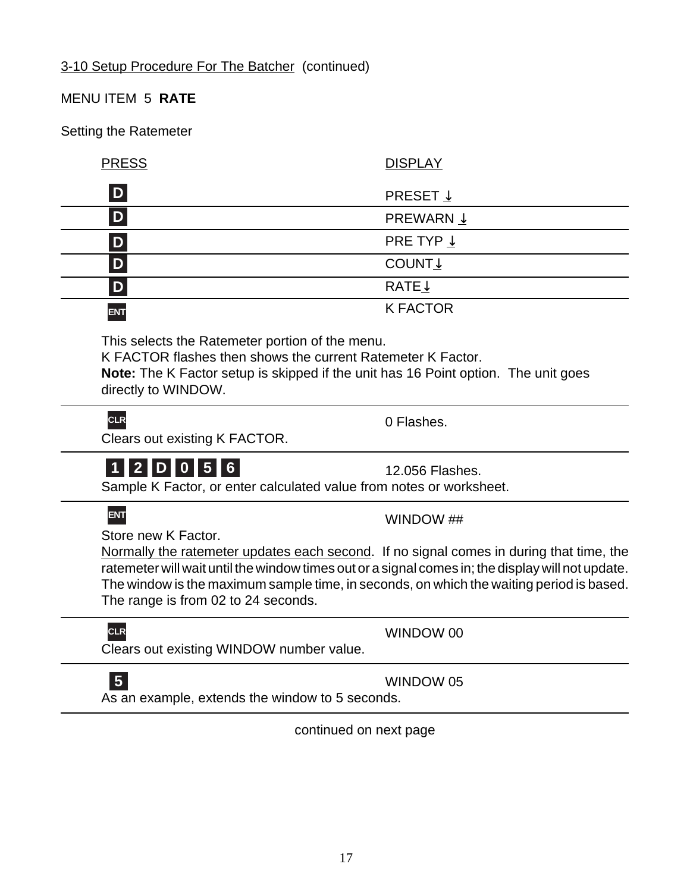3-10 Setup Procedure For The Batcher (continued)

MENU ITEM 5 **RATE**

Setting the Ratemeter

| PRESS | DISPLAY |
|---|---|
| D | PRESET ↓ |
| D | PREWARN ↓ |
| D | PRE TYP ↓ |
| D | COUNT↓ |
| D | RATE↓ |
| ENT | K FACTOR |

This selects the Ratemeter portion of the menu.
K FACTOR flashes then shows the current Ratemeter K Factor.
**Note:** The K Factor setup is skipped if the unit has 16 Point option. The unit goes directly to WINDOW.

| PRESS | DISPLAY |
|---|---|
| CLR<br>Clears out existing K FACTOR. | 0 Flashes. |
| 1 2 D 0 5 6<br>Sample K Factor, or enter calculated value from notes or worksheet. | 12.056 Flashes. |
| ENT<br>Store new K Factor. | WINDOW ## |

Normally the ratemeter updates each second. If no signal comes in during that time, the ratemeter will wait until the window times out or a signal comes in; the display will not update. The window is the maximum sample time, in seconds, on which the waiting period is based. The range is from 02 to 24 seconds.

| PRESS | DISPLAY |
|---|---|
| CLR<br>Clears out existing WINDOW number value. | WINDOW 00 |
| 5<br>As an example, extends the window to 5 seconds. | WINDOW 05 |

continued on next page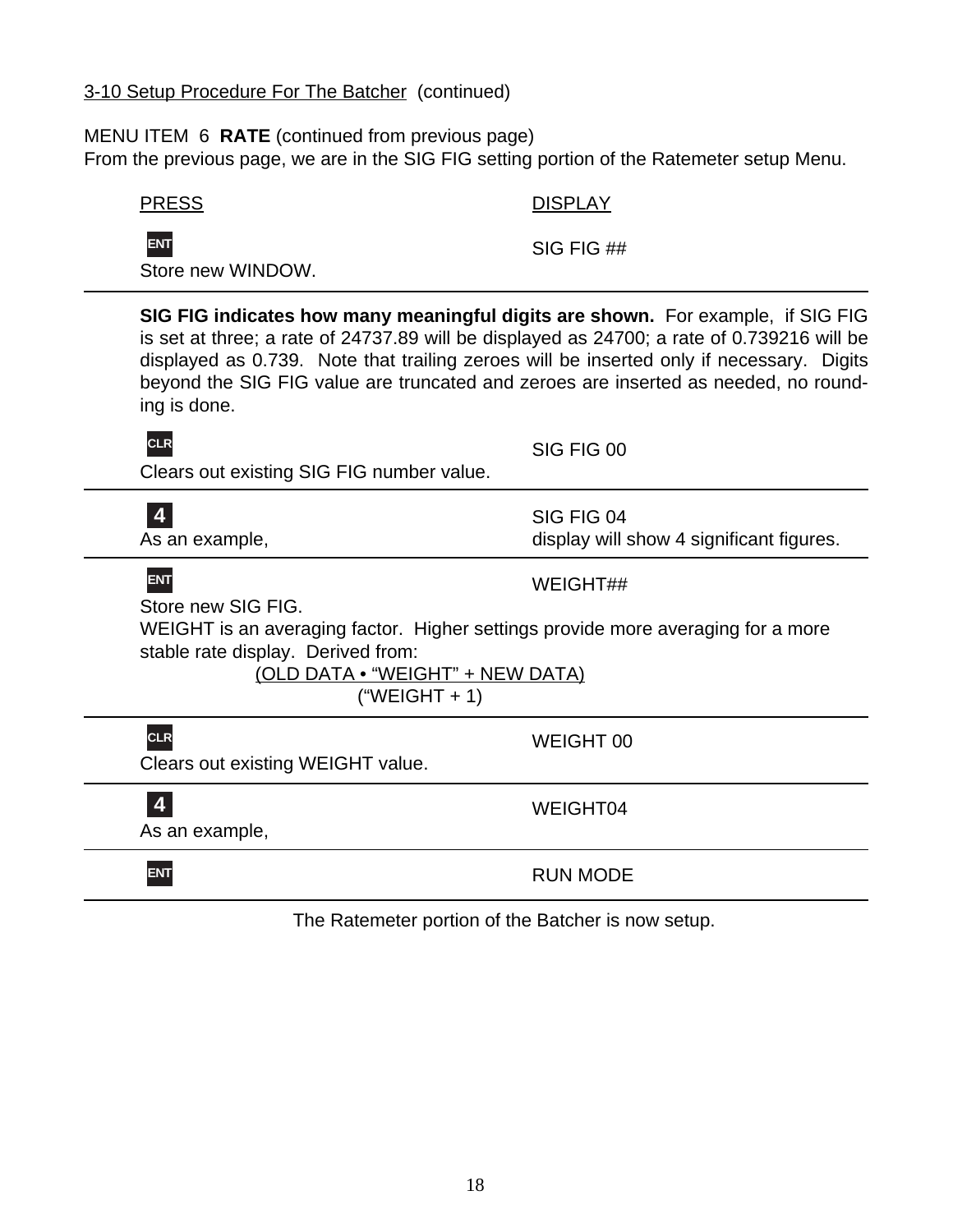3-10 Setup Procedure For The Batcher (continued)

MENU ITEM 6 **RATE** (continued from previous page)
From the previous page, we are in the SIG FIG setting portion of the Ratemeter setup Menu.

| PRESS | DISPLAY |
|---|---|
| **ENT**<br>Store new WINDOW. | SIG FIG ## |

**SIG FIG indicates how many meaningful digits are shown.** For example, if SIG FIG is set at three; a rate of 24737.89 will be displayed as 24700; a rate of 0.739216 will be displayed as 0.739. Note that trailing zeroes will be inserted only if necessary. Digits beyond the SIG FIG value are truncated and zeroes are inserted as needed, no rounding is done.

| PRESS | DISPLAY |
|---|---|
| **CLR**<br>Clears out existing SIG FIG number value. | SIG FIG 00 |
| **4**<br>As an example, | SIG FIG 04<br>display will show 4 significant figures. |
| **ENT**<br>Store new SIG FIG. | WEIGHT## |

WEIGHT is an averaging factor. Higher settings provide more averaging for a more stable rate display. Derived from:

$$\frac{\text{(OLD DATA} \bullet \text{“WEIGHT”} + \text{NEW DATA)}}{\text{(“WEIGHT} + 1)}$$

| PRESS | DISPLAY |
|---|---|
| **CLR**<br>Clears out existing WEIGHT value. | WEIGHT 00 |
| **4**<br>As an example, | WEIGHT04 |
| **ENT** | RUN MODE |

The Ratemeter portion of the Batcher is now setup.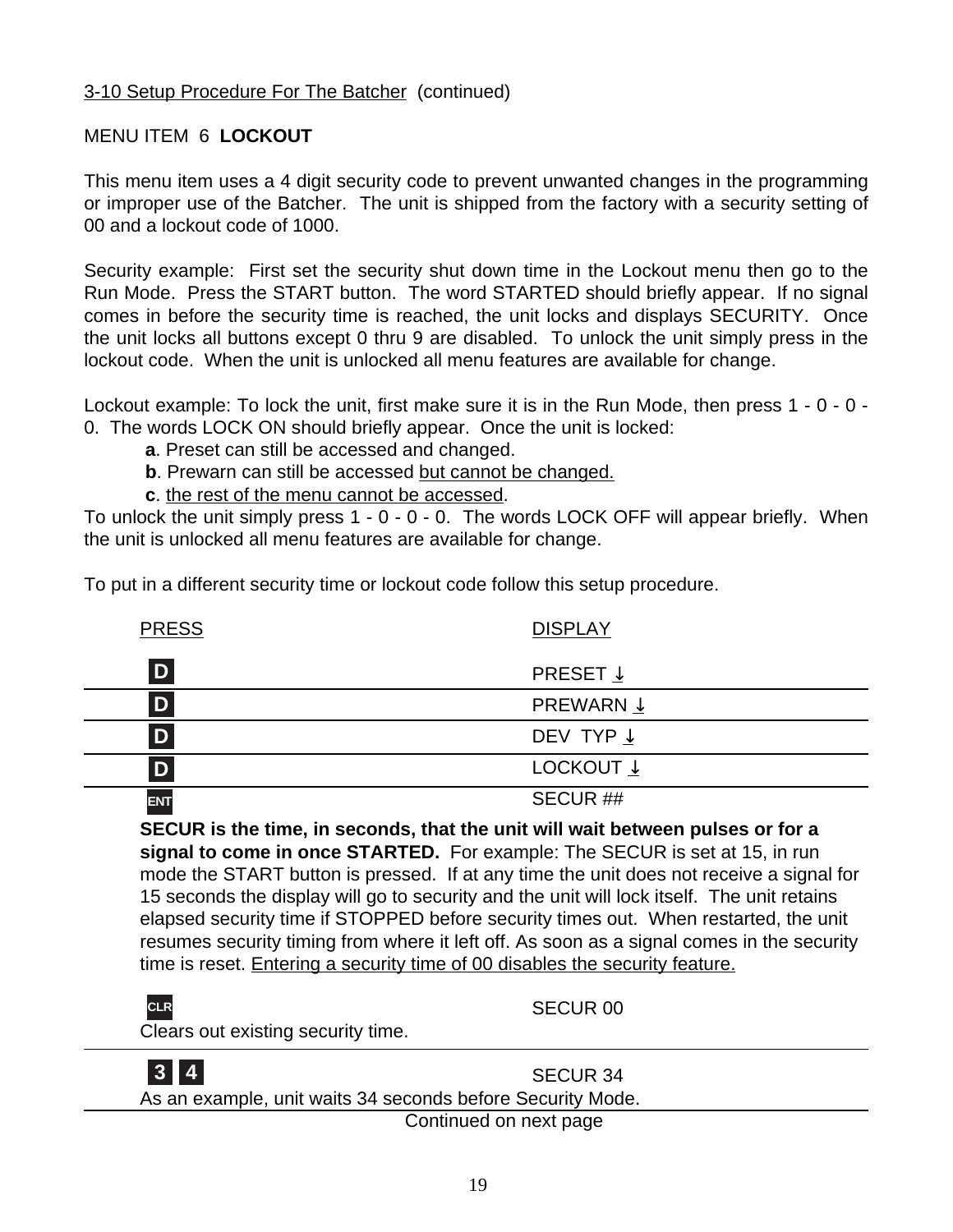3-10 Setup Procedure For The Batcher (continued)

MENU ITEM 6 **LOCKOUT**

This menu item uses a 4 digit security code to prevent unwanted changes in the programming or improper use of the Batcher. The unit is shipped from the factory with a security setting of 00 and a lockout code of 1000.

Security example: First set the security shut down time in the Lockout menu then go to the Run Mode. Press the START button. The word STARTED should briefly appear. If no signal comes in before the security time is reached, the unit locks and displays SECURITY. Once the unit locks all buttons except 0 thru 9 are disabled. To unlock the unit simply press in the lockout code. When the unit is unlocked all menu features are available for change.

Lockout example: To lock the unit, first make sure it is in the Run Mode, then press 1 - 0 - 0 - 0. The words LOCK ON should briefly appear. Once the unit is locked:

- **a**. Preset can still be accessed and changed.
- **b**. Prewarn can still be accessed but cannot be changed.
- **c**. the rest of the menu cannot be accessed.

To unlock the unit simply press 1 - 0 - 0 - 0. The words LOCK OFF will appear briefly. When the unit is unlocked all menu features are available for change.

To put in a different security time or lockout code follow this setup procedure.

| PRESS | DISPLAY |
|---|---|
| D | PRESET ↓ |
| D | PREWARN ↓ |
| D | DEV TYP ↓ |
| D | LOCKOUT ↓ |
| ENT | SECUR ## |

**SECUR is the time, in seconds, that the unit will wait between pulses or for a signal to come in once STARTED.** For example: The SECUR is set at 15, in run mode the START button is pressed. If at any time the unit does not receive a signal for 15 seconds the display will go to security and the unit will lock itself. The unit retains elapsed security time if STOPPED before security times out. When restarted, the unit resumes security timing from where it left off. As soon as a signal comes in the security time is reset. Entering a security time of 00 disables the security feature.

| PRESS | DISPLAY |
|---|---|
| CLR<br>Clears out existing security time. | SECUR 00 |
| 3 4<br>As an example, unit waits 34 seconds before Security Mode. | SECUR 34 |

Continued on next page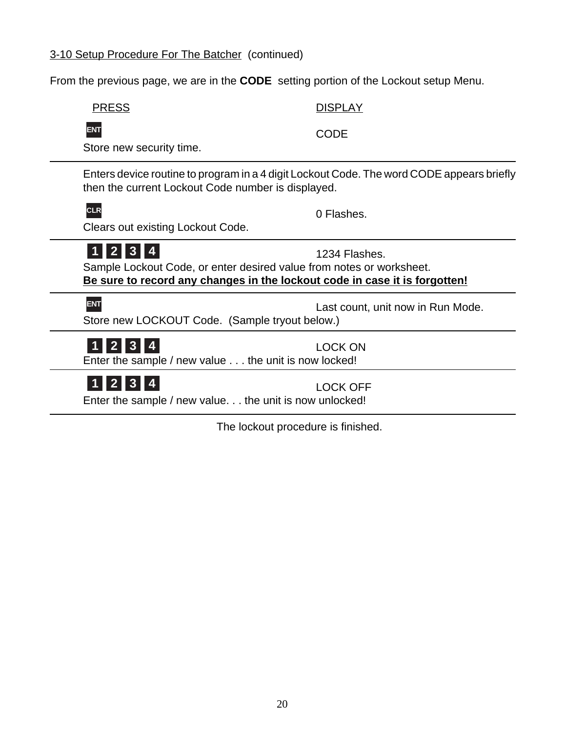3-10 Setup Procedure For The Batcher (continued)

From the previous page, we are in the **CODE** setting portion of the Lockout setup Menu.

| PRESS | DISPLAY |
|---|---|
| **ENT**<br>Store new security time. | CODE |
| Enters device routine to program in a 4 digit Lockout Code. The word CODE appears briefly then the current Lockout Code number is displayed. | |
| **CLR**<br>Clears out existing Lockout Code. | 0 Flashes. |
| **1 2 3 4**<br>Sample Lockout Code, or enter desired value from notes or worksheet.<br>**<u>Be sure to record any changes in the lockout code in case it is forgotten!</u>** | 1234 Flashes. |
| **ENT**<br>Store new LOCKOUT Code. (Sample tryout below.) | Last count, unit now in Run Mode. |
| **1 2 3 4**<br>Enter the sample / new value . . . the unit is now locked! | LOCK ON |
| **1 2 3 4**<br>Enter the sample / new value. . . the unit is now unlocked! | LOCK OFF |

The lockout procedure is finished.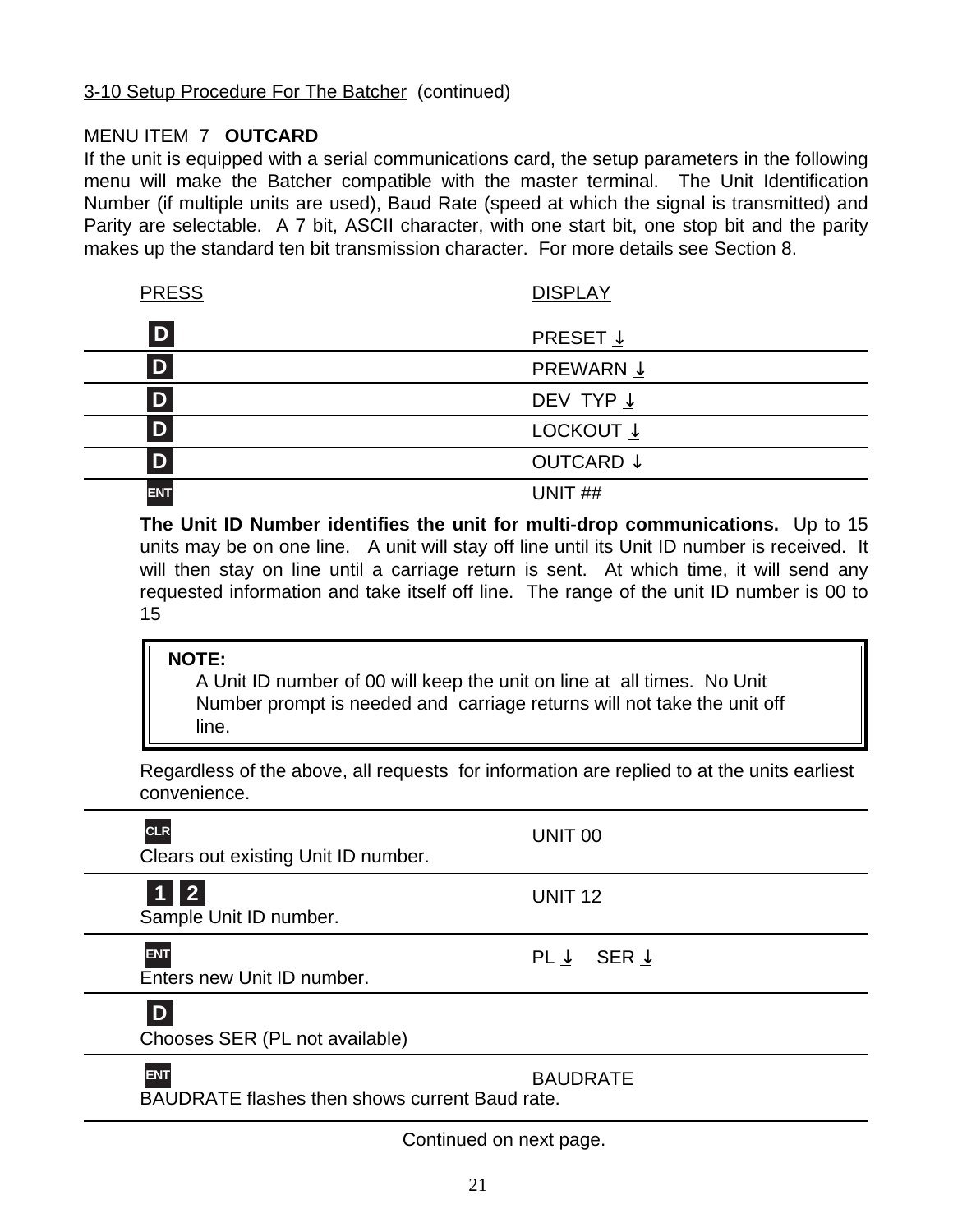3-10 Setup Procedure For The Batcher (continued)

MENU ITEM 7 **OUTCARD**

If the unit is equipped with a serial communications card, the setup parameters in the following menu will make the Batcher compatible with the master terminal. The Unit Identification Number (if multiple units are used), Baud Rate (speed at which the signal is transmitted) and Parity are selectable. A 7 bit, ASCII character, with one start bit, one stop bit and the parity makes up the standard ten bit transmission character. For more details see Section 8.

| PRESS | DISPLAY |
|---|---|
| D | PRESET ↓ |
| D | PREWARN ↓ |
| D | DEV TYP ↓ |
| D | LOCKOUT ↓ |
| D | OUTCARD ↓ |
| ENT | UNIT ## |

**The Unit ID Number identifies the unit for multi-drop communications.** Up to 15 units may be on one line. A unit will stay off line until its Unit ID number is received. It will then stay on line until a carriage return is sent. At which time, it will send any requested information and take itself off line. The range of the unit ID number is 00 to 15

> **NOTE:**
> A Unit ID number of 00 will keep the unit on line at all times. No Unit Number prompt is needed and carriage returns will not take the unit off line.

Regardless of the above, all requests for information are replied to at the units earliest convenience.

| PRESS | DISPLAY |
|---|---|
| CLR<br>Clears out existing Unit ID number. | UNIT 00 |
| 1 2<br>Sample Unit ID number. | UNIT 12 |
| ENT<br>Enters new Unit ID number. | PL ↓ SER ↓ |
| D<br>Chooses SER (PL not available) | |
| ENT<br>BAUDRATE flashes then shows current Baud rate. | BAUDRATE |

Continued on next page.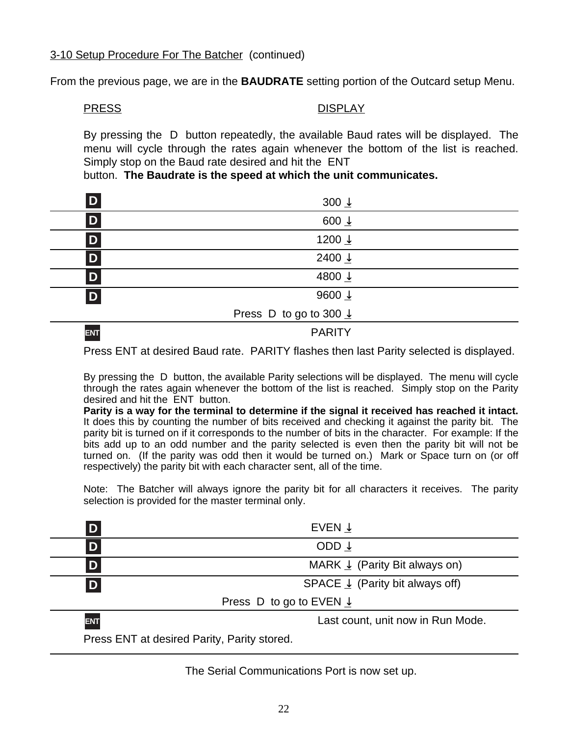3-10 Setup Procedure For The Batcher (continued)

From the previous page, we are in the **BAUDRATE** setting portion of the Outcard setup Menu.

| PRESS | DISPLAY |
|---|---|

By pressing the D button repeatedly, the available Baud rates will be displayed. The menu will cycle through the rates again whenever the bottom of the list is reached. Simply stop on the Baud rate desired and hit the ENT button. **The Baudrate is the speed at which the unit communicates.**

| PRESS | DISPLAY |
|---|---|
| D | 300 ↓ |
| D | 600 ↓ |
| D | 1200 ↓ |
| D | 2400 ↓ |
| D | 4800 ↓ |
| D | 9600 ↓ |
| | Press D to go to 300 ↓ |
| ENT | PARITY |

Press ENT at desired Baud rate. PARITY flashes then last Parity selected is displayed.

By pressing the D button, the available Parity selections will be displayed. The menu will cycle through the rates again whenever the bottom of the list is reached. Simply stop on the Parity desired and hit the ENT button.
**Parity is a way for the terminal to determine if the signal it received has reached it intact.** It does this by counting the number of bits received and checking it against the parity bit. The parity bit is turned on if it corresponds to the number of bits in the character. For example: If the bits add up to an odd number and the parity selected is even then the parity bit will not be turned on. (If the parity was odd then it would be turned on.) Mark or Space turn on (or off respectively) the parity bit with each character sent, all of the time.

Note: The Batcher will always ignore the parity bit for all characters it receives. The parity selection is provided for the master terminal only.

| PRESS | DISPLAY |
|---|---|
| D | EVEN ↓ |
| D | ODD ↓ |
| D | MARK ↓ (Parity Bit always on) |
| D | SPACE ↓ (Parity bit always off) |
| | Press D to go to EVEN ↓ |
| ENT | Last count, unit now in Run Mode. |

Press ENT at desired Parity, Parity stored.

The Serial Communications Port is now set up.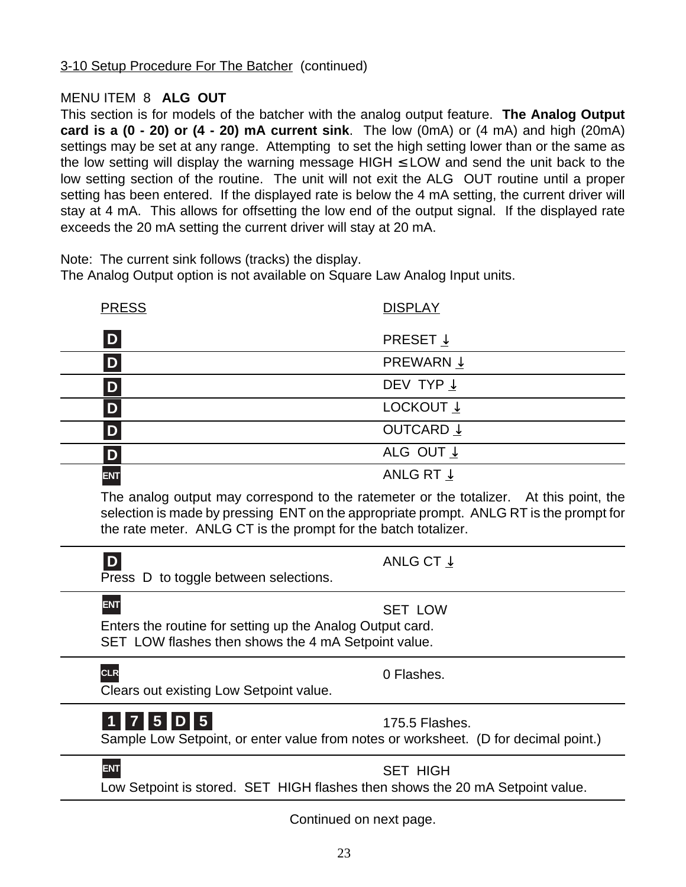3-10 Setup Procedure For The Batcher (continued)

MENU ITEM 8 **ALG OUT**

This section is for models of the batcher with the analog output feature. **The Analog Output card is a (0 - 20) or (4 - 20) mA current sink**. The low (0mA) or (4 mA) and high (20mA) settings may be set at any range. Attempting to set the high setting lower than or the same as the low setting will display the warning message HIGH ≤ LOW and send the unit back to the low setting section of the routine. The unit will not exit the ALG OUT routine until a proper setting has been entered. If the displayed rate is below the 4 mA setting, the current driver will stay at 4 mA. This allows for offsetting the low end of the output signal. If the displayed rate exceeds the 20 mA setting the current driver will stay at 20 mA.

Note: The current sink follows (tracks) the display.
The Analog Output option is not available on Square Law Analog Input units.

| PRESS | DISPLAY |
|---|---|
| D | PRESET ↓ |
| D | PREWARN ↓ |
| D | DEV TYP ↓ |
| D | LOCKOUT ↓ |
| D | OUTCARD ↓ |
| D | ALG OUT ↓ |
| ENT | ANLG RT ↓ |

The analog output may correspond to the ratemeter or the totalizer. At this point, the selection is made by pressing ENT on the appropriate prompt. ANLG RT is the prompt for the rate meter. ANLG CT is the prompt for the batch totalizer.

| PRESS | DISPLAY |
|---|---|
| D<br>Press D to toggle between selections. | ANLG CT ↓ |
| ENT<br>Enters the routine for setting up the Analog Output card.<br>SET LOW flashes then shows the 4 mA Setpoint value. | SET LOW |
| CLR<br>Clears out existing Low Setpoint value. | 0 Flashes. |
| 1 7 5 D 5<br>Sample Low Setpoint, or enter value from notes or worksheet. (D for decimal point.) | 175.5 Flashes. |
| ENT<br>Low Setpoint is stored. SET HIGH flashes then shows the 20 mA Setpoint value. | SET HIGH |

Continued on next page.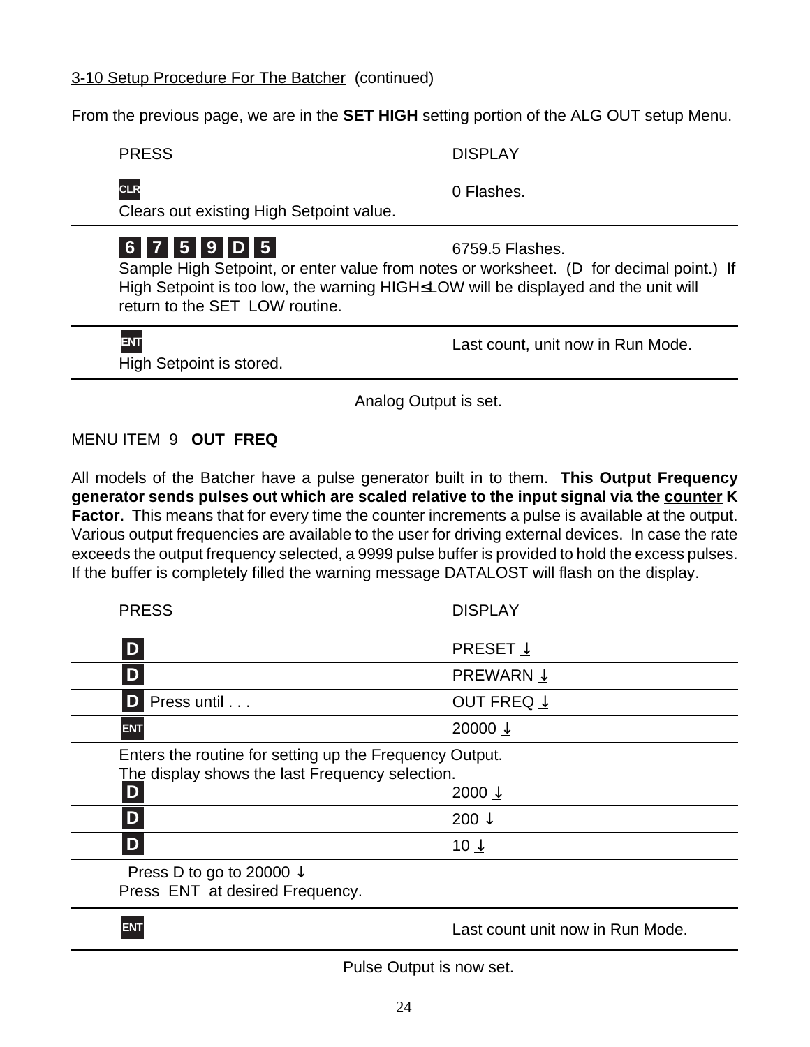3-10 Setup Procedure For The Batcher (continued)

From the previous page, we are in the **SET HIGH** setting portion of the ALG OUT setup Menu.

| PRESS | DISPLAY |
|---|---|
| **CLR**<br>Clears out existing High Setpoint value. | 0 Flashes. |
| **6 7 5 9 D 5**<br>Sample High Setpoint, or enter value from notes or worksheet. (D for decimal point.) If High Setpoint is too low, the warning HIGH≤LOW will be displayed and the unit will return to the SET LOW routine. | 6759.5 Flashes. |
| **ENT**<br>High Setpoint is stored. | Last count, unit now in Run Mode. |

Analog Output is set.

MENU ITEM 9 **OUT FREQ**

All models of the Batcher have a pulse generator built in to them. **This Output Frequency generator sends pulses out which are scaled relative to the input signal via the counter K Factor.** This means that for every time the counter increments a pulse is available at the output. Various output frequencies are available to the user for driving external devices. In case the rate exceeds the output frequency selected, a 9999 pulse buffer is provided to hold the excess pulses. If the buffer is completely filled the warning message DATALOST will flash on the display.

| PRESS | DISPLAY |
|---|---|
| **D** | PRESET ↓ |
| **D** | PREWARN ↓ |
| **D** Press until . . . | OUT FREQ ↓ |
| **ENT** | 20000 ↓ |
| Enters the routine for setting up the Frequency Output.<br>The display shows the last Frequency selection.<br>**D** | 2000 ↓ |
| **D** | 200 ↓ |
| **D** | 10 ↓ |
| Press D to go to 20000 ↓<br>Press ENT at desired Frequency. | |
| **ENT** | Last count unit now in Run Mode. |

Pulse Output is now set.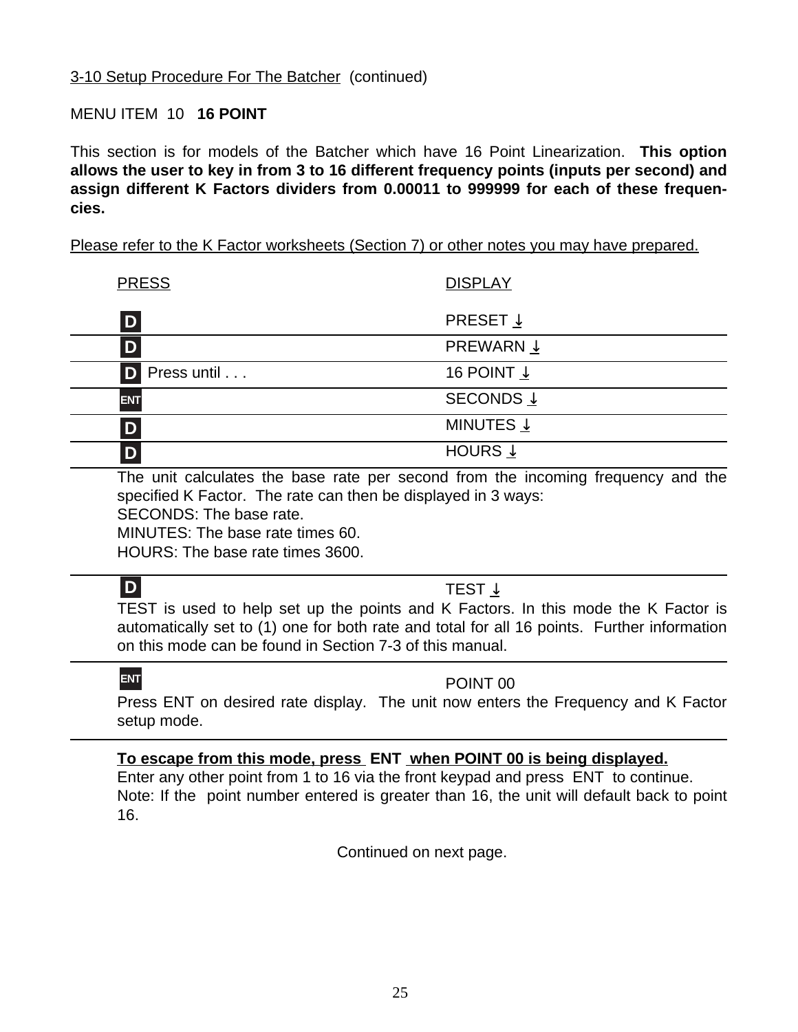3-10 Setup Procedure For The Batcher (continued)

MENU ITEM 10 **16 POINT**

This section is for models of the Batcher which have 16 Point Linearization. **This option allows the user to key in from 3 to 16 different frequency points (inputs per second) and assign different K Factors dividers from 0.00011 to 999999 for each of these frequencies.**

Please refer to the K Factor worksheets (Section 7) or other notes you may have prepared.

| PRESS | DISPLAY |
|---|---|
| **D** | PRESET ↓ |
| **D** | PREWARN ↓ |
| **D** Press until . . . | 16 POINT ↓ |
| **ENT** | SECONDS ↓ |
| **D** | MINUTES ↓ |
| **D** | HOURS ↓ |

The unit calculates the base rate per second from the incoming frequency and the specified K Factor. The rate can then be displayed in 3 ways:
SECONDS: The base rate.
MINUTES: The base rate times 60.
HOURS: The base rate times 3600.

| PRESS | DISPLAY |
|---|---|
| **D** | TEST ↓ |

TEST is used to help set up the points and K Factors. In this mode the K Factor is automatically set to (1) one for both rate and total for all 16 points. Further information on this mode can be found in Section 7-3 of this manual.

| PRESS | DISPLAY |
|---|---|
| **ENT** | POINT 00 |

Press ENT on desired rate display. The unit now enters the Frequency and K Factor setup mode.

**To escape from this mode, press ENT when POINT 00 is being displayed.**
Enter any other point from 1 to 16 via the front keypad and press ENT to continue.
Note: If the point number entered is greater than 16, the unit will default back to point 16.

Continued on next page.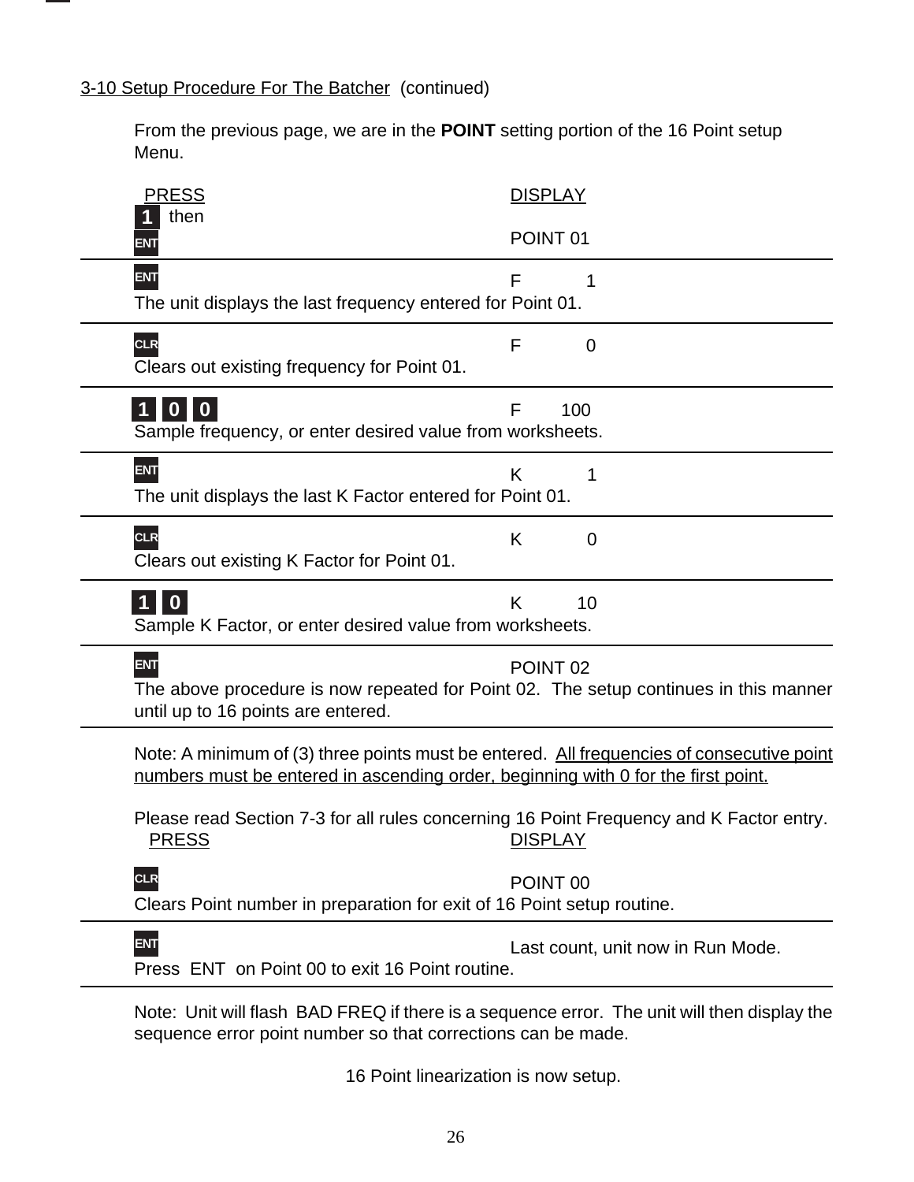3-10 Setup Procedure For The Batcher (continued)

From the previous page, we are in the **POINT** setting portion of the 16 Point setup Menu.

| PRESS | DISPLAY |
|---|---|
| **1** then **ENT** | POINT 01 |
| **ENT**<br>The unit displays the last frequency entered for Point 01. | F 1 |
| **CLR**<br>Clears out existing frequency for Point 01. | F 0 |
| **1** **0** **0**<br>Sample frequency, or enter desired value from worksheets. | F 100 |
| **ENT**<br>The unit displays the last K Factor entered for Point 01. | K 1 |
| **CLR**<br>Clears out existing K Factor for Point 01. | K 0 |
| **1** **0**<br>Sample K Factor, or enter desired value from worksheets. | K 10 |
| **ENT**<br>The above procedure is now repeated for Point 02. The setup continues in this manner until up to 16 points are entered. | POINT 02 |

Note: A minimum of (3) three points must be entered. <u>All frequencies of consecutive point numbers must be entered in ascending order, beginning with 0 for the first point.</u>

Please read Section 7-3 for all rules concerning 16 Point Frequency and K Factor entry.

| PRESS | DISPLAY |
|---|---|
| **CLR**<br>Clears Point number in preparation for exit of 16 Point setup routine. | POINT 00 |
| **ENT**<br>Press ENT on Point 00 to exit 16 Point routine. | Last count, unit now in Run Mode. |

Note: Unit will flash BAD FREQ if there is a sequence error. The unit will then display the sequence error point number so that corrections can be made.

16 Point linearization is now setup.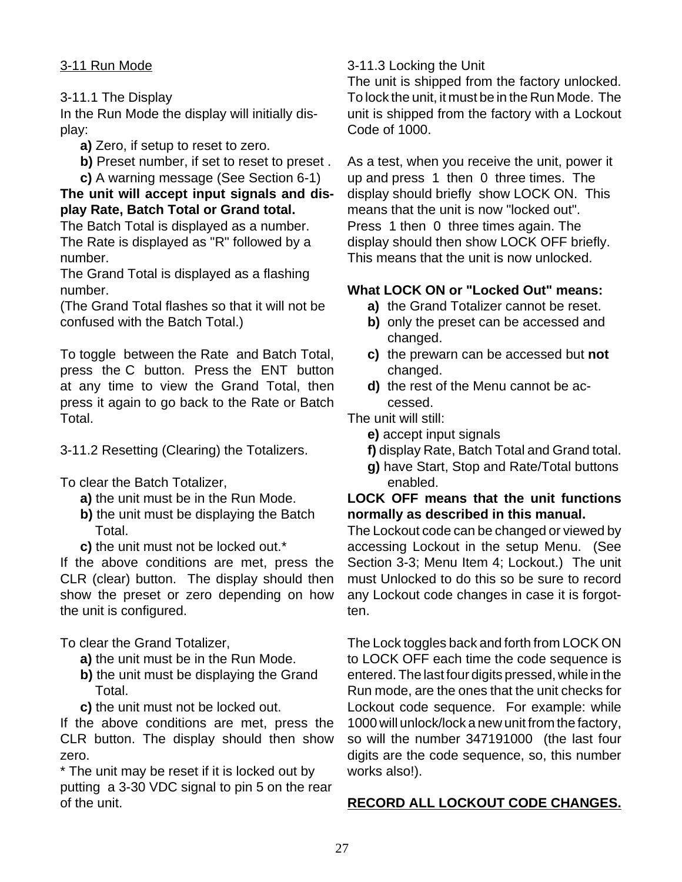## 3-11 Run Mode

### 3-11.1 The Display

In the Run Mode the display will initially display:

- **a)** Zero, if setup to reset to zero.
- **b)** Preset number, if set to reset to preset .
- **c)** A warning message (See Section 6-1)

**The unit will accept input signals and display Rate, Batch Total or Grand total.**

The Batch Total is displayed as a number.
The Rate is displayed as "R" followed by a number.
The Grand Total is displayed as a flashing number.
(The Grand Total flashes so that it will not be confused with the Batch Total.)

To toggle between the Rate and Batch Total, press the C button. Press the ENT button at any time to view the Grand Total, then press it again to go back to the Rate or Batch Total.

### 3-11.2 Resetting (Clearing) the Totalizers.

To clear the Batch Totalizer,

- **a)** the unit must be in the Run Mode.
- **b)** the unit must be displaying the Batch Total.
- **c)** the unit must not be locked out.*

If the above conditions are met, press the CLR (clear) button. The display should then show the preset or zero depending on how the unit is configured.

To clear the Grand Totalizer,

- **a)** the unit must be in the Run Mode.
- **b)** the unit must be displaying the Grand Total.
- **c)** the unit must not be locked out.

If the above conditions are met, press the CLR button. The display should then show zero.

* The unit may be reset if it is locked out by putting a 3-30 VDC signal to pin 5 on the rear of the unit.

### 3-11.3 Locking the Unit

The unit is shipped from the factory unlocked. To lock the unit, it must be in the Run Mode. The unit is shipped from the factory with a Lockout Code of 1000.

As a test, when you receive the unit, power it up and press 1 then 0 three times. The display should briefly show LOCK ON. This means that the unit is now "locked out". Press 1 then 0 three times again. The display should then show LOCK OFF briefly. This means that the unit is now unlocked.

**What LOCK ON or "Locked Out" means:**

- **a)** the Grand Totalizer cannot be reset.
- **b)** only the preset can be accessed and changed.
- **c)** the prewarn can be accessed but **not** changed.
- **d)** the rest of the Menu cannot be accessed.

The unit will still:

- **e)** accept input signals
- **f)** display Rate, Batch Total and Grand total.
- **g)** have Start, Stop and Rate/Total buttons enabled.

**LOCK OFF means that the unit functions normally as described in this manual.**

The Lockout code can be changed or viewed by accessing Lockout in the setup Menu. (See Section 3-3; Menu Item 4; Lockout.) The unit must Unlocked to do this so be sure to record any Lockout code changes in case it is forgotten.

The Lock toggles back and forth from LOCK ON to LOCK OFF each time the code sequence is entered. The last four digits pressed, while in the Run mode, are the ones that the unit checks for Lockout code sequence. For example: while 1000 will unlock/lock a new unit from the factory, so will the number 347191000 (the last four digits are the code sequence, so, this number works also!).

**RECORD ALL LOCKOUT CODE CHANGES.**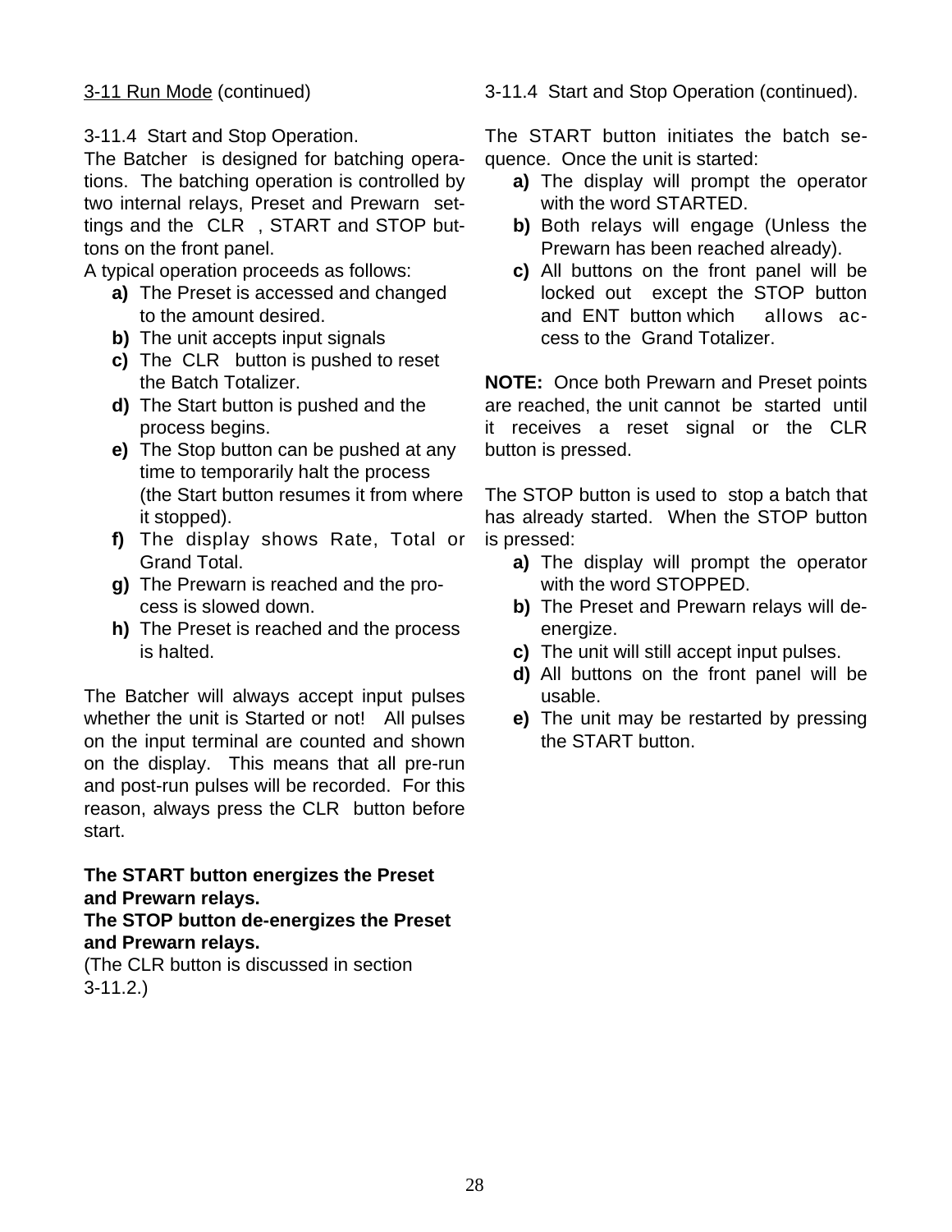3-11 Run Mode (continued)

### 3-11.4 Start and Stop Operation.

The Batcher is designed for batching operations. The batching operation is controlled by two internal relays, Preset and Prewarn settings and the CLR, START and STOP buttons on the front panel.

A typical operation proceeds as follows:

- **a)** The Preset is accessed and changed to the amount desired.
- **b)** The unit accepts input signals
- **c)** The CLR button is pushed to reset the Batch Totalizer.
- **d)** The Start button is pushed and the process begins.
- **e)** The Stop button can be pushed at any time to temporarily halt the process (the Start button resumes it from where it stopped).
- **f)** The display shows Rate, Total or Grand Total.
- **g)** The Prewarn is reached and the process is slowed down.
- **h)** The Preset is reached and the process is halted.

The Batcher will always accept input pulses whether the unit is Started or not! All pulses on the input terminal are counted and shown on the display. This means that all pre-run and post-run pulses will be recorded. For this reason, always press the CLR button before start.

**The START button energizes the Preset and Prewarn relays.**
**The STOP button de-energizes the Preset and Prewarn relays.**
(The CLR button is discussed in section 3-11.2.)

### 3-11.4 Start and Stop Operation (continued).

The START button initiates the batch sequence. Once the unit is started:

- **a)** The display will prompt the operator with the word STARTED.
- **b)** Both relays will engage (Unless the Prewarn has been reached already).
- **c)** All buttons on the front panel will be locked out except the STOP button and ENT button which allows access to the Grand Totalizer.

**NOTE:** Once both Prewarn and Preset points are reached, the unit cannot be started until it receives a reset signal or the CLR button is pressed.

The STOP button is used to stop a batch that has already started. When the STOP button is pressed:

- **a)** The display will prompt the operator with the word STOPPED.
- **b)** The Preset and Prewarn relays will de-energize.
- **c)** The unit will still accept input pulses.
- **d)** All buttons on the front panel will be usable.
- **e)** The unit may be restarted by pressing the START button.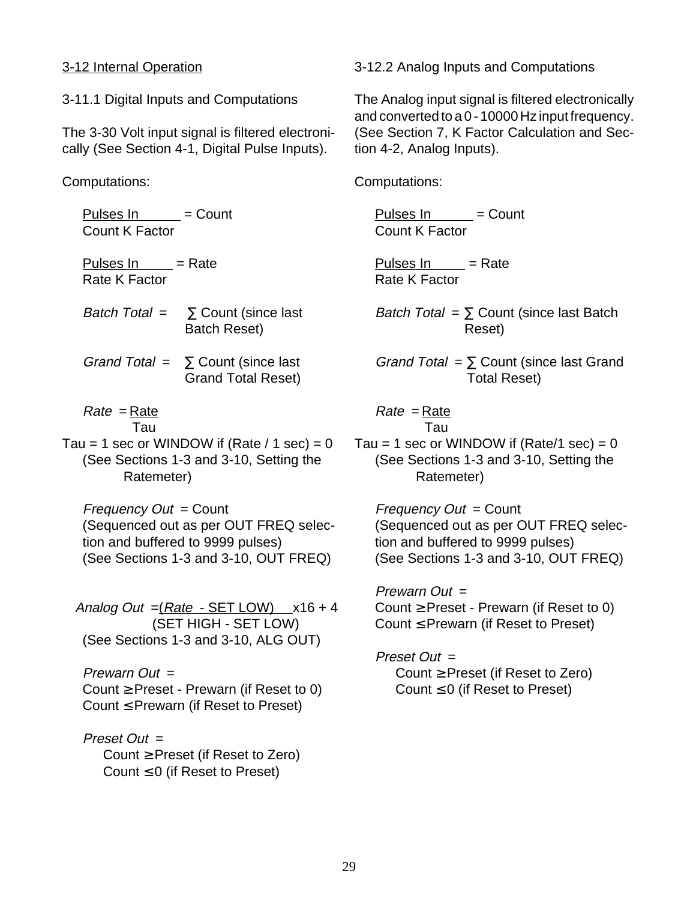## 3-12 Internal Operation

### 3-11.1 Digital Inputs and Computations

The 3-30 Volt input signal is filtered electronically (See Section 4-1, Digital Pulse Inputs).

Computations:

$$\frac{\text{Pulses In}}{\text{Count K Factor}} = \text{Count}$$

$$\frac{\text{Pulses In}}{\text{Rate K Factor}} = \text{Rate}$$

*Batch Total* = ∑ Count (since last Batch Reset)

*Grand Total* = ∑ Count (since last Grand Total Reset)

$$\textit{Rate} = \frac{\text{Rate}}{\text{Tau}}$$

Tau = 1 sec or WINDOW if (Rate / 1 sec) = 0
(See Sections 1-3 and 3-10, Setting the Ratemeter)

*Frequency Out* = Count
(Sequenced out as per OUT FREQ selection and buffered to 9999 pulses)
(See Sections 1-3 and 3-10, OUT FREQ)

$$\textit{Analog Out} = \frac{(\textit{Rate} - \text{SET LOW})}{(\text{SET HIGH} - \text{SET LOW})} \times 16 + 4$$

(See Sections 1-3 and 3-10, ALG OUT)

*Prewarn Out* =
Count ≥ Preset - Prewarn (if Reset to 0)
Count ≤ Prewarn (if Reset to Preset)

*Preset Out* =
Count ≥ Preset (if Reset to Zero)
Count ≤ 0 (if Reset to Preset)

### 3-12.2 Analog Inputs and Computations

The Analog input signal is filtered electronically and converted to a 0 - 10000 Hz input frequency. (See Section 7, K Factor Calculation and Section 4-2, Analog Inputs).

Computations:

$$\frac{\text{Pulses In}}{\text{Count K Factor}} = \text{Count}$$

$$\frac{\text{Pulses In}}{\text{Rate K Factor}} = \text{Rate}$$

*Batch Total* = ∑ Count (since last Batch Reset)

*Grand Total* = ∑ Count (since last Grand Total Reset)

$$\textit{Rate} = \frac{\text{Rate}}{\text{Tau}}$$

Tau = 1 sec or WINDOW if (Rate/1 sec) = 0
(See Sections 1-3 and 3-10, Setting the Ratemeter)

*Frequency Out* = Count
(Sequenced out as per OUT FREQ selection and buffered to 9999 pulses)
(See Sections 1-3 and 3-10, OUT FREQ)

*Prewarn Out* =
Count ≥ Preset - Prewarn (if Reset to 0)
Count ≤ Prewarn (if Reset to Preset)

*Preset Out* =
Count ≥ Preset (if Reset to Zero)
Count ≤ 0 (if Reset to Preset)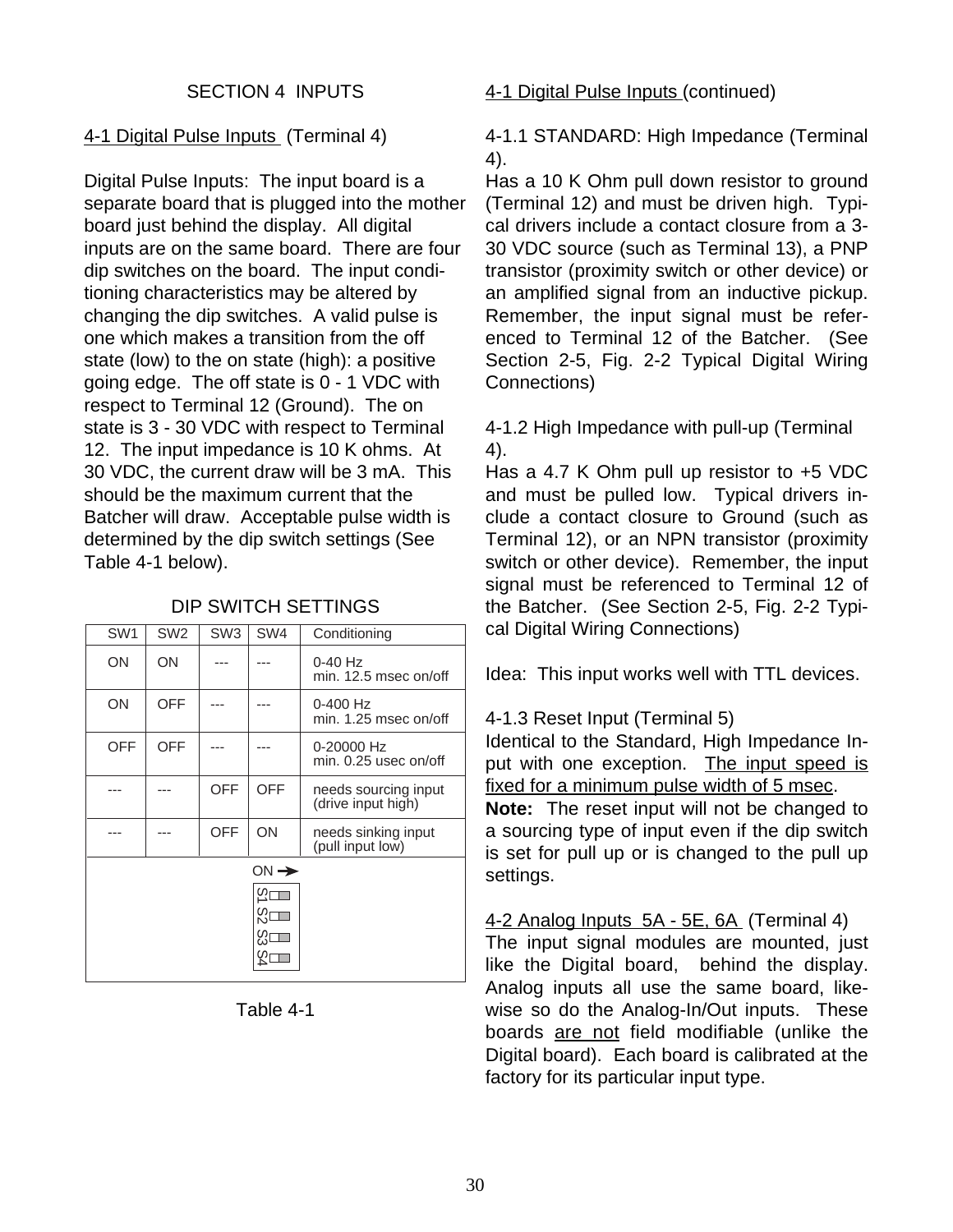# SECTION 4 INPUTS

## 4-1 Digital Pulse Inputs (Terminal 4)

Digital Pulse Inputs: The input board is a separate board that is plugged into the mother board just behind the display. All digital inputs are on the same board. There are four dip switches on the board. The input conditioning characteristics may be altered by changing the dip switches. A valid pulse is one which makes a transition from the off state (low) to the on state (high): a positive going edge. The off state is 0 - 1 VDC with respect to Terminal 12 (Ground). The on state is 3 - 30 VDC with respect to Terminal 12. The input impedance is 10 K ohms. At 30 VDC, the current draw will be 3 mA. This should be the maximum current that the Batcher will draw. Acceptable pulse width is determined by the dip switch settings (See Table 4-1 below).

DIP SWITCH SETTINGS

| SW1 | SW2 | SW3 | SW4 | Conditioning |
|---|---|---|---|---|
| ON | ON | --- | --- | 0-40 Hz<br>min. 12.5 msec on/off |
| ON | OFF | --- | --- | 0-400 Hz<br>min. 1.25 msec on/off |
| OFF | OFF | --- | --- | 0-20000 Hz<br>min. 0.25 usec on/off |
| --- | --- | OFF | OFF | needs sourcing input<br>(drive input high) |
| --- | --- | OFF | ON | needs sinking input<br>(pull input low) |

ON →
S1 S2 S3 S4

Table 4-1

## 4-1 Digital Pulse Inputs (continued)

### 4-1.1 STANDARD: High Impedance (Terminal 4).

Has a 10 K Ohm pull down resistor to ground (Terminal 12) and must be driven high. Typical drivers include a contact closure from a 3-30 VDC source (such as Terminal 13), a PNP transistor (proximity switch or other device) or an amplified signal from an inductive pickup. Remember, the input signal must be referenced to Terminal 12 of the Batcher. (See Section 2-5, Fig. 2-2 Typical Digital Wiring Connections)

### 4-1.2 High Impedance with pull-up (Terminal 4).

Has a 4.7 K Ohm pull up resistor to +5 VDC and must be pulled low. Typical drivers include a contact closure to Ground (such as Terminal 12), or an NPN transistor (proximity switch or other device). Remember, the input signal must be referenced to Terminal 12 of the Batcher. (See Section 2-5, Fig. 2-2 Typical Digital Wiring Connections)

Idea: This input works well with TTL devices.

### 4-1.3 Reset Input (Terminal 5)

Identical to the Standard, High Impedance Input with one exception. The input speed is fixed for a minimum pulse width of 5 msec.

**Note:** The reset input will not be changed to a sourcing type of input even if the dip switch is set for pull up or is changed to the pull up settings.

## 4-2 Analog Inputs 5A - 5E, 6A (Terminal 4)

The input signal modules are mounted, just like the Digital board, behind the display. Analog inputs all use the same board, likewise so do the Analog-In/Out inputs. These boards are not field modifiable (unlike the Digital board). Each board is calibrated at the factory for its particular input type.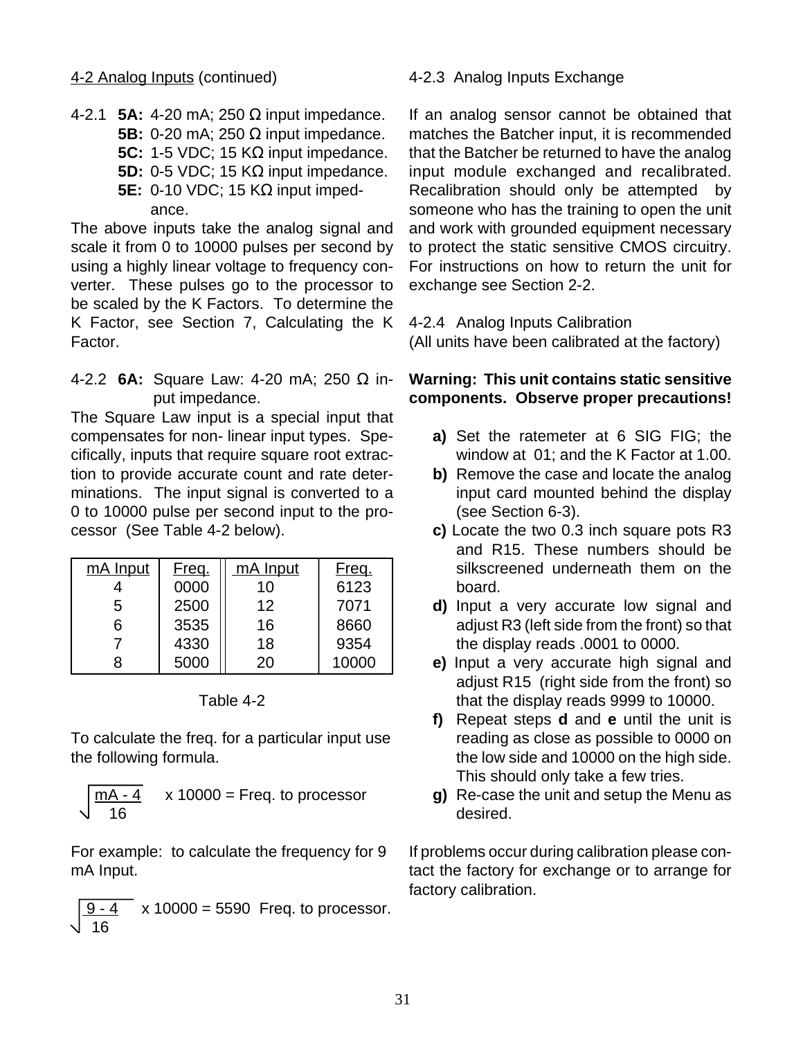## 4-2 Analog Inputs (continued)

4-2.1 **5A:** 4-20 mA; 250 Ω input impedance.
**5B:** 0-20 mA; 250 Ω input impedance.
**5C:** 1-5 VDC; 15 KΩ input impedance.
**5D:** 0-5 VDC; 15 KΩ input impedance.
**5E:** 0-10 VDC; 15 KΩ input impedance.

The above inputs take the analog signal and scale it from 0 to 10000 pulses per second by using a highly linear voltage to frequency converter. These pulses go to the processor to be scaled by the K Factors. To determine the K Factor, see Section 7, Calculating the K Factor.

4-2.2 **6A:** Square Law: 4-20 mA; 250 Ω input impedance.

The Square Law input is a special input that compensates for non- linear input types. Specifically, inputs that require square root extraction to provide accurate count and rate determinations. The input signal is converted to a 0 to 10000 pulse per second input to the processor (See Table 4-2 below).

| mA Input | Freq. | mA Input | Freq. |
|---|---|---|---|
| 4 | 0000 | 10 | 6123 |
| 5 | 2500 | 12 | 7071 |
| 6 | 3535 | 16 | 8660 |
| 7 | 4330 | 18 | 9354 |
| 8 | 5000 | 20 | 10000 |

Table 4-2

To calculate the freq. for a particular input use the following formula.

$$\sqrt{\frac{\text{mA} - 4}{16}} \times 10000 = \text{Freq. to processor}$$

For example: to calculate the frequency for 9 mA Input.

$$\sqrt{\frac{9 - 4}{16}} \times 10000 = 5590 \text{ Freq. to processor.}$$

### 4-2.3 Analog Inputs Exchange

If an analog sensor cannot be obtained that matches the Batcher input, it is recommended that the Batcher be returned to have the analog input module exchanged and recalibrated. Recalibration should only be attempted by someone who has the training to open the unit and work with grounded equipment necessary to protect the static sensitive CMOS circuitry. For instructions on how to return the unit for exchange see Section 2-2.

### 4-2.4 Analog Inputs Calibration

(All units have been calibrated at the factory)

**Warning: This unit contains static sensitive components. Observe proper precautions!**

- **a)** Set the ratemeter at 6 SIG FIG; the window at 01; and the K Factor at 1.00.
- **b)** Remove the case and locate the analog input card mounted behind the display (see Section 6-3).
- **c)** Locate the two 0.3 inch square pots R3 and R15. These numbers should be silkscreened underneath them on the board.
- **d)** Input a very accurate low signal and adjust R3 (left side from the front) so that the display reads .0001 to 0000.
- **e)** Input a very accurate high signal and adjust R15 (right side from the front) so that the display reads 9999 to 10000.
- **f)** Repeat steps **d** and **e** until the unit is reading as close as possible to 0000 on the low side and 10000 on the high side. This should only take a few tries.
- **g)** Re-case the unit and setup the Menu as desired.

If problems occur during calibration please contact the factory for exchange or to arrange for factory calibration.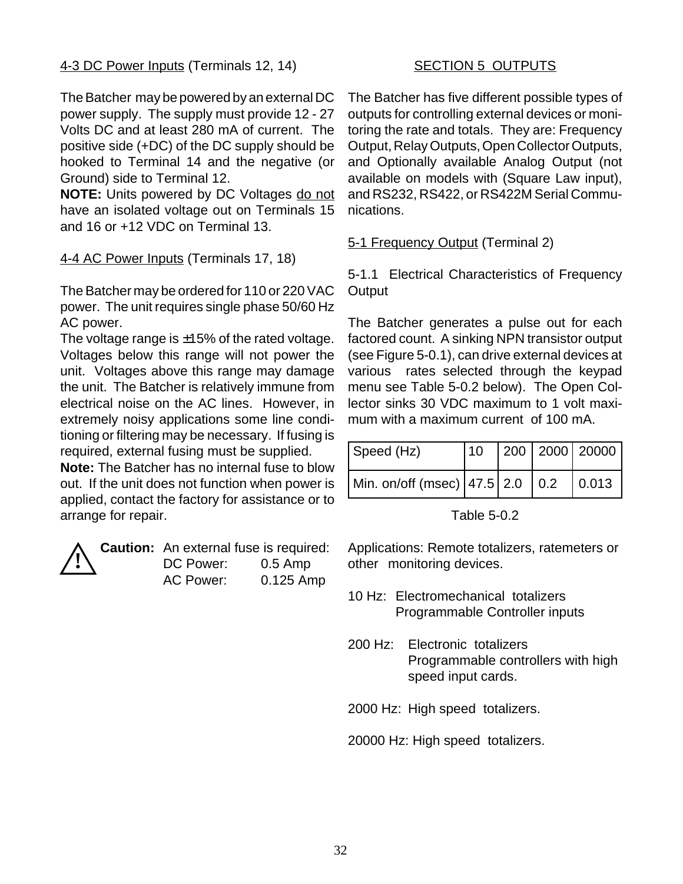### 4-3 DC Power Inputs (Terminals 12, 14)

The Batcher may be powered by an external DC power supply. The supply must provide 12 - 27 Volts DC and at least 280 mA of current. The positive side (+DC) of the DC supply should be hooked to Terminal 14 and the negative (or Ground) side to Terminal 12.

**NOTE:** Units powered by DC Voltages do not have an isolated voltage out on Terminals 15 and 16 or +12 VDC on Terminal 13.

### 4-4 AC Power Inputs (Terminals 17, 18)

The Batcher may be ordered for 110 or 220 VAC power. The unit requires single phase 50/60 Hz AC power.

The voltage range is ±15% of the rated voltage. Voltages below this range will not power the unit. Voltages above this range may damage the unit. The Batcher is relatively immune from electrical noise on the AC lines. However, in extremely noisy applications some line conditioning or filtering may be necessary. If fusing is required, external fusing must be supplied.

**Note:** The Batcher has no internal fuse to blow out. If the unit does not function when power is applied, contact the factory for assistance or to arrange for repair.

**Caution:** An external fuse is required:

| | |
|---|---|
| DC Power: | 0.5 Amp |
| AC Power: | 0.125 Amp |

## SECTION 5 OUTPUTS

The Batcher has five different possible types of outputs for controlling external devices or monitoring the rate and totals. They are: Frequency Output, Relay Outputs, Open Collector Outputs, and Optionally available Analog Output (not available on models with (Square Law input), and RS232, RS422, or RS422M Serial Communications.

### 5-1 Frequency Output (Terminal 2)

5-1.1 Electrical Characteristics of Frequency Output

The Batcher generates a pulse out for each factored count. A sinking NPN transistor output (see Figure 5-0.1), can drive external devices at various rates selected through the keypad menu see Table 5-0.2 below). The Open Collector sinks 30 VDC maximum to 1 volt maximum with a maximum current of 100 mA.

| Speed (Hz) | 10 | 200 | 2000 | 20000 |
|---|---|---|---|---|
| Min. on/off (msec) | 47.5 | 2.0 | 0.2 | 0.013 |

Table 5-0.2

Applications: Remote totalizers, ratemeters or other monitoring devices.

10 Hz: Electromechanical totalizers
Programmable Controller inputs

200 Hz: Electronic totalizers
Programmable controllers with high speed input cards.

2000 Hz: High speed totalizers.

20000 Hz: High speed totalizers.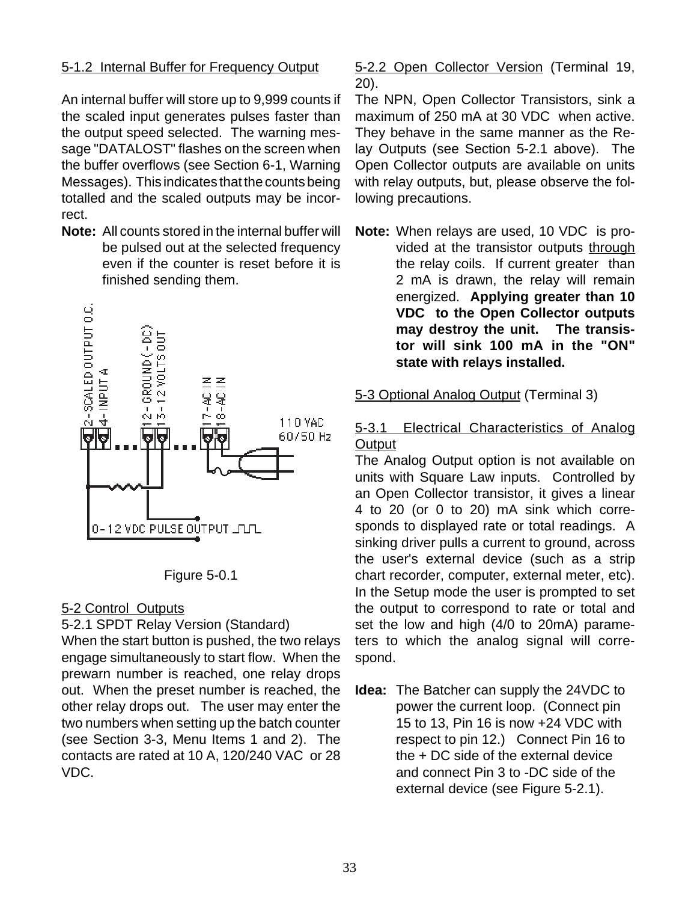5-1.2 Internal Buffer for Frequency Output

An internal buffer will store up to 9,999 counts if the scaled input generates pulses faster than the output speed selected. The warning message "DATALOST" flashes on the screen when the buffer overflows (see Section 6-1, Warning Messages). This indicates that the counts being totalled and the scaled outputs may be incorrect.

**Note:** All counts stored in the internal buffer will be pulsed out at the selected frequency even if the counter is reset before it is finished sending them.

2-SCALED OUTPUT O.C.
4-INPUT A
12-GROUND(-DC)
13-12 VOLTS OUT
17-AC IN
18-AC IN
110 VAC 60/50 Hz
0-12 VDC PULSE OUTPUT

Figure 5-0.1

5-2 Control Outputs

5-2.1 SPDT Relay Version (Standard)

When the start button is pushed, the two relays engage simultaneously to start flow. When the prewarn number is reached, one relay drops out. When the preset number is reached, the other relay drops out. The user may enter the two numbers when setting up the batch counter (see Section 3-3, Menu Items 1 and 2). The contacts are rated at 10 A, 120/240 VAC or 28 VDC.

5-2.2 Open Collector Version (Terminal 19, 20).

The NPN, Open Collector Transistors, sink a maximum of 250 mA at 30 VDC when active. They behave in the same manner as the Relay Outputs (see Section 5-2.1 above). The Open Collector outputs are available on units with relay outputs, but, please observe the following precautions.

**Note:** When relays are used, 10 VDC is provided at the transistor outputs through the relay coils. If current greater than 2 mA is drawn, the relay will remain energized. **Applying greater than 10 VDC to the Open Collector outputs may destroy the unit. The transistor will sink 100 mA in the "ON" state with relays installed.**

5-3 Optional Analog Output (Terminal 3)

5-3.1 Electrical Characteristics of Analog Output

The Analog Output option is not available on units with Square Law inputs. Controlled by an Open Collector transistor, it gives a linear 4 to 20 (or 0 to 20) mA sink which corresponds to displayed rate or total readings. A sinking driver pulls a current to ground, across the user's external device (such as a strip chart recorder, computer, external meter, etc). In the Setup mode the user is prompted to set the output to correspond to rate or total and set the low and high (4/0 to 20mA) parameters to which the analog signal will correspond.

**Idea:** The Batcher can supply the 24VDC to power the current loop. (Connect pin 15 to 13, Pin 16 is now +24 VDC with respect to pin 12.) Connect Pin 16 to the + DC side of the external device and connect Pin 3 to -DC side of the external device (see Figure 5-2.1).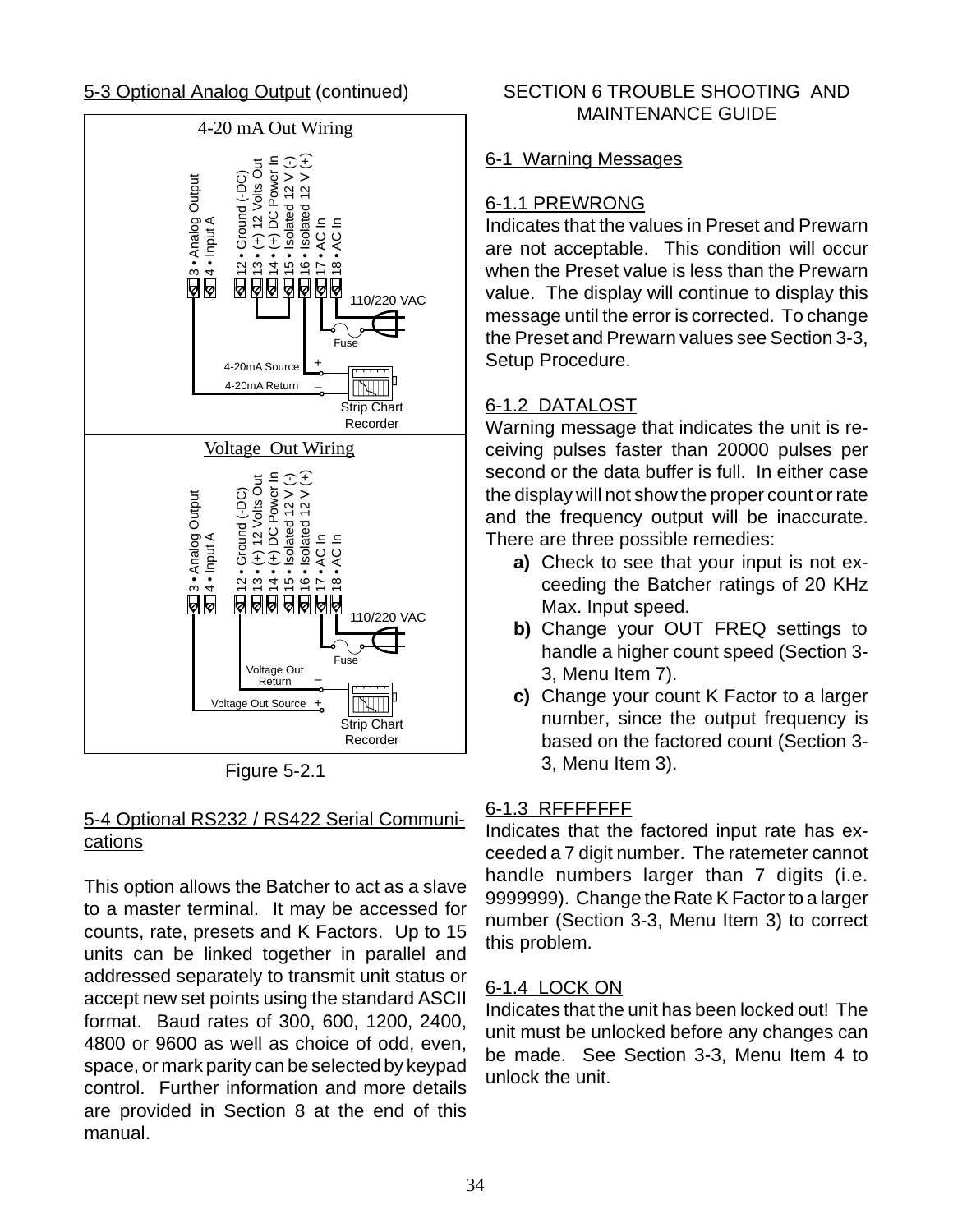## 5-3 Optional Analog Output (continued)

4-20 mA Out Wiring

3 • Analog Output
4 • Input A
12 • Ground (-DC)
13 • (+) 12 Volts Out
14 • (+) DC Power In
15 • Isolated 12 V (-)
16 • Isolated 12 V (+)
17 • AC In
18 • AC In

110/220 VAC

Fuse

4-20mA Source +
4-20mA Return –

Strip Chart Recorder

Voltage Out Wiring

3 • Analog Output
4 • Input A
12 • Ground (-DC)
13 • (+) 12 Volts Out
14 • (+) DC Power In
15 • Isolated 12 V (-)
16 • Isolated 12 V (+)
17 • AC In
18 • AC In

110/220 VAC

Fuse

Voltage Out Return –
Voltage Out Source +

Strip Chart Recorder

Figure 5-2.1

## 5-4 Optional RS232 / RS422 Serial Communications

This option allows the Batcher to act as a slave to a master terminal. It may be accessed for counts, rate, presets and K Factors. Up to 15 units can be linked together in parallel and addressed separately to transmit unit status or accept new set points using the standard ASCII format. Baud rates of 300, 600, 1200, 2400, 4800 or 9600 as well as choice of odd, even, space, or mark parity can be selected by keypad control. Further information and more details are provided in Section 8 at the end of this manual.

# SECTION 6 TROUBLE SHOOTING AND MAINTENANCE GUIDE

## 6-1 Warning Messages

### 6-1.1 PREWRONG

Indicates that the values in Preset and Prewarn are not acceptable. This condition will occur when the Preset value is less than the Prewarn value. The display will continue to display this message until the error is corrected. To change the Preset and Prewarn values see Section 3-3, Setup Procedure.

### 6-1.2 DATALOST

Warning message that indicates the unit is receiving pulses faster than 20000 pulses per second or the data buffer is full. In either case the display will not show the proper count or rate and the frequency output will be inaccurate. There are three possible remedies:

- **a)** Check to see that your input is not exceeding the Batcher ratings of 20 KHz Max. Input speed.
- **b)** Change your OUT FREQ settings to handle a higher count speed (Section 3-3, Menu Item 7).
- **c)** Change your count K Factor to a larger number, since the output frequency is based on the factored count (Section 3-3, Menu Item 3).

### 6-1.3 RFFFFFFF

Indicates that the factored input rate has exceeded a 7 digit number. The ratemeter cannot handle numbers larger than 7 digits (i.e. 9999999). Change the Rate K Factor to a larger number (Section 3-3, Menu Item 3) to correct this problem.

### 6-1.4 LOCK ON

Indicates that the unit has been locked out! The unit must be unlocked before any changes can be made. See Section 3-3, Menu Item 4 to unlock the unit.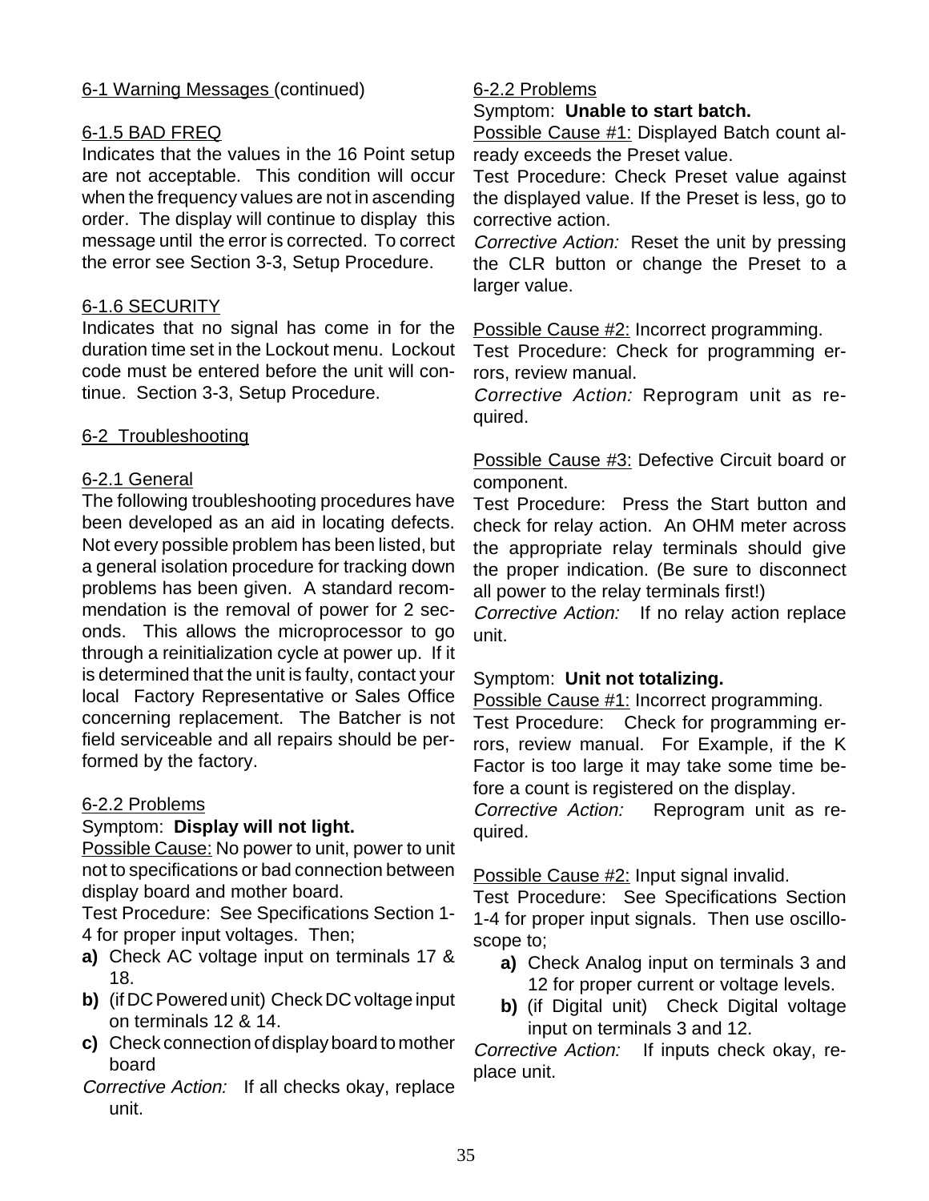## 6-1 Warning Messages (continued)

### 6-1.5 BAD FREQ

Indicates that the values in the 16 Point setup are not acceptable. This condition will occur when the frequency values are not in ascending order. The display will continue to display this message until the error is corrected. To correct the error see Section 3-3, Setup Procedure.

### 6-1.6 SECURITY

Indicates that no signal has come in for the duration time set in the Lockout menu. Lockout code must be entered before the unit will continue. Section 3-3, Setup Procedure.

## 6-2 Troubleshooting

### 6-2.1 General

The following troubleshooting procedures have been developed as an aid in locating defects. Not every possible problem has been listed, but a general isolation procedure for tracking down problems has been given. A standard recommendation is the removal of power for 2 seconds. This allows the microprocessor to go through a reinitialization cycle at power up. If it is determined that the unit is faulty, contact your local Factory Representative or Sales Office concerning replacement. The Batcher is not field serviceable and all repairs should be performed by the factory.

### 6-2.2 Problems

Symptom: **Display will not light.**

Possible Cause: No power to unit, power to unit not to specifications or bad connection between display board and mother board.

Test Procedure: See Specifications Section 1-4 for proper input voltages. Then;

- **a)** Check AC voltage input on terminals 17 & 18.
- **b)** (if DC Powered unit) Check DC voltage input on terminals 12 & 14.
- **c)** Check connection of display board to mother board

*Corrective Action:* If all checks okay, replace unit.

### 6-2.2 Problems

Symptom: **Unable to start batch.**

Possible Cause #1: Displayed Batch count already exceeds the Preset value.

Test Procedure: Check Preset value against the displayed value. If the Preset is less, go to corrective action.

*Corrective Action:* Reset the unit by pressing the CLR button or change the Preset to a larger value.

Possible Cause #2: Incorrect programming.

Test Procedure: Check for programming errors, review manual.

*Corrective Action:* Reprogram unit as required.

Possible Cause #3: Defective Circuit board or component.

Test Procedure: Press the Start button and check for relay action. An OHM meter across the appropriate relay terminals should give the proper indication. (Be sure to disconnect all power to the relay terminals first!)

*Corrective Action:* If no relay action replace unit.

Symptom: **Unit not totalizing.**

Possible Cause #1: Incorrect programming.

Test Procedure: Check for programming errors, review manual. For Example, if the K Factor is too large it may take some time before a count is registered on the display.

*Corrective Action:* Reprogram unit as required.

Possible Cause #2: Input signal invalid.

Test Procedure: See Specifications Section 1-4 for proper input signals. Then use oscilloscope to;

- **a)** Check Analog input on terminals 3 and 12 for proper current or voltage levels.
- **b)** (if Digital unit) Check Digital voltage input on terminals 3 and 12.

*Corrective Action:* If inputs check okay, replace unit.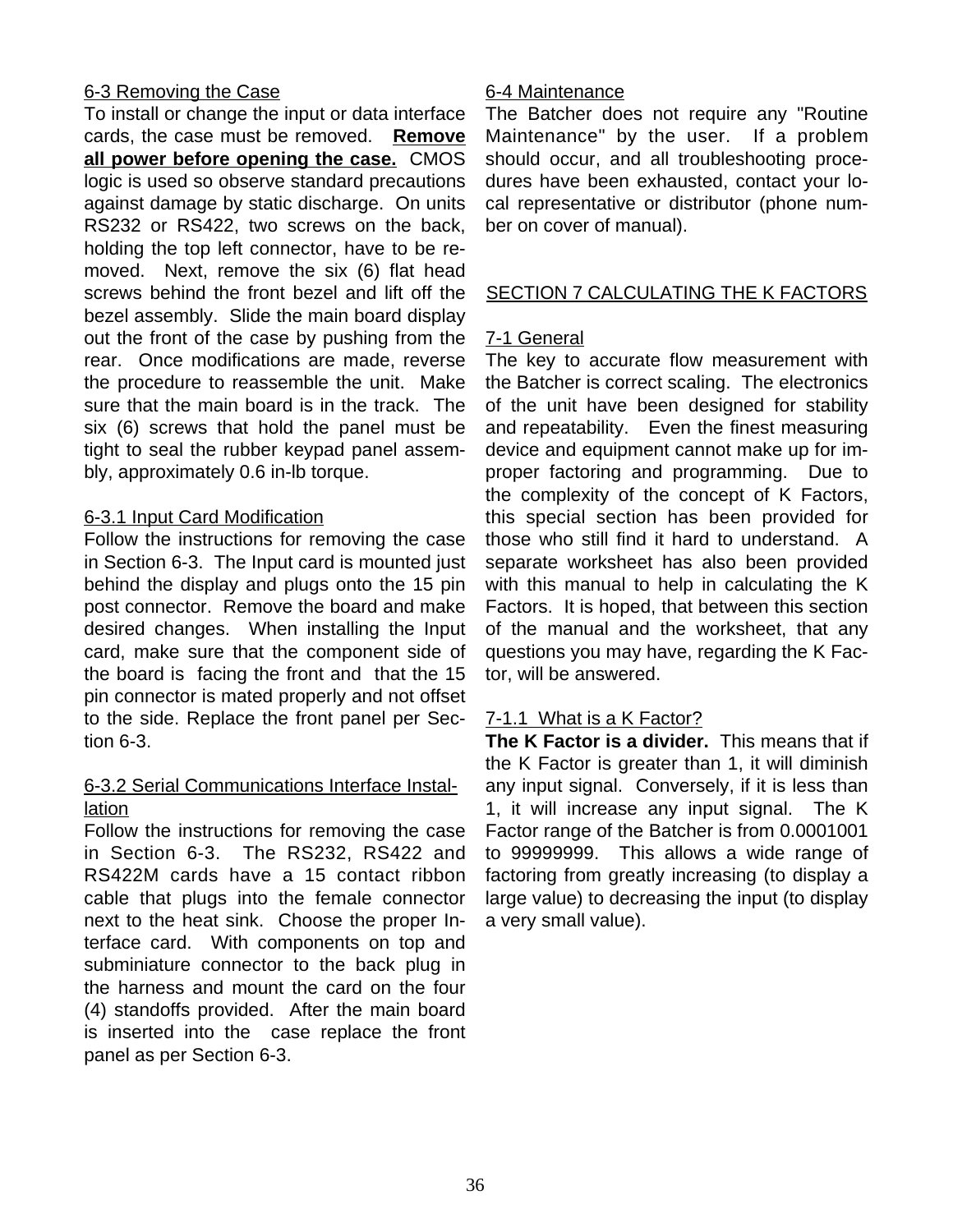## 6-3 Removing the Case

To install or change the input or data interface cards, the case must be removed. **Remove all power before opening the case.** CMOS logic is used so observe standard precautions against damage by static discharge. On units RS232 or RS422, two screws on the back, holding the top left connector, have to be removed. Next, remove the six (6) flat head screws behind the front bezel and lift off the bezel assembly. Slide the main board display out the front of the case by pushing from the rear. Once modifications are made, reverse the procedure to reassemble the unit. Make sure that the main board is in the track. The six (6) screws that hold the panel must be tight to seal the rubber keypad panel assembly, approximately 0.6 in-lb torque.

### 6-3.1 Input Card Modification

Follow the instructions for removing the case in Section 6-3. The Input card is mounted just behind the display and plugs onto the 15 pin post connector. Remove the board and make desired changes. When installing the Input card, make sure that the component side of the board is facing the front and that the 15 pin connector is mated properly and not offset to the side. Replace the front panel per Section 6-3.

### 6-3.2 Serial Communications Interface Installation

Follow the instructions for removing the case in Section 6-3. The RS232, RS422 and RS422M cards have a 15 contact ribbon cable that plugs into the female connector next to the heat sink. Choose the proper Interface card. With components on top and subminiature connector to the back plug in the harness and mount the card on the four (4) standoffs provided. After the main board is inserted into the case replace the front panel as per Section 6-3.

## 6-4 Maintenance

The Batcher does not require any "Routine Maintenance" by the user. If a problem should occur, and all troubleshooting procedures have been exhausted, contact your local representative or distributor (phone number on cover of manual).

# SECTION 7 CALCULATING THE K FACTORS

## 7-1 General

The key to accurate flow measurement with the Batcher is correct scaling. The electronics of the unit have been designed for stability and repeatability. Even the finest measuring device and equipment cannot make up for improper factoring and programming. Due to the complexity of the concept of K Factors, this special section has been provided for those who still find it hard to understand. A separate worksheet has also been provided with this manual to help in calculating the K Factors. It is hoped, that between this section of the manual and the worksheet, that any questions you may have, regarding the K Factor, will be answered.

### 7-1.1 What is a K Factor?

**The K Factor is a divider.** This means that if the K Factor is greater than 1, it will diminish any input signal. Conversely, if it is less than 1, it will increase any input signal. The K Factor range of the Batcher is from 0.0001001 to 99999999. This allows a wide range of factoring from greatly increasing (to display a large value) to decreasing the input (to display a very small value).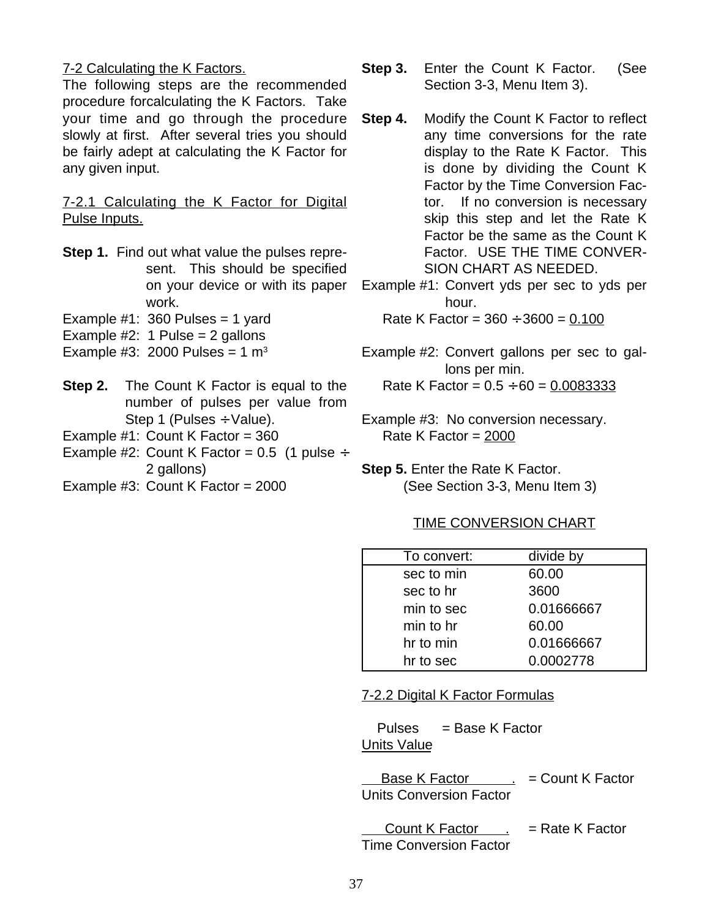## 7-2 Calculating the K Factors.

The following steps are the recommended procedure forcalculating the K Factors. Take your time and go through the procedure slowly at first. After several tries you should be fairly adept at calculating the K Factor for any given input.

### 7-2.1 Calculating the K Factor for Digital Pulse Inputs.

**Step 1.** Find out what value the pulses represent. This should be specified on your device or with its paper work.

Example #1: 360 Pulses = 1 yard
Example #2: 1 Pulse = 2 gallons
Example #3: 2000 Pulses = 1 $m^3$

**Step 2.** The Count K Factor is equal to the number of pulses per value from Step 1 (Pulses ÷ Value).

Example #1: Count K Factor = 360
Example #2: Count K Factor = 0.5 (1 pulse ÷ 2 gallons)
Example #3: Count K Factor = 2000

**Step 3.** Enter the Count K Factor. (See Section 3-3, Menu Item 3).

**Step 4.** Modify the Count K Factor to reflect any time conversions for the rate display to the Rate K Factor. This is done by dividing the Count K Factor by the Time Conversion Factor. If no conversion is necessary skip this step and let the Rate K Factor be the same as the Count K Factor. USE THE TIME CONVERSION CHART AS NEEDED.

Example #1: Convert yds per sec to yds per hour.
Rate K Factor = 360 ÷ 3600 = 0.100

Example #2: Convert gallons per sec to gallons per min.
Rate K Factor = 0.5 ÷ 60 = 0.0083333

Example #3: No conversion necessary.
Rate K Factor = 2000

**Step 5.** Enter the Rate K Factor.
(See Section 3-3, Menu Item 3)

TIME CONVERSION CHART

| To convert: | divide by |
|---|---|
| sec to min | 60.00 |
| sec to hr | 3600 |
| min to sec | 0.01666667 |
| min to hr | 60.00 |
| hr to min | 0.01666667 |
| hr to sec | 0.0002778 |

### 7-2.2 Digital K Factor Formulas

$$\frac{\text{Pulses}}{\text{Units Value}} = \text{Base K Factor}$$

$$\frac{\text{Base K Factor}}{\text{Units Conversion Factor}} = \text{Count K Factor}$$

$$\frac{\text{Count K Factor}}{\text{Time Conversion Factor}} = \text{Rate K Factor}$$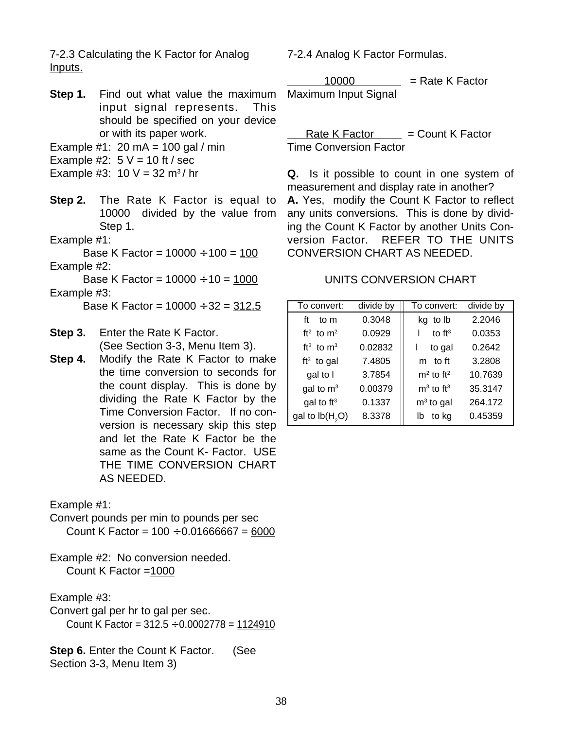## 7-2.3 Calculating the K Factor for Analog Inputs.

**Step 1.** Find out what value the maximum input signal represents. This should be specified on your device or with its paper work.

Example #1: 20 mA = 100 gal / min

Example #2: 5 V = 10 ft / sec

Example #3: 10 V = 32 $m^3$ / hr

**Step 2.** The Rate K Factor is equal to 10000 divided by the value from Step 1.

Example #1:

Base K Factor = 10000 ÷ 100 = 100

Example #2:

Base K Factor = 10000 ÷ 10 = 1000

Example #3:

Base K Factor = 10000 ÷ 32 = 312.5

**Step 3.** Enter the Rate K Factor. (See Section 3-3, Menu Item 3).

**Step 4.** Modify the Rate K Factor to make the time conversion to seconds for the count display. This is done by dividing the Rate K Factor by the Time Conversion Factor. If no conversion is necessary skip this step and let the Rate K Factor be the same as the Count K- Factor. USE THE TIME CONVERSION CHART AS NEEDED.

Example #1:

Convert pounds per min to pounds per sec

Count K Factor = 100 ÷ 0.01666667 = 6000

Example #2: No conversion needed.

Count K Factor = 1000

Example #3:

Convert gal per hr to gal per sec.

Count K Factor = 312.5 ÷ 0.0002778 = 1124910

**Step 6.** Enter the Count K Factor. (See Section 3-3, Menu Item 3)

## 7-2.4 Analog K Factor Formulas.

$$\frac{10000}{\text{Maximum Input Signal}} = \text{Rate K Factor}$$

$$\frac{\text{Rate K Factor}}{\text{Time Conversion Factor}} = \text{Count K Factor}$$

**Q.** Is it possible to count in one system of measurement and display rate in another?

**A.** Yes, modify the Count K Factor to reflect any units conversions. This is done by dividing the Count K Factor by another Units Conversion Factor. REFER TO THE UNITS CONVERSION CHART AS NEEDED.

### UNITS CONVERSION CHART

| To convert: | divide by | To convert: | divide by |
|---|---|---|---|
| ft to m | 0.3048 | kg to lb | 2.2046 |
| $ft^2$ to $m^2$ | 0.0929 | l to $ft^3$ | 0.0353 |
| $ft^3$ to $m^3$ | 0.02832 | l to gal | 0.2642 |
| $ft^3$ to gal | 7.4805 | m to ft | 3.2808 |
| gal to l | 3.7854 | $m^2$ to $ft^2$ | 10.7639 |
| gal to $m^3$ | 0.00379 | $m^3$ to $ft^3$ | 35.3147 |
| gal to $ft^3$ | 0.1337 | $m^3$ to gal | 264.172 |
| gal to lb($H_2O$) | 8.3378 | lb to kg | 0.45359 |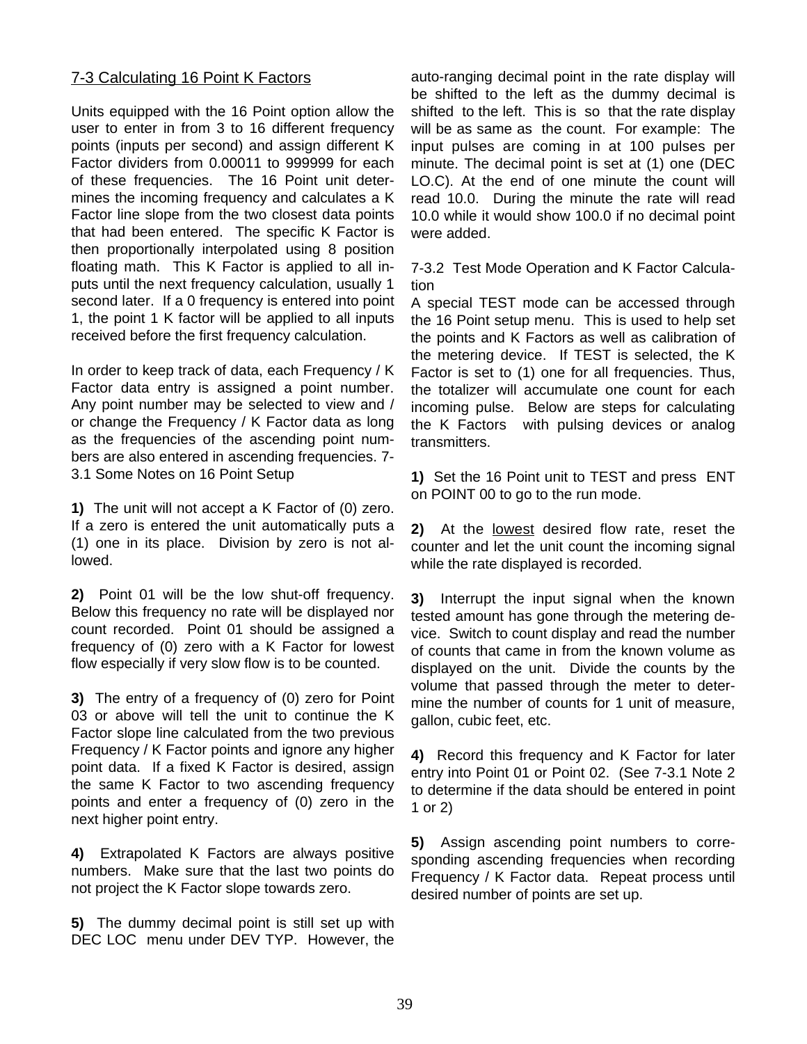## 7-3 Calculating 16 Point K Factors

Units equipped with the 16 Point option allow the user to enter in from 3 to 16 different frequency points (inputs per second) and assign different K Factor dividers from 0.00011 to 999999 for each of these frequencies. The 16 Point unit determines the incoming frequency and calculates a K Factor line slope from the two closest data points that had been entered. The specific K Factor is then proportionally interpolated using 8 position floating math. This K Factor is applied to all inputs until the next frequency calculation, usually 1 second later. If a 0 frequency is entered into point 1, the point 1 K factor will be applied to all inputs received before the first frequency calculation.

In order to keep track of data, each Frequency / K Factor data entry is assigned a point number. Any point number may be selected to view and / or change the Frequency / K Factor data as long as the frequencies of the ascending point numbers are also entered in ascending frequencies. 7-3.1 Some Notes on 16 Point Setup

**1)** The unit will not accept a K Factor of (0) zero. If a zero is entered the unit automatically puts a (1) one in its place. Division by zero is not allowed.

**2)** Point 01 will be the low shut-off frequency. Below this frequency no rate will be displayed nor count recorded. Point 01 should be assigned a frequency of (0) zero with a K Factor for lowest flow especially if very slow flow is to be counted.

**3)** The entry of a frequency of (0) zero for Point 03 or above will tell the unit to continue the K Factor slope line calculated from the two previous Frequency / K Factor points and ignore any higher point data. If a fixed K Factor is desired, assign the same K Factor to two ascending frequency points and enter a frequency of (0) zero in the next higher point entry.

**4)** Extrapolated K Factors are always positive numbers. Make sure that the last two points do not project the K Factor slope towards zero.

**5)** The dummy decimal point is still set up with DEC LOC menu under DEV TYP. However, the auto-ranging decimal point in the rate display will be shifted to the left as the dummy decimal is shifted to the left. This is so that the rate display will be as same as the count. For example: The input pulses are coming in at 100 pulses per minute. The decimal point is set at (1) one (DEC LO.C). At the end of one minute the count will read 10.0. During the minute the rate will read 10.0 while it would show 100.0 if no decimal point were added.

7-3.2 Test Mode Operation and K Factor Calculation

A special TEST mode can be accessed through the 16 Point setup menu. This is used to help set the points and K Factors as well as calibration of the metering device. If TEST is selected, the K Factor is set to (1) one for all frequencies. Thus, the totalizer will accumulate one count for each incoming pulse. Below are steps for calculating the K Factors with pulsing devices or analog transmitters.

**1)** Set the 16 Point unit to TEST and press ENT on POINT 00 to go to the run mode.

**2)** At the <u>lowest</u> desired flow rate, reset the counter and let the unit count the incoming signal while the rate displayed is recorded.

**3)** Interrupt the input signal when the known tested amount has gone through the metering device. Switch to count display and read the number of counts that came in from the known volume as displayed on the unit. Divide the counts by the volume that passed through the meter to determine the number of counts for 1 unit of measure, gallon, cubic feet, etc.

**4)** Record this frequency and K Factor for later entry into Point 01 or Point 02. (See 7-3.1 Note 2 to determine if the data should be entered in point 1 or 2)

**5)** Assign ascending point numbers to corresponding ascending frequencies when recording Frequency / K Factor data. Repeat process until desired number of points are set up.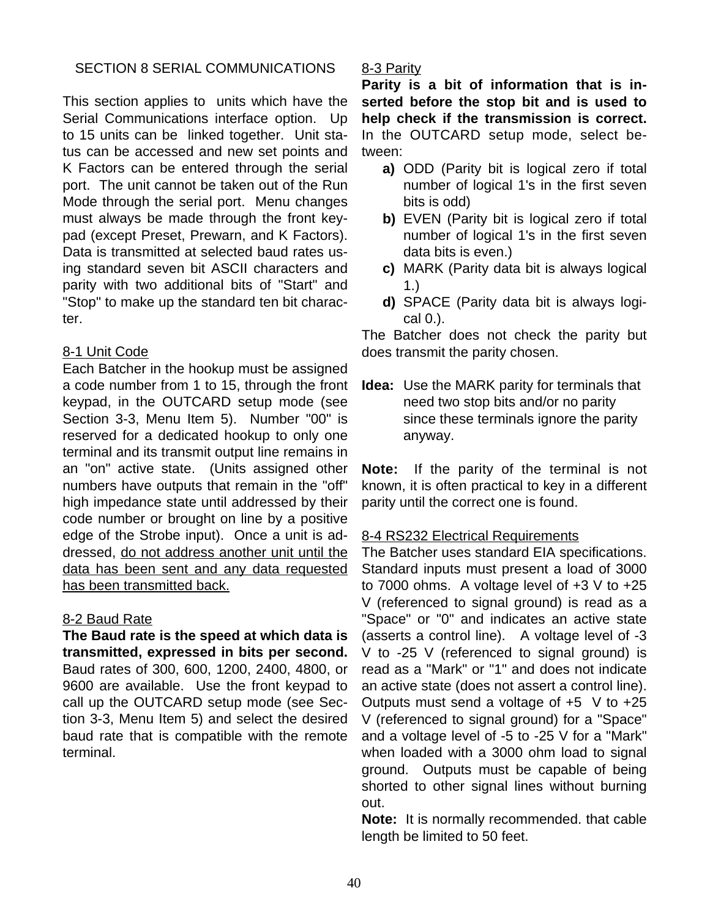# SECTION 8 SERIAL COMMUNICATIONS

This section applies to units which have the Serial Communications interface option. Up to 15 units can be linked together. Unit status can be accessed and new set points and K Factors can be entered through the serial port. The unit cannot be taken out of the Run Mode through the serial port. Menu changes must always be made through the front keypad (except Preset, Prewarn, and K Factors). Data is transmitted at selected baud rates using standard seven bit ASCII characters and parity with two additional bits of "Start" and "Stop" to make up the standard ten bit character.

## 8-1 Unit Code

Each Batcher in the hookup must be assigned a code number from 1 to 15, through the front keypad, in the OUTCARD setup mode (see Section 3-3, Menu Item 5). Number "00" is reserved for a dedicated hookup to only one terminal and its transmit output line remains in an "on" active state. (Units assigned other numbers have outputs that remain in the "off" high impedance state until addressed by their code number or brought on line by a positive edge of the Strobe input). Once a unit is addressed, <u>do not address another unit until the data has been sent and any data requested has been transmitted back.</u>

## 8-2 Baud Rate

**The Baud rate is the speed at which data is transmitted, expressed in bits per second.** Baud rates of 300, 600, 1200, 2400, 4800, or 9600 are available. Use the front keypad to call up the OUTCARD setup mode (see Section 3-3, Menu Item 5) and select the desired baud rate that is compatible with the remote terminal.

## 8-3 Parity

**Parity is a bit of information that is inserted before the stop bit and is used to help check if the transmission is correct.** In the OUTCARD setup mode, select between:

- **a)** ODD (Parity bit is logical zero if total number of logical 1's in the first seven bits is odd)
- **b)** EVEN (Parity bit is logical zero if total number of logical 1's in the first seven data bits is even.)
- **c)** MARK (Parity data bit is always logical 1.)
- **d)** SPACE (Parity data bit is always logical 0.).

The Batcher does not check the parity but does transmit the parity chosen.

**Idea:** Use the MARK parity for terminals that need two stop bits and/or no parity since these terminals ignore the parity anyway.

**Note:** If the parity of the terminal is not known, it is often practical to key in a different parity until the correct one is found.

## 8-4 RS232 Electrical Requirements

The Batcher uses standard EIA specifications. Standard inputs must present a load of 3000 to 7000 ohms. A voltage level of +3 V to +25 V (referenced to signal ground) is read as a "Space" or "0" and indicates an active state (asserts a control line). A voltage level of -3 V to -25 V (referenced to signal ground) is read as a "Mark" or "1" and does not indicate an active state (does not assert a control line). Outputs must send a voltage of +5 V to +25 V (referenced to signal ground) for a "Space" and a voltage level of -5 to -25 V for a "Mark" when loaded with a 3000 ohm load to signal ground. Outputs must be capable of being shorted to other signal lines without burning out.

**Note:** It is normally recommended. that cable length be limited to 50 feet.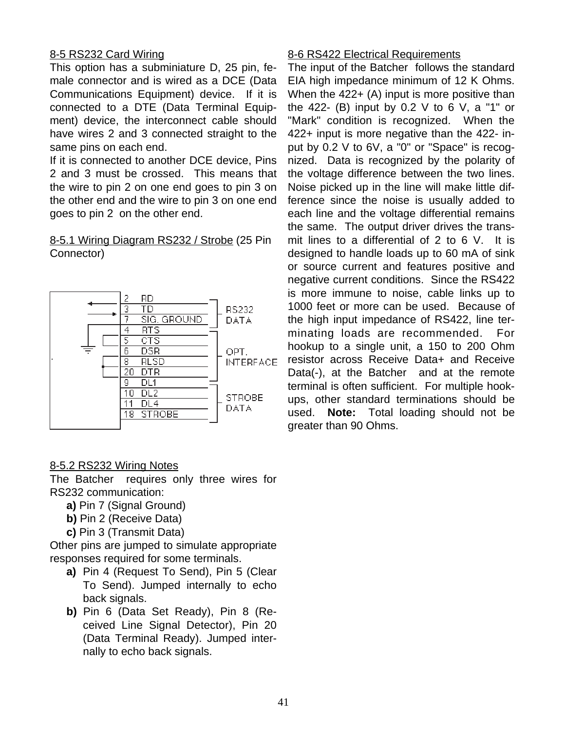## 8-5 RS232 Card Wiring

This option has a subminiature D, 25 pin, female connector and is wired as a DCE (Data Communications Equipment) device. If it is connected to a DTE (Data Terminal Equipment) device, the interconnect cable should have wires 2 and 3 connected straight to the same pins on each end.

If it is connected to another DCE device, Pins 2 and 3 must be crossed. This means that the wire to pin 2 on one end goes to pin 3 on the other end and the wire to pin 3 on one end goes to pin 2 on the other end.

### 8-5.1 Wiring Diagram RS232 / Strobe (25 Pin Connector)

| Pin | Signal | Group |
|---|---|---|
| 2 | RD | RS232 DATA |
| 3 | TD | |
| 7 | SIG. GROUND | |
| 4 | RTS | OPT. INTERFACE |
| 5 | CTS | |
| 6 | DSR | |
| 8 | RLSD | |
| 20 | DTR | |
| 9 | DL1 | STROBE DATA |
| 10 | DL2 | |
| 11 | DL4 | |
| 18 | STROBE | |

### 8-5.2 RS232 Wiring Notes

The Batcher requires only three wires for RS232 communication:

- **a)** Pin 7 (Signal Ground)
- **b)** Pin 2 (Receive Data)
- **c)** Pin 3 (Transmit Data)

Other pins are jumped to simulate appropriate responses required for some terminals.

- **a)** Pin 4 (Request To Send), Pin 5 (Clear To Send). Jumped internally to echo back signals.
- **b)** Pin 6 (Data Set Ready), Pin 8 (Received Line Signal Detector), Pin 20 (Data Terminal Ready). Jumped internally to echo back signals.

## 8-6 RS422 Electrical Requirements

The input of the Batcher follows the standard EIA high impedance minimum of 12 K Ohms. When the 422+ (A) input is more positive than the 422- (B) input by 0.2 V to 6 V, a "1" or "Mark" condition is recognized. When the 422+ input is more negative than the 422- input by 0.2 V to 6V, a "0" or "Space" is recognized. Data is recognized by the polarity of the voltage difference between the two lines. Noise picked up in the line will make little difference since the noise is usually added to each line and the voltage differential remains the same. The output driver drives the transmit lines to a differential of 2 to 6 V. It is designed to handle loads up to 60 mA of sink or source current and features positive and negative current conditions. Since the RS422 is more immune to noise, cable links up to 1000 feet or more can be used. Because of the high input impedance of RS422, line terminating loads are recommended. For hookup to a single unit, a 150 to 200 Ohm resistor across Receive Data+ and Receive Data(-), at the Batcher and at the remote terminal is often sufficient. For multiple hookups, other standard terminations should be used. **Note:** Total loading should not be greater than 90 Ohms.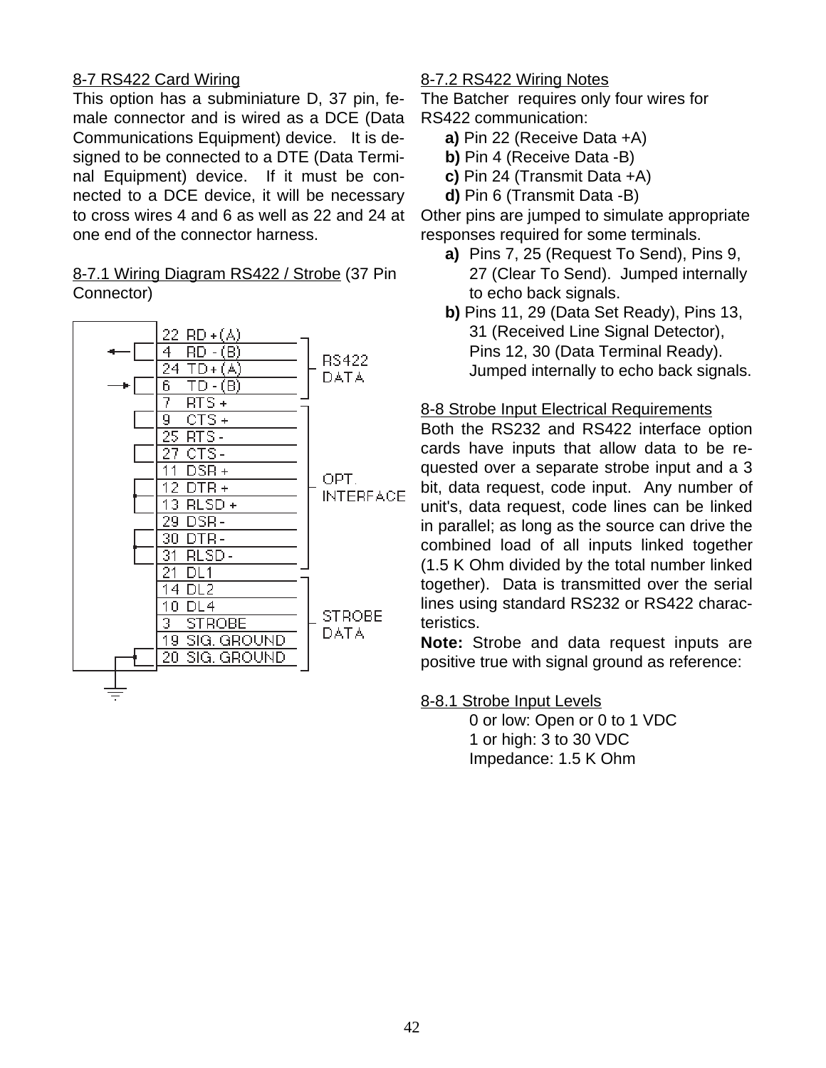## 8-7 RS422 Card Wiring

This option has a subminiature D, 37 pin, female connector and is wired as a DCE (Data Communications Equipment) device. It is designed to be connected to a DTE (Data Terminal Equipment) device. If it must be connected to a DCE device, it will be necessary to cross wires 4 and 6 as well as 22 and 24 at one end of the connector harness.

### 8-7.1 Wiring Diagram RS422 / Strobe (37 Pin Connector)

| Pin | Signal | Group |
|---|---|---|
| 22 | RD + (A) | RS422 DATA |
| 4 | RD - (B) | RS422 DATA |
| 24 | TD + (A) | RS422 DATA |
| 6 | TD - (B) | RS422 DATA |
| 7 | RTS + | OPT. INTERFACE |
| 9 | CTS + | OPT. INTERFACE |
| 25 | RTS - | OPT. INTERFACE |
| 27 | CTS - | OPT. INTERFACE |
| 11 | DSR + | OPT. INTERFACE |
| 12 | DTR + | OPT. INTERFACE |
| 13 | RLSD + | OPT. INTERFACE |
| 29 | DSR - | OPT. INTERFACE |
| 30 | DTR - | OPT. INTERFACE |
| 31 | RLSD - | OPT. INTERFACE |
| 21 | DL1 | STROBE DATA |
| 14 | DL2 | STROBE DATA |
| 10 | DL4 | STROBE DATA |
| 3 | STROBE | STROBE DATA |
| 19 | SIG. GROUND | STROBE DATA |
| 20 | SIG. GROUND | STROBE DATA |

### 8-7.2 RS422 Wiring Notes

The Batcher requires only four wires for RS422 communication:

- **a)** Pin 22 (Receive Data +A)
- **b)** Pin 4 (Receive Data -B)
- **c)** Pin 24 (Transmit Data +A)
- **d)** Pin 6 (Transmit Data -B)

Other pins are jumped to simulate appropriate responses required for some terminals.

- **a)** Pins 7, 25 (Request To Send), Pins 9, 27 (Clear To Send). Jumped internally to echo back signals.
- **b)** Pins 11, 29 (Data Set Ready), Pins 13, 31 (Received Line Signal Detector), Pins 12, 30 (Data Terminal Ready). Jumped internally to echo back signals.

## 8-8 Strobe Input Electrical Requirements

Both the RS232 and RS422 interface option cards have inputs that allow data to be requested over a separate strobe input and a 3 bit, data request, code input. Any number of unit's, data request, code lines can be linked in parallel; as long as the source can drive the combined load of all inputs linked together (1.5 K Ohm divided by the total number linked together). Data is transmitted over the serial lines using standard RS232 or RS422 characteristics.

**Note:** Strobe and data request inputs are positive true with signal ground as reference:

### 8-8.1 Strobe Input Levels

0 or low: Open or 0 to 1 VDC
1 or high: 3 to 30 VDC
Impedance: 1.5 K Ohm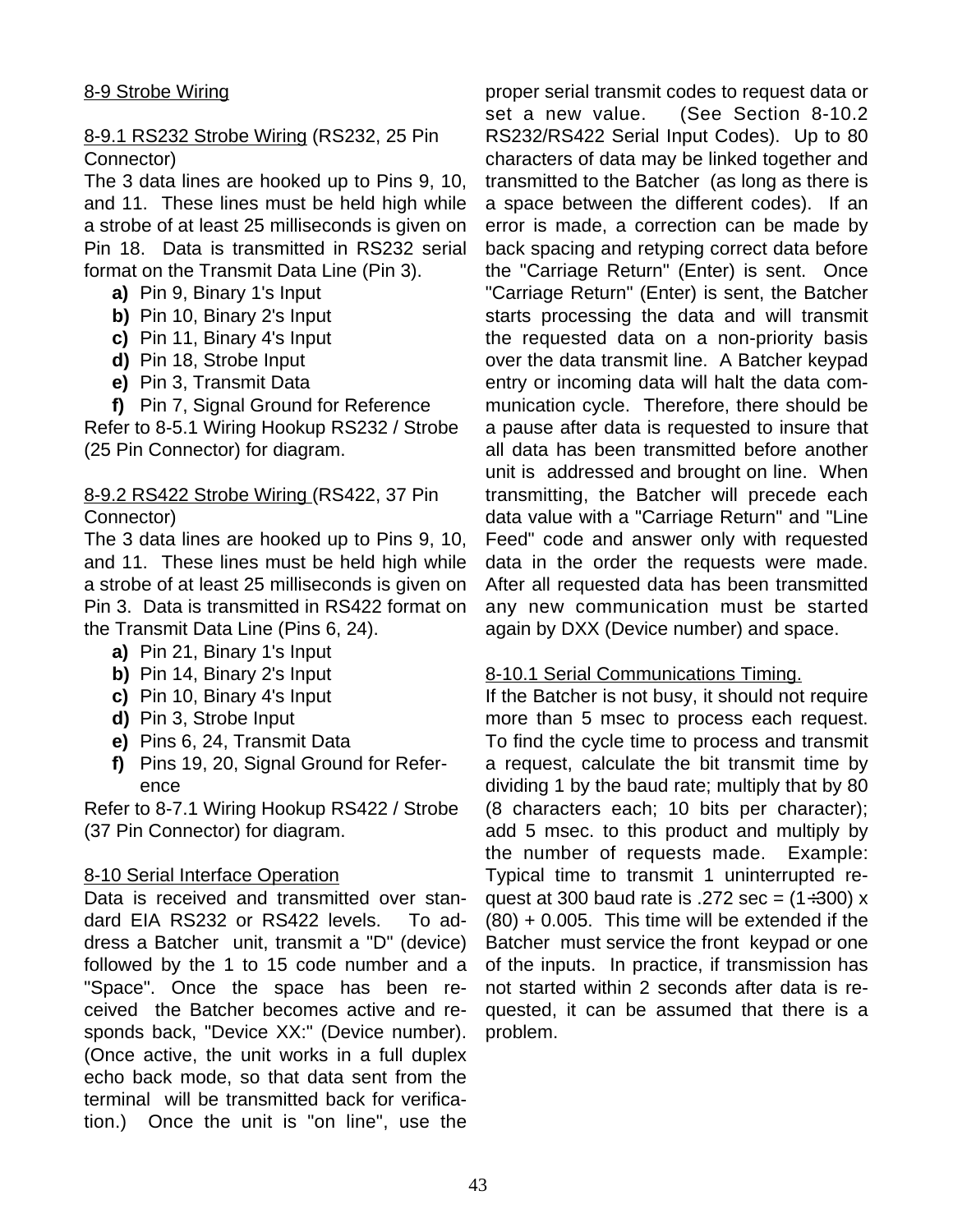## 8-9 Strobe Wiring

### 8-9.1 RS232 Strobe Wiring (RS232, 25 Pin Connector)

The 3 data lines are hooked up to Pins 9, 10, and 11. These lines must be held high while a strobe of at least 25 milliseconds is given on Pin 18. Data is transmitted in RS232 serial format on the Transmit Data Line (Pin 3).

- **a)** Pin 9, Binary 1's Input
- **b)** Pin 10, Binary 2's Input
- **c)** Pin 11, Binary 4's Input
- **d)** Pin 18, Strobe Input
- **e)** Pin 3, Transmit Data
- **f)** Pin 7, Signal Ground for Reference

Refer to 8-5.1 Wiring Hookup RS232 / Strobe (25 Pin Connector) for diagram.

### 8-9.2 RS422 Strobe Wiring (RS422, 37 Pin Connector)

The 3 data lines are hooked up to Pins 9, 10, and 11. These lines must be held high while a strobe of at least 25 milliseconds is given on Pin 3. Data is transmitted in RS422 format on the Transmit Data Line (Pins 6, 24).

- **a)** Pin 21, Binary 1's Input
- **b)** Pin 14, Binary 2's Input
- **c)** Pin 10, Binary 4's Input
- **d)** Pin 3, Strobe Input
- **e)** Pins 6, 24, Transmit Data
- **f)** Pins 19, 20, Signal Ground for Reference

Refer to 8-7.1 Wiring Hookup RS422 / Strobe (37 Pin Connector) for diagram.

## 8-10 Serial Interface Operation

Data is received and transmitted over standard EIA RS232 or RS422 levels. To address a Batcher unit, transmit a "D" (device) followed by the 1 to 15 code number and a "Space". Once the space has been received the Batcher becomes active and responds back, "Device XX:" (Device number). (Once active, the unit works in a full duplex echo back mode, so that data sent from the terminal will be transmitted back for verification.) Once the unit is "on line", use the proper serial transmit codes to request data or set a new value. (See Section 8-10.2 RS232/RS422 Serial Input Codes). Up to 80 characters of data may be linked together and transmitted to the Batcher (as long as there is a space between the different codes). If an error is made, a correction can be made by back spacing and retyping correct data before the "Carriage Return" (Enter) is sent. Once "Carriage Return" (Enter) is sent, the Batcher starts processing the data and will transmit the requested data on a non-priority basis over the data transmit line. A Batcher keypad entry or incoming data will halt the data communication cycle. Therefore, there should be a pause after data is requested to insure that all data has been transmitted before another unit is addressed and brought on line. When transmitting, the Batcher will precede each data value with a "Carriage Return" and "Line Feed" code and answer only with requested data in the order the requests were made. After all requested data has been transmitted any new communication must be started again by DXX (Device number) and space.

### 8-10.1 Serial Communications Timing.

If the Batcher is not busy, it should not require more than 5 msec to process each request. To find the cycle time to process and transmit a request, calculate the bit transmit time by dividing 1 by the baud rate; multiply that by 80 (8 characters each; 10 bits per character); add 5 msec. to this product and multiply by the number of requests made. Example: Typical time to transmit 1 uninterrupted request at 300 baud rate is .272 sec = $(1 \div 300) \times (80) + 0.005$. This time will be extended if the Batcher must service the front keypad or one of the inputs. In practice, if transmission has not started within 2 seconds after data is requested, it can be assumed that there is a problem.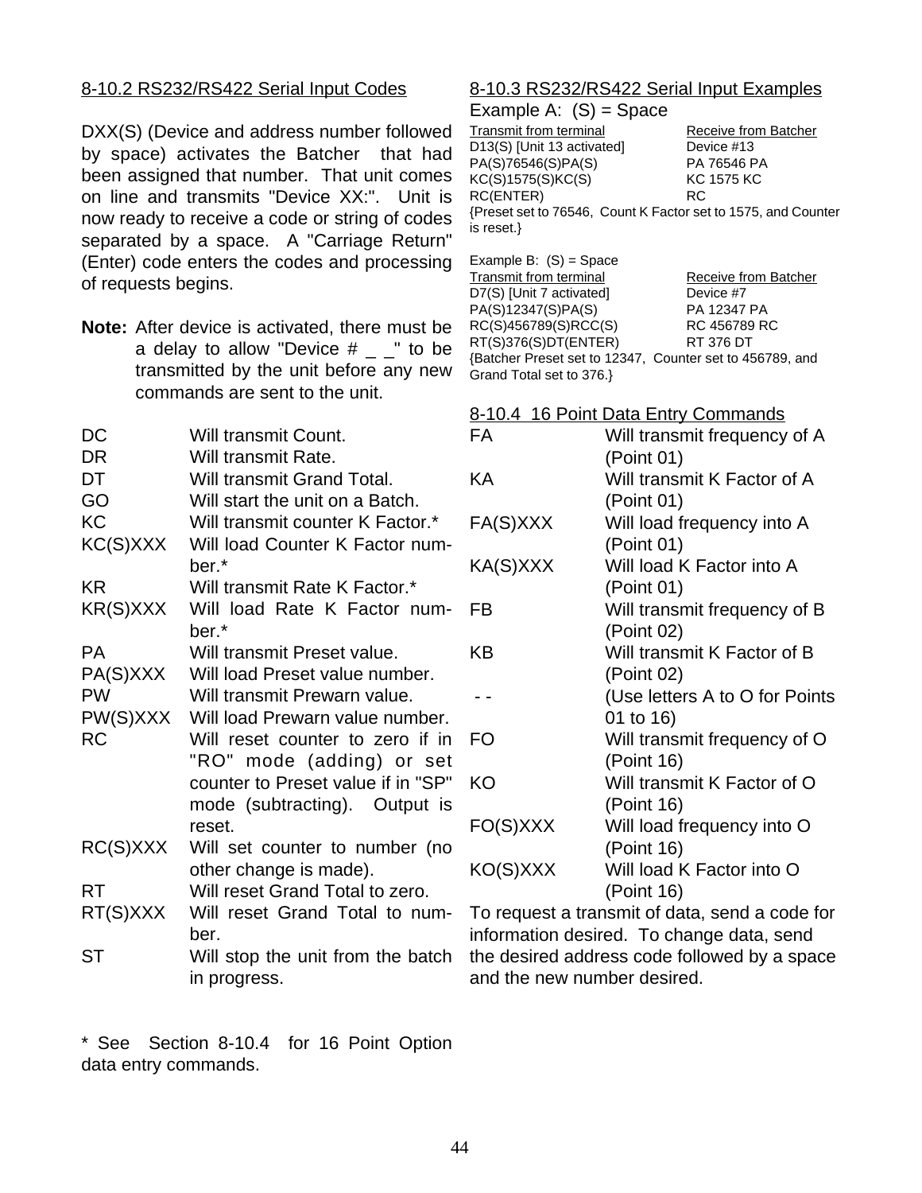## 8-10.2 RS232/RS422 Serial Input Codes

DXX(S) (Device and address number followed by space) activates the Batcher that had been assigned that number. That unit comes on line and transmits "Device XX:". Unit is now ready to receive a code or string of codes separated by a space. A "Carriage Return" (Enter) code enters the codes and processing of requests begins.

**Note:** After device is activated, there must be a delay to allow "Device # _ _" to be transmitted by the unit before any new commands are sent to the unit.

| Code | Description |
|---|---|
| DC | Will transmit Count. |
| DR | Will transmit Rate. |
| DT | Will transmit Grand Total. |
| GO | Will start the unit on a Batch. |
| KC | Will transmit counter K Factor.* |
| KC(S)XXX | Will load Counter K Factor number.* |
| KR | Will transmit Rate K Factor.* |
| KR(S)XXX | Will load Rate K Factor number.* |
| PA | Will transmit Preset value. |
| PA(S)XXX | Will load Preset value number. |
| PW | Will transmit Prewarn value. |
| PW(S)XXX | Will load Prewarn value number. |
| RC | Will reset counter to zero if in "RO" mode (adding) or set counter to Preset value if in "SP" mode (subtracting). Output is reset. |
| RC(S)XXX | Will set counter to number (no other change is made). |
| RT | Will reset Grand Total to zero. |
| RT(S)XXX | Will reset Grand Total to number. |
| ST | Will stop the unit from the batch in progress. |

\* See Section 8-10.4 for 16 Point Option data entry commands.

## 8-10.3 RS232/RS422 Serial Input Examples

Example A: (S) = Space

| Transmit from terminal | Receive from Batcher |
|---|---|
| D13(S) [Unit 13 activated] | Device #13 |
| PA(S)76546(S)PA(S) | PA 76546 PA |
| KC(S)1575(S)KC(S) | KC 1575 KC |
| RC(ENTER) | RC |

{Preset set to 76546, Count K Factor set to 1575, and Counter is reset.}

Example B: (S) = Space

| Transmit from terminal | Receive from Batcher |
|---|---|
| D7(S) [Unit 7 activated] | Device #7 |
| PA(S)12347(S)PA(S) | PA 12347 PA |
| RC(S)456789(S)RCC(S) | RC 456789 RC |
| RT(S)376(S)DT(ENTER) | RT 376 DT |

{Batcher Preset set to 12347, Counter set to 456789, and Grand Total set to 376.}

## 8-10.4 16 Point Data Entry Commands

| Code | Description |
|---|---|
| FA | Will transmit frequency of A (Point 01) |
| KA | Will transmit K Factor of A (Point 01) |
| FA(S)XXX | Will load frequency into A (Point 01) |
| KA(S)XXX | Will load K Factor into A (Point 01) |
| FB | Will transmit frequency of B (Point 02) |
| KB | Will transmit K Factor of B (Point 02) |
| - - | (Use letters A to O for Points 01 to 16) |
| FO | Will transmit frequency of O (Point 16) |
| KO | Will transmit K Factor of O (Point 16) |
| FO(S)XXX | Will load frequency into O (Point 16) |
| KO(S)XXX | Will load K Factor into O (Point 16) |

To request a transmit of data, send a code for information desired. To change data, send the desired address code followed by a space and the new number desired.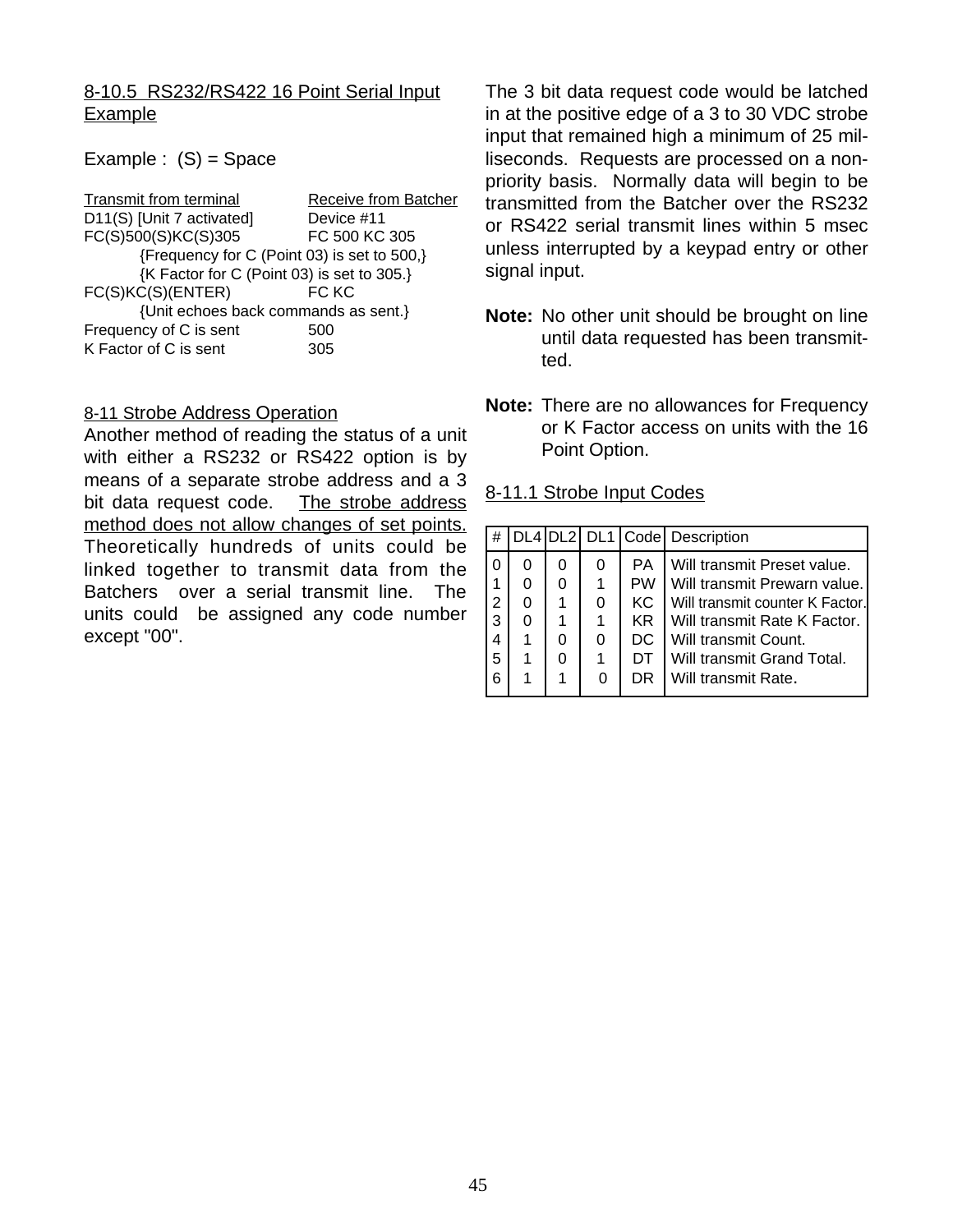## 8-10.5 RS232/RS422 16 Point Serial Input Example

Example : (S) = Space

| Transmit from terminal | Receive from Batcher |
|---|---|
| D11(S) [Unit 7 activated] | Device #11 |
| FC(S)500(S)KC(S)305 | FC 500 KC 305 |
| {Frequency for C (Point 03) is set to 500,} | |
| {K Factor for C (Point 03) is set to 305.} | |
| FC(S)KC(S)(ENTER) | FC KC |
| {Unit echoes back commands as sent.} | |
| Frequency of C is sent | 500 |
| K Factor of C is sent | 305 |

## 8-11 Strobe Address Operation

Another method of reading the status of a unit with either a RS232 or RS422 option is by means of a separate strobe address and a 3 bit data request code. The strobe address method does not allow changes of set points. Theoretically hundreds of units could be linked together to transmit data from the Batchers over a serial transmit line. The units could be assigned any code number except "00".

The 3 bit data request code would be latched in at the positive edge of a 3 to 30 VDC strobe input that remained high a minimum of 25 milliseconds. Requests are processed on a non-priority basis. Normally data will begin to be transmitted from the Batcher over the RS232 or RS422 serial transmit lines within 5 msec unless interrupted by a keypad entry or other signal input.

**Note:** No other unit should be brought on line until data requested has been transmitted.

**Note:** There are no allowances for Frequency or K Factor access on units with the 16 Point Option.

### 8-11.1 Strobe Input Codes

| # | DL4 | DL2 | DL1 | Code | Description |
|---|---|---|---|---|---|
| 0 | 0 | 0 | 0 | PA | Will transmit Preset value. |
| 1 | 0 | 0 | 1 | PW | Will transmit Prewarn value. |
| 2 | 0 | 1 | 0 | KC | Will transmit counter K Factor. |
| 3 | 0 | 1 | 1 | KR | Will transmit Rate K Factor. |
| 4 | 1 | 0 | 0 | DC | Will transmit Count. |
| 5 | 1 | 0 | 1 | DT | Will transmit Grand Total. |
| 6 | 1 | 1 | 0 | DR | Will transmit Rate. |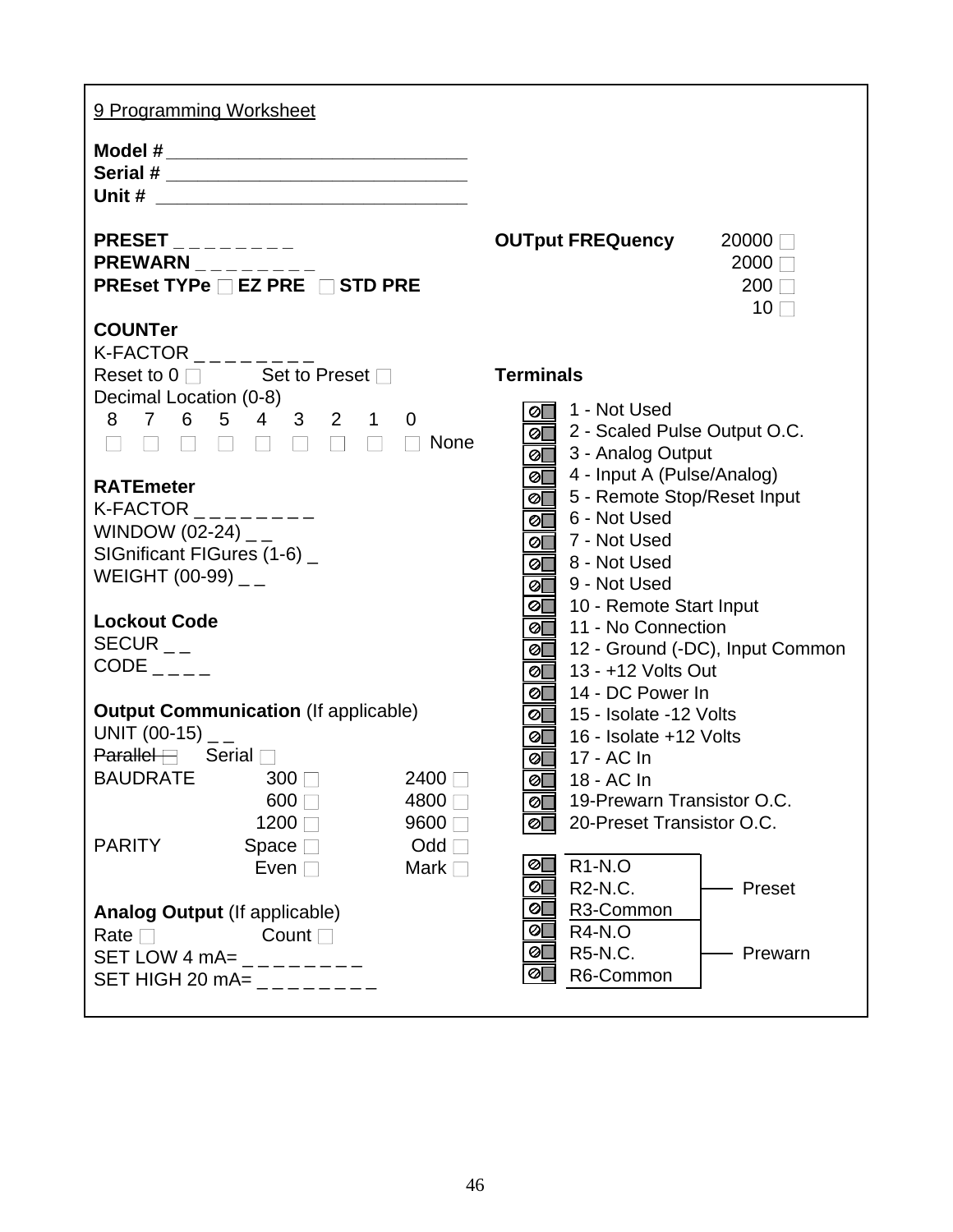## 9 Programming Worksheet

**Model #** ______________________________
**Serial #** ______________________________
**Unit #** ______________________________

**PRESET** _ _ _ _ _ _ _ _
**PREWARN** _ _ _ _ _ _ _ _
**PREset TYPe** ☐ **EZ PRE** ☐ **STD PRE**

**COUNTer**
K-FACTOR _ _ _ _ _ _ _ _
Reset to 0 ☐ Set to Preset ☐
Decimal Location (0-8)

| 8 | 7 | 6 | 5 | 4 | 3 | 2 | 1 | 0 | |
|---|---|---|---|---|---|---|---|---|---|
| ☐ | ☐ | ☐ | ☐ | ☐ | ☐ | ☐ | ☐ | ☐ | None |

**RATEmeter**
K-FACTOR _ _ _ _ _ _ _ _
WINDOW (02-24) _ _
SIGnificant FIGures (1-6) _
WEIGHT (00-99) _ _

**Lockout Code**
SECUR _ _
CODE _ _ _ _

**Output Communication** (If applicable)
UNIT (00-15) _ _
~~Parallel~~ ☐ Serial ☐

| BAUDRATE | 300 ☐ | 2400 ☐ |
|---|---|---|
| | 600 ☐ | 4800 ☐ |
| | 1200 ☐ | 9600 ☐ |
| PARITY | Space ☐ | Odd ☐ |
| | Even ☐ | Mark ☐ |

**Analog Output** (If applicable)
Rate ☐ Count ☐
SET LOW 4 mA= _ _ _ _ _ _ _ _
SET HIGH 20 mA= _ _ _ _ _ _ _ _

**OUTput FREQuency**
20000 ☐
2000 ☐
200 ☐
10 ☐

**Terminals**

1 - Not Used
2 - Scaled Pulse Output O.C.
3 - Analog Output
4 - Input A (Pulse/Analog)
5 - Remote Stop/Reset Input
6 - Not Used
7 - Not Used
8 - Not Used
9 - Not Used
10 - Remote Start Input
11 - No Connection
12 - Ground (-DC), Input Common
13 - +12 Volts Out
14 - DC Power In
15 - Isolate -12 Volts
16 - Isolate +12 Volts
17 - AC In
18 - AC In
19-Prewarn Transistor O.C.
20-Preset Transistor O.C.

| Relay terminal | Function |
|---|---|
| R1-N.O | Preset |
| R2-N.C. | Preset |
| R3-Common | Preset |
| R4-N.O | Prewarn |
| R5-N.C. | Prewarn |
| R6-Common | Prewarn |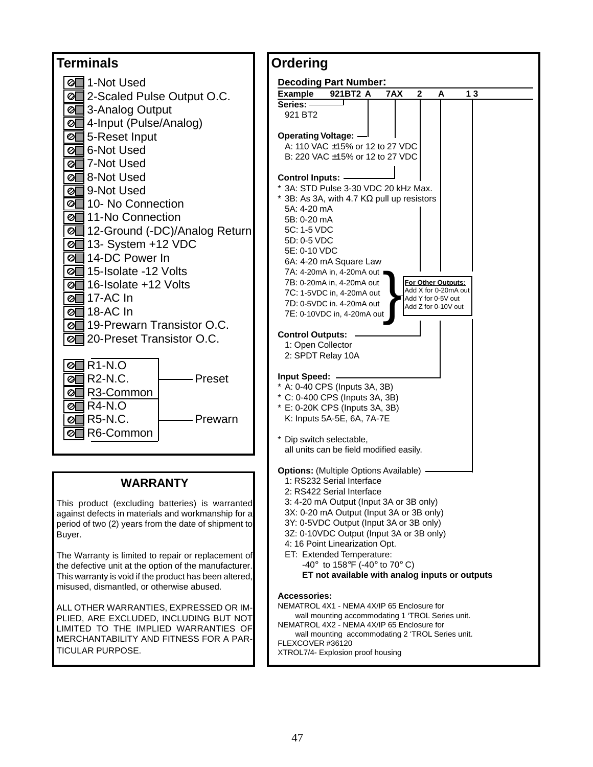## Terminals

- 1-Not Used
- 2-Scaled Pulse Output O.C.
- 3-Analog Output
- 4-Input (Pulse/Analog)
- 5-Reset Input
- 6-Not Used
- 7-Not Used
- 8-Not Used
- 9-Not Used
- 10- No Connection
- 11-No Connection
- 12-Ground (-DC)/Analog Return
- 13- System +12 VDC
- 14-DC Power In
- 15-Isolate -12 Volts
- 16-Isolate +12 Volts
- 17-AC In
- 18-AC In
- 19-Prewarn Transistor O.C.
- 20-Preset Transistor O.C.

- R1-N.O
- R2-N.C. — Preset
- R3-Common
- R4-N.O
- R5-N.C. — Prewarn
- R6-Common

## WARRANTY

This product (excluding batteries) is warranted against defects in materials and workmanship for a period of two (2) years from the date of shipment to Buyer.

The Warranty is limited to repair or replacement of the defective unit at the option of the manufacturer. This warranty is void if the product has been altered, misused, dismantled, or otherwise abused.

ALL OTHER WARRANTIES, EXPRESSED OR IMPLIED, ARE EXCLUDED, INCLUDING BUT NOT LIMITED TO THE IMPLIED WARRANTIES OF MERCHANTABILITY AND FITNESS FOR A PARTICULAR PURPOSE.

## Ordering

**Decoding Part Number:**

**Example 921BT2 A 7AX 2 A 1 3**

**Series:**
921 BT2

**Operating Voltage:**
A: 110 VAC ±15% or 12 to 27 VDC
B: 220 VAC ±15% or 12 to 27 VDC

**Control Inputs:**
- \* 3A: STD Pulse 3-30 VDC 20 kHz Max.
- \* 3B: As 3A, with 4.7 KΩ pull up resistors
- 5A: 4-20 mA
- 5B: 0-20 mA
- 5C: 1-5 VDC
- 5D: 0-5 VDC
- 5E: 0-10 VDC
- 6A: 4-20 mA Square Law
- 7A: 4-20mA in, 4-20mA out
- 7B: 0-20mA in, 4-20mA out
- 7C: 1-5VDC in, 4-20mA out
- 7D: 0-5VDC in. 4-20mA out
- 7E: 0-10VDC in, 4-20mA out

**For Other Outputs:**
Add X for 0-20mA out
Add Y for 0-5V out
Add Z for 0-10V out

**Control Outputs:**
1: Open Collector
2: SPDT Relay 10A

**Input Speed:**
- \* A: 0-40 CPS (Inputs 3A, 3B)
- \* C: 0-400 CPS (Inputs 3A, 3B)
- \* E: 0-20K CPS (Inputs 3A, 3B)
- K: Inputs 5A-5E, 6A, 7A-7E

\* Dip switch selectable, all units can be field modified easily.

**Options:** (Multiple Options Available)
- 1: RS232 Serial Interface
- 2: RS422 Serial Interface
- 3: 4-20 mA Output (Input 3A or 3B only)
- 3X: 0-20 mA Output (Input 3A or 3B only)
- 3Y: 0-5VDC Output (Input 3A or 3B only)
- 3Z: 0-10VDC Output (Input 3A or 3B only)
- 4: 16 Point Linearization Opt.
- ET: Extended Temperature: -40° to 158°F (-40° to 70° C)
  **ET not available with analog inputs or outputs**

**Accessories:**
NEMATROL 4X1 - NEMA 4X/IP 65 Enclosure for wall mounting accommodating 1 'TROL Series unit.
NEMATROL 4X2 - NEMA 4X/IP 65 Enclosure for wall mounting accommodating 2 'TROL Series unit.
FLEXCOVER #36120
XTROL7/4- Explosion proof housing